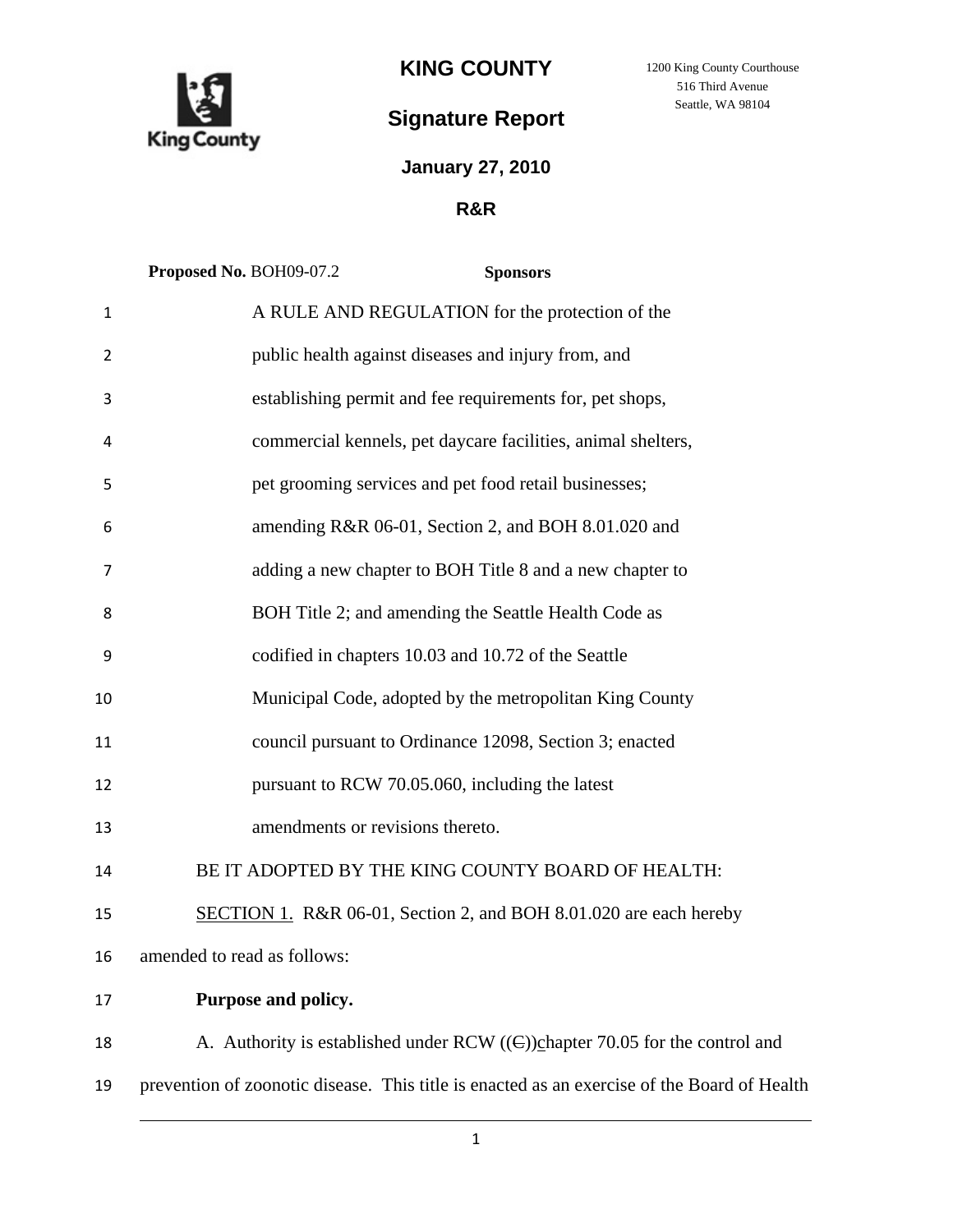# KING COUNTY

1200 King County Courthouse
516 Third Avenue
Seattle, WA 98104

## Signature Report

**January 27, 2010**

**R&R**

**Proposed No.** BOH09-07.2 **Sponsors**

A RULE AND REGULATION for the protection of the public health against diseases and injury from, and establishing permit and fee requirements for, pet shops, commercial kennels, pet daycare facilities, animal shelters, pet grooming services and pet food retail businesses; amending R&R 06-01, Section 2, and BOH 8.01.020 and adding a new chapter to BOH Title 8 and a new chapter to BOH Title 2; and amending the Seattle Health Code as codified in chapters 10.03 and 10.72 of the Seattle Municipal Code, adopted by the metropolitan King County council pursuant to Ordinance 12098, Section 3; enacted pursuant to RCW 70.05.060, including the latest amendments or revisions thereto.

BE IT ADOPTED BY THE KING COUNTY BOARD OF HEALTH:

SECTION 1. R&R 06-01, Section 2, and BOH 8.01.020 are each hereby amended to read as follows:

**Purpose and policy.**

A. Authority is established under RCW ((~~C~~))chapter 70.05 for the control and prevention of zoonotic disease. This title is enacted as an exercise of the Board of Health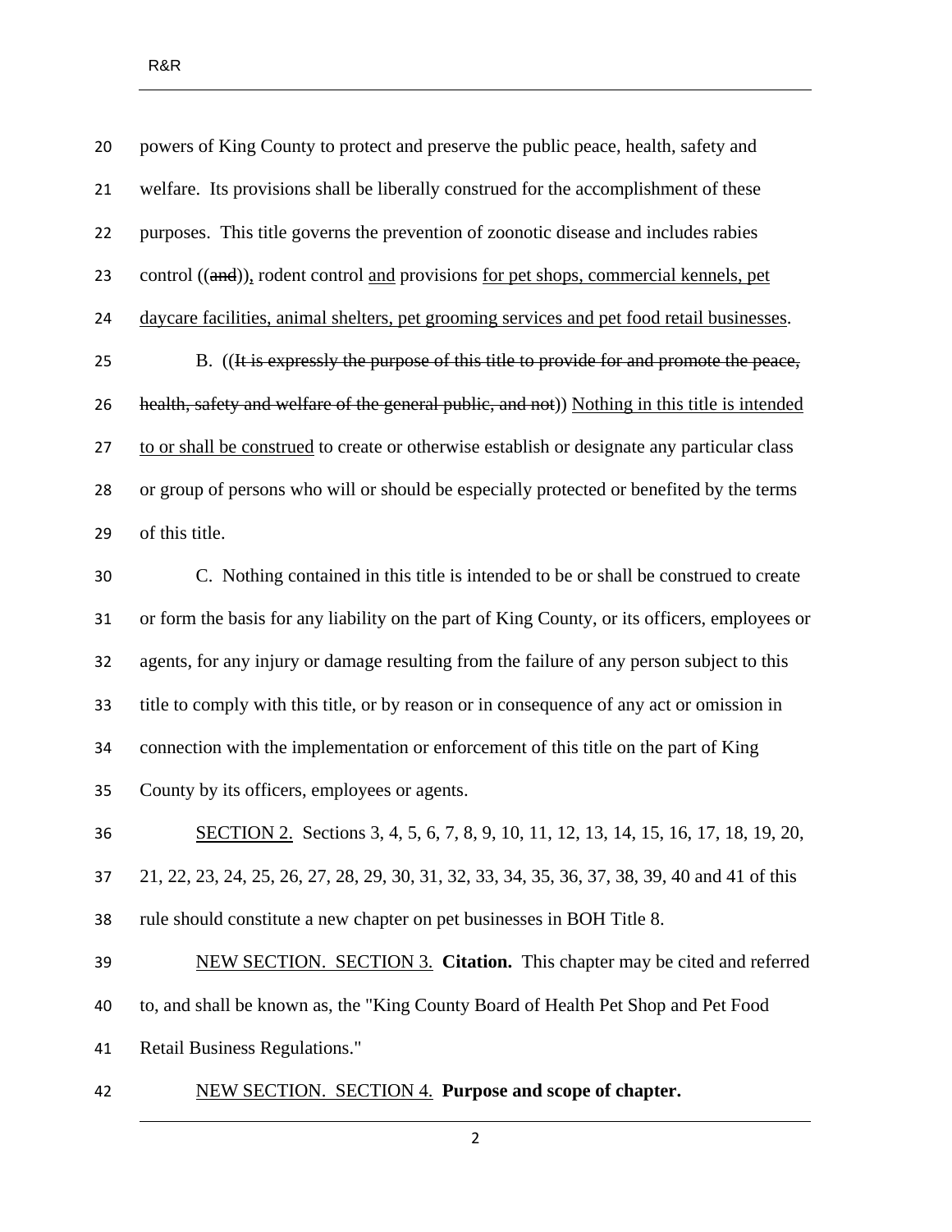powers of King County to protect and preserve the public peace, health, safety and welfare. Its provisions shall be liberally construed for the accomplishment of these purposes. This title governs the prevention of zoonotic disease and includes rabies control ((~~and~~)), rodent control <u>and</u> provisions <u>for pet shops, commercial kennels, pet daycare facilities, animal shelters, pet grooming services and pet food retail businesses</u>.

B. ((~~It is expressly the purpose of this title to provide for and promote the peace, health, safety and welfare of the general public, and not~~)) <u>Nothing in this title is intended to or shall be construed</u> to create or otherwise establish or designate any particular class or group of persons who will or should be especially protected or benefited by the terms of this title.

C. Nothing contained in this title is intended to be or shall be construed to create or form the basis for any liability on the part of King County, or its officers, employees or agents, for any injury or damage resulting from the failure of any person subject to this title to comply with this title, or by reason or in consequence of any act or omission in connection with the implementation or enforcement of this title on the part of King County by its officers, employees or agents.

<u>SECTION 2.</u> Sections 3, 4, 5, 6, 7, 8, 9, 10, 11, 12, 13, 14, 15, 16, 17, 18, 19, 20, 21, 22, 23, 24, 25, 26, 27, 28, 29, 30, 31, 32, 33, 34, 35, 36, 37, 38, 39, 40 and 41 of this rule should constitute a new chapter on pet businesses in BOH Title 8.

<u>NEW SECTION. SECTION 3.</u> **Citation.** This chapter may be cited and referred to, and shall be known as, the "King County Board of Health Pet Shop and Pet Food Retail Business Regulations."

<u>NEW SECTION. SECTION 4.</u> **Purpose and scope of chapter.**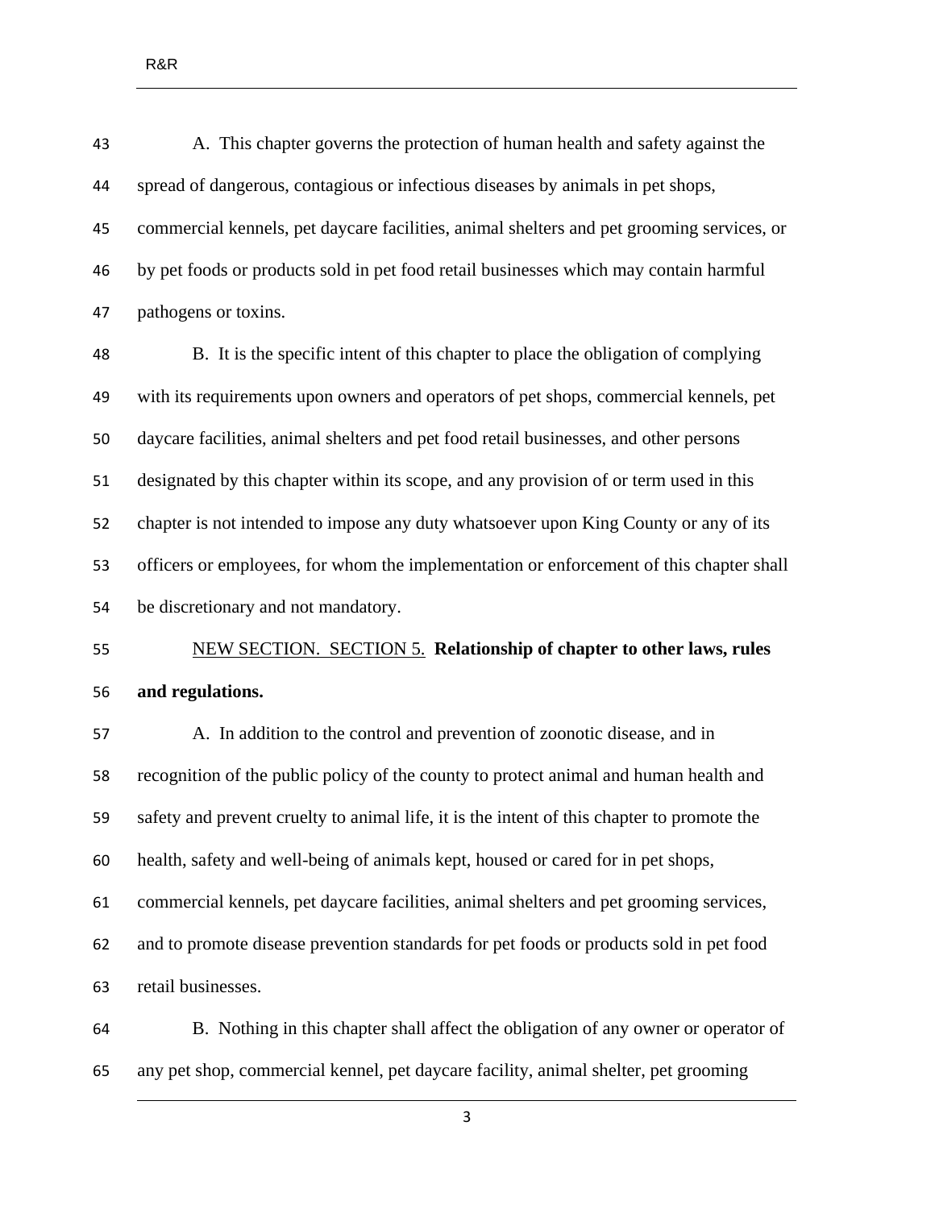A. This chapter governs the protection of human health and safety against the spread of dangerous, contagious or infectious diseases by animals in pet shops, commercial kennels, pet daycare facilities, animal shelters and pet grooming services, or by pet foods or products sold in pet food retail businesses which may contain harmful pathogens or toxins.

B. It is the specific intent of this chapter to place the obligation of complying with its requirements upon owners and operators of pet shops, commercial kennels, pet daycare facilities, animal shelters and pet food retail businesses, and other persons designated by this chapter within its scope, and any provision of or term used in this chapter is not intended to impose any duty whatsoever upon King County or any of its officers or employees, for whom the implementation or enforcement of this chapter shall be discretionary and not mandatory.

<u>NEW SECTION. SECTION 5.</u> **Relationship of chapter to other laws, rules and regulations.**

A. In addition to the control and prevention of zoonotic disease, and in recognition of the public policy of the county to protect animal and human health and safety and prevent cruelty to animal life, it is the intent of this chapter to promote the health, safety and well-being of animals kept, housed or cared for in pet shops, commercial kennels, pet daycare facilities, animal shelters and pet grooming services, and to promote disease prevention standards for pet foods or products sold in pet food retail businesses.

B. Nothing in this chapter shall affect the obligation of any owner or operator of any pet shop, commercial kennel, pet daycare facility, animal shelter, pet grooming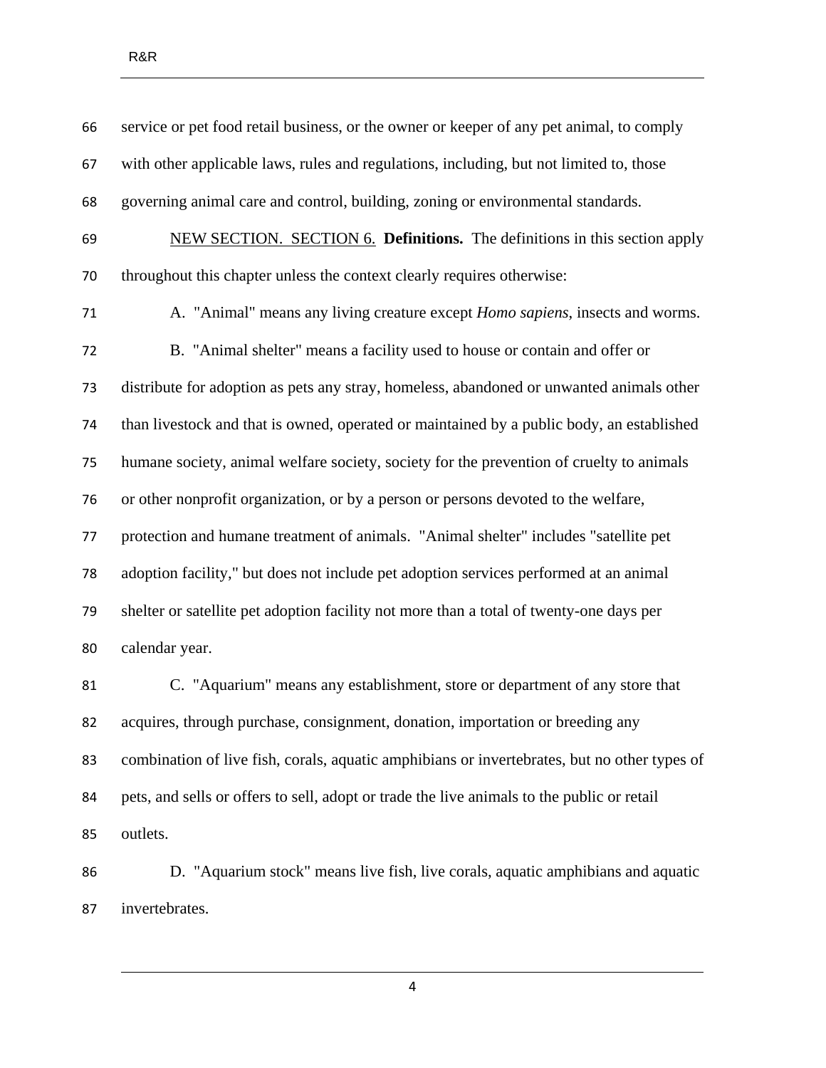service or pet food retail business, or the owner or keeper of any pet animal, to comply with other applicable laws, rules and regulations, including, but not limited to, those governing animal care and control, building, zoning or environmental standards.

NEW SECTION. SECTION 6. **Definitions.** The definitions in this section apply throughout this chapter unless the context clearly requires otherwise:

A. "Animal" means any living creature except *Homo sapiens*, insects and worms.

B. "Animal shelter" means a facility used to house or contain and offer or distribute for adoption as pets any stray, homeless, abandoned or unwanted animals other than livestock and that is owned, operated or maintained by a public body, an established humane society, animal welfare society, society for the prevention of cruelty to animals or other nonprofit organization, or by a person or persons devoted to the welfare, protection and humane treatment of animals. "Animal shelter" includes "satellite pet adoption facility," but does not include pet adoption services performed at an animal shelter or satellite pet adoption facility not more than a total of twenty-one days per calendar year.

C. "Aquarium" means any establishment, store or department of any store that acquires, through purchase, consignment, donation, importation or breeding any combination of live fish, corals, aquatic amphibians or invertebrates, but no other types of pets, and sells or offers to sell, adopt or trade the live animals to the public or retail outlets.

D. "Aquarium stock" means live fish, live corals, aquatic amphibians and aquatic invertebrates.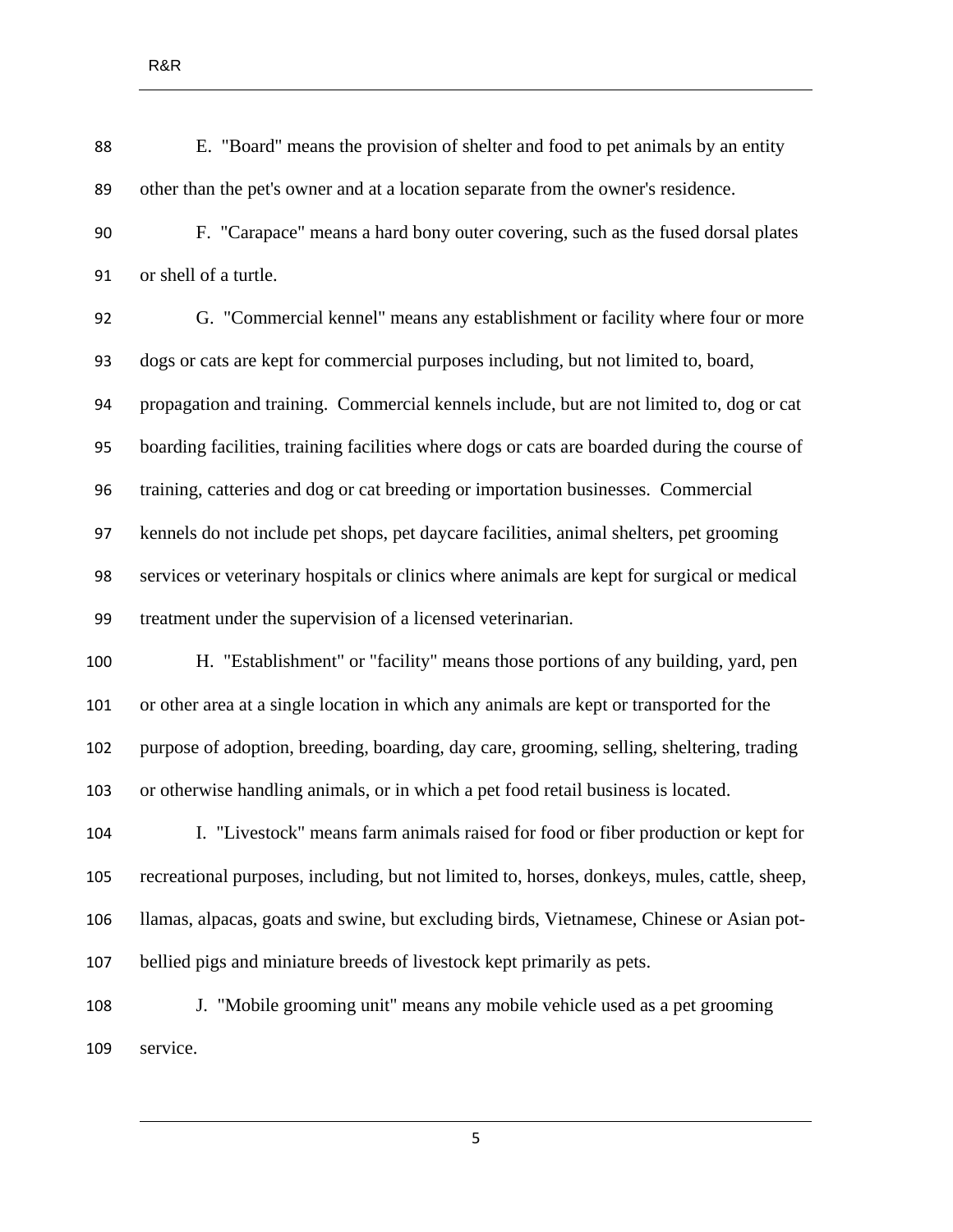E. "Board" means the provision of shelter and food to pet animals by an entity other than the pet's owner and at a location separate from the owner's residence.

F. "Carapace" means a hard bony outer covering, such as the fused dorsal plates or shell of a turtle.

G. "Commercial kennel" means any establishment or facility where four or more dogs or cats are kept for commercial purposes including, but not limited to, board, propagation and training. Commercial kennels include, but are not limited to, dog or cat boarding facilities, training facilities where dogs or cats are boarded during the course of training, catteries and dog or cat breeding or importation businesses. Commercial kennels do not include pet shops, pet daycare facilities, animal shelters, pet grooming services or veterinary hospitals or clinics where animals are kept for surgical or medical treatment under the supervision of a licensed veterinarian.

H. "Establishment" or "facility" means those portions of any building, yard, pen or other area at a single location in which any animals are kept or transported for the purpose of adoption, breeding, boarding, day care, grooming, selling, sheltering, trading or otherwise handling animals, or in which a pet food retail business is located.

I. "Livestock" means farm animals raised for food or fiber production or kept for recreational purposes, including, but not limited to, horses, donkeys, mules, cattle, sheep, llamas, alpacas, goats and swine, but excluding birds, Vietnamese, Chinese or Asian pot-bellied pigs and miniature breeds of livestock kept primarily as pets.

J. "Mobile grooming unit" means any mobile vehicle used as a pet grooming service.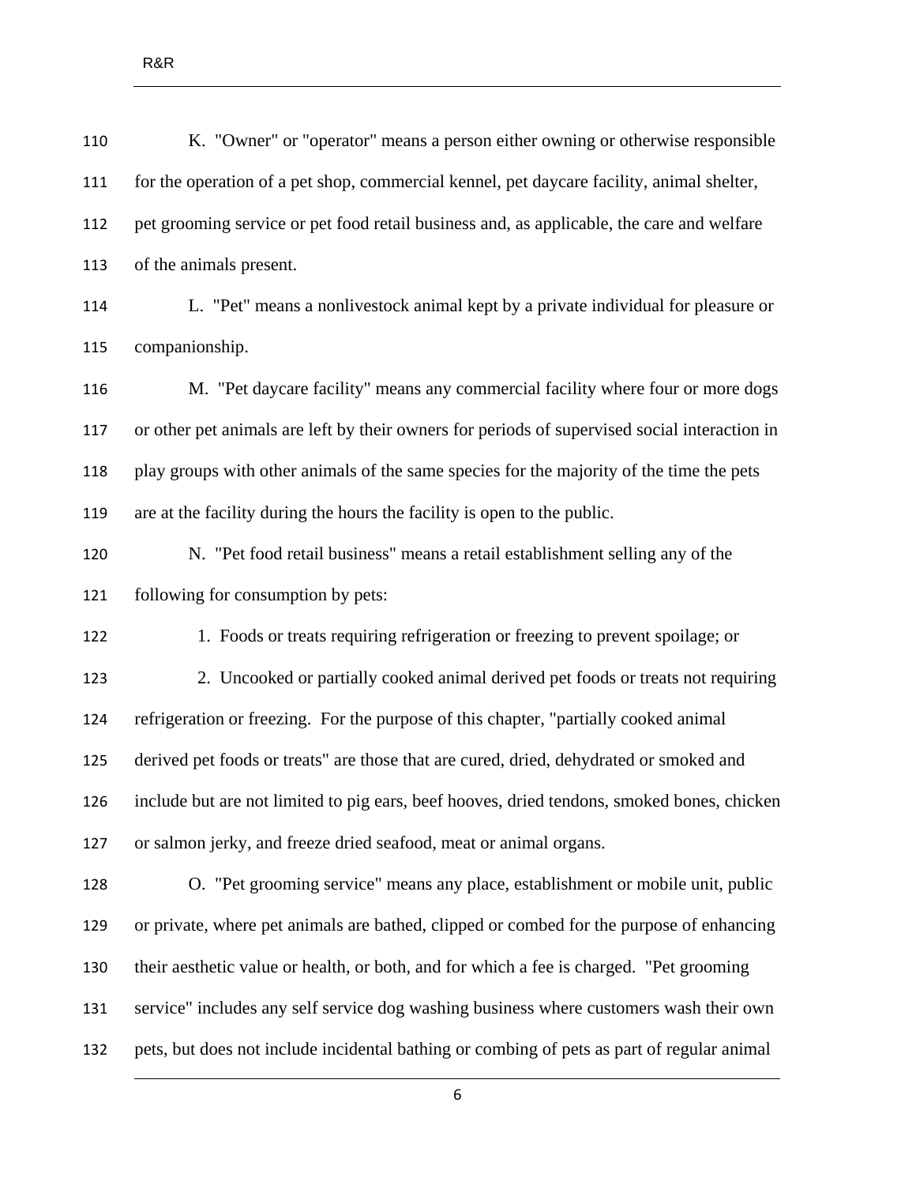K. "Owner" or "operator" means a person either owning or otherwise responsible for the operation of a pet shop, commercial kennel, pet daycare facility, animal shelter, pet grooming service or pet food retail business and, as applicable, the care and welfare of the animals present.

L. "Pet" means a nonlivestock animal kept by a private individual for pleasure or companionship.

M. "Pet daycare facility" means any commercial facility where four or more dogs or other pet animals are left by their owners for periods of supervised social interaction in play groups with other animals of the same species for the majority of the time the pets are at the facility during the hours the facility is open to the public.

N. "Pet food retail business" means a retail establishment selling any of the following for consumption by pets:

1. Foods or treats requiring refrigeration or freezing to prevent spoilage; or

2. Uncooked or partially cooked animal derived pet foods or treats not requiring refrigeration or freezing. For the purpose of this chapter, "partially cooked animal derived pet foods or treats" are those that are cured, dried, dehydrated or smoked and include but are not limited to pig ears, beef hooves, dried tendons, smoked bones, chicken or salmon jerky, and freeze dried seafood, meat or animal organs.

O. "Pet grooming service" means any place, establishment or mobile unit, public or private, where pet animals are bathed, clipped or combed for the purpose of enhancing their aesthetic value or health, or both, and for which a fee is charged. "Pet grooming service" includes any self service dog washing business where customers wash their own pets, but does not include incidental bathing or combing of pets as part of regular animal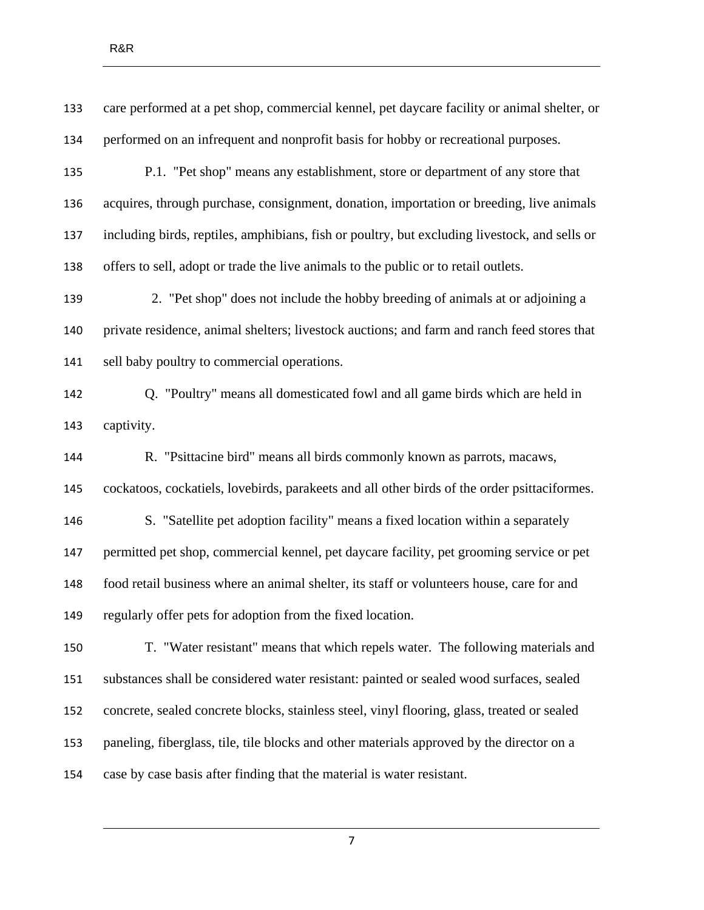care performed at a pet shop, commercial kennel, pet daycare facility or animal shelter, or performed on an infrequent and nonprofit basis for hobby or recreational purposes.

P.1. "Pet shop" means any establishment, store or department of any store that acquires, through purchase, consignment, donation, importation or breeding, live animals including birds, reptiles, amphibians, fish or poultry, but excluding livestock, and sells or offers to sell, adopt or trade the live animals to the public or to retail outlets.

2. "Pet shop" does not include the hobby breeding of animals at or adjoining a private residence, animal shelters; livestock auctions; and farm and ranch feed stores that sell baby poultry to commercial operations.

Q. "Poultry" means all domesticated fowl and all game birds which are held in captivity.

R. "Psittacine bird" means all birds commonly known as parrots, macaws, cockatoos, cockatiels, lovebirds, parakeets and all other birds of the order psittaciformes.

S. "Satellite pet adoption facility" means a fixed location within a separately permitted pet shop, commercial kennel, pet daycare facility, pet grooming service or pet food retail business where an animal shelter, its staff or volunteers house, care for and regularly offer pets for adoption from the fixed location.

T. "Water resistant" means that which repels water. The following materials and substances shall be considered water resistant: painted or sealed wood surfaces, sealed concrete, sealed concrete blocks, stainless steel, vinyl flooring, glass, treated or sealed paneling, fiberglass, tile, tile blocks and other materials approved by the director on a case by case basis after finding that the material is water resistant.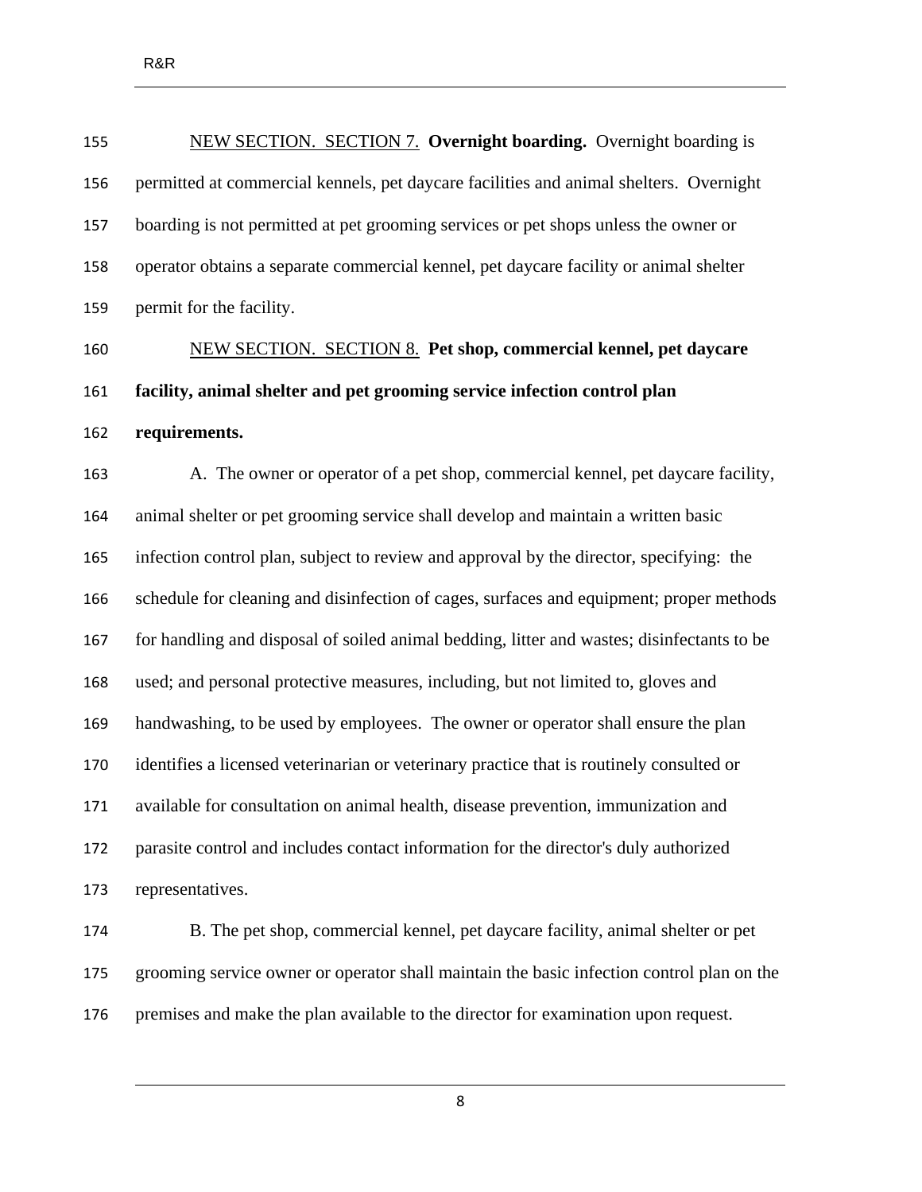<u>NEW SECTION. SECTION 7.</u> **Overnight boarding.** Overnight boarding is permitted at commercial kennels, pet daycare facilities and animal shelters. Overnight boarding is not permitted at pet grooming services or pet shops unless the owner or operator obtains a separate commercial kennel, pet daycare facility or animal shelter permit for the facility.

<u>NEW SECTION. SECTION 8.</u> **Pet shop, commercial kennel, pet daycare facility, animal shelter and pet grooming service infection control plan requirements.**

A. The owner or operator of a pet shop, commercial kennel, pet daycare facility, animal shelter or pet grooming service shall develop and maintain a written basic infection control plan, subject to review and approval by the director, specifying: the schedule for cleaning and disinfection of cages, surfaces and equipment; proper methods for handling and disposal of soiled animal bedding, litter and wastes; disinfectants to be used; and personal protective measures, including, but not limited to, gloves and handwashing, to be used by employees. The owner or operator shall ensure the plan identifies a licensed veterinarian or veterinary practice that is routinely consulted or available for consultation on animal health, disease prevention, immunization and parasite control and includes contact information for the director's duly authorized representatives.

B. The pet shop, commercial kennel, pet daycare facility, animal shelter or pet grooming service owner or operator shall maintain the basic infection control plan on the premises and make the plan available to the director for examination upon request.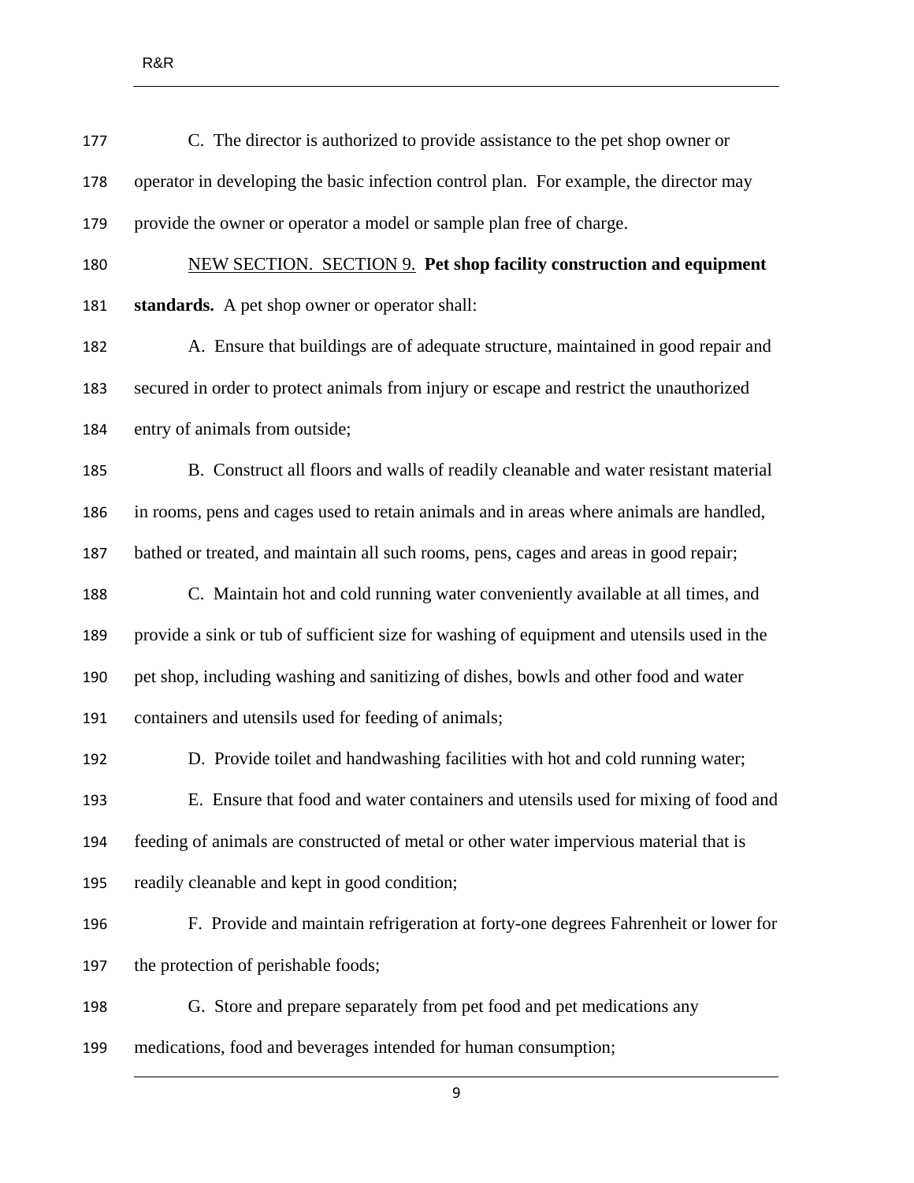C. The director is authorized to provide assistance to the pet shop owner or operator in developing the basic infection control plan. For example, the director may provide the owner or operator a model or sample plan free of charge.

NEW SECTION. SECTION 9. **Pet shop facility construction and equipment standards.** A pet shop owner or operator shall:

A. Ensure that buildings are of adequate structure, maintained in good repair and secured in order to protect animals from injury or escape and restrict the unauthorized entry of animals from outside;

B. Construct all floors and walls of readily cleanable and water resistant material in rooms, pens and cages used to retain animals and in areas where animals are handled, bathed or treated, and maintain all such rooms, pens, cages and areas in good repair;

C. Maintain hot and cold running water conveniently available at all times, and provide a sink or tub of sufficient size for washing of equipment and utensils used in the pet shop, including washing and sanitizing of dishes, bowls and other food and water containers and utensils used for feeding of animals;

D. Provide toilet and handwashing facilities with hot and cold running water;

E. Ensure that food and water containers and utensils used for mixing of food and feeding of animals are constructed of metal or other water impervious material that is readily cleanable and kept in good condition;

F. Provide and maintain refrigeration at forty-one degrees Fahrenheit or lower for the protection of perishable foods;

G. Store and prepare separately from pet food and pet medications any medications, food and beverages intended for human consumption;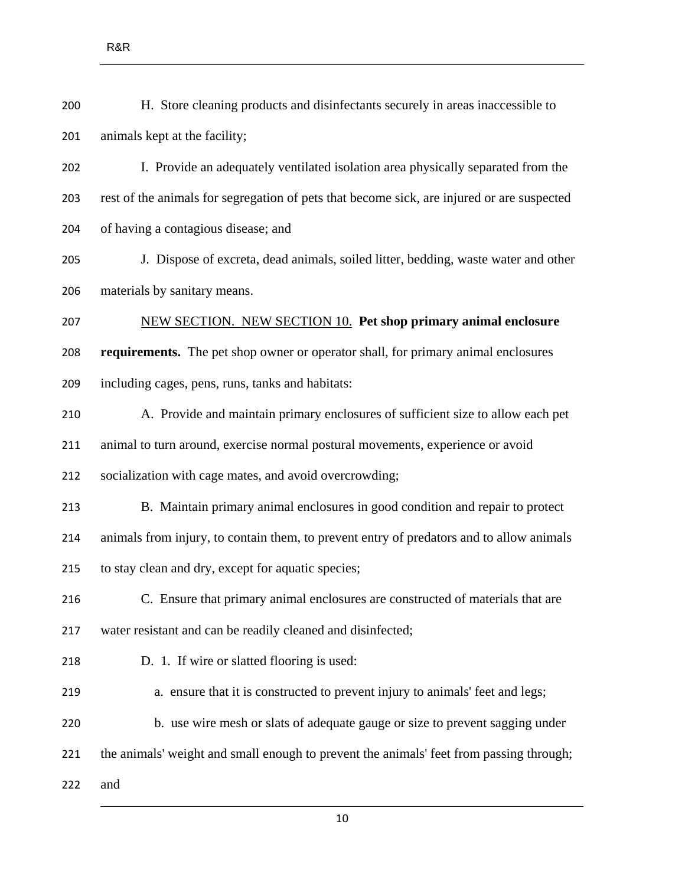H. Store cleaning products and disinfectants securely in areas inaccessible to animals kept at the facility;

I. Provide an adequately ventilated isolation area physically separated from the rest of the animals for segregation of pets that become sick, are injured or are suspected of having a contagious disease; and

J. Dispose of excreta, dead animals, soiled litter, bedding, waste water and other materials by sanitary means.

NEW SECTION. NEW SECTION 10. **Pet shop primary animal enclosure requirements.** The pet shop owner or operator shall, for primary animal enclosures including cages, pens, runs, tanks and habitats:

A. Provide and maintain primary enclosures of sufficient size to allow each pet animal to turn around, exercise normal postural movements, experience or avoid socialization with cage mates, and avoid overcrowding;

B. Maintain primary animal enclosures in good condition and repair to protect animals from injury, to contain them, to prevent entry of predators and to allow animals to stay clean and dry, except for aquatic species;

C. Ensure that primary animal enclosures are constructed of materials that are water resistant and can be readily cleaned and disinfected;

D. 1. If wire or slatted flooring is used:

a. ensure that it is constructed to prevent injury to animals' feet and legs;

b. use wire mesh or slats of adequate gauge or size to prevent sagging under the animals' weight and small enough to prevent the animals' feet from passing through; and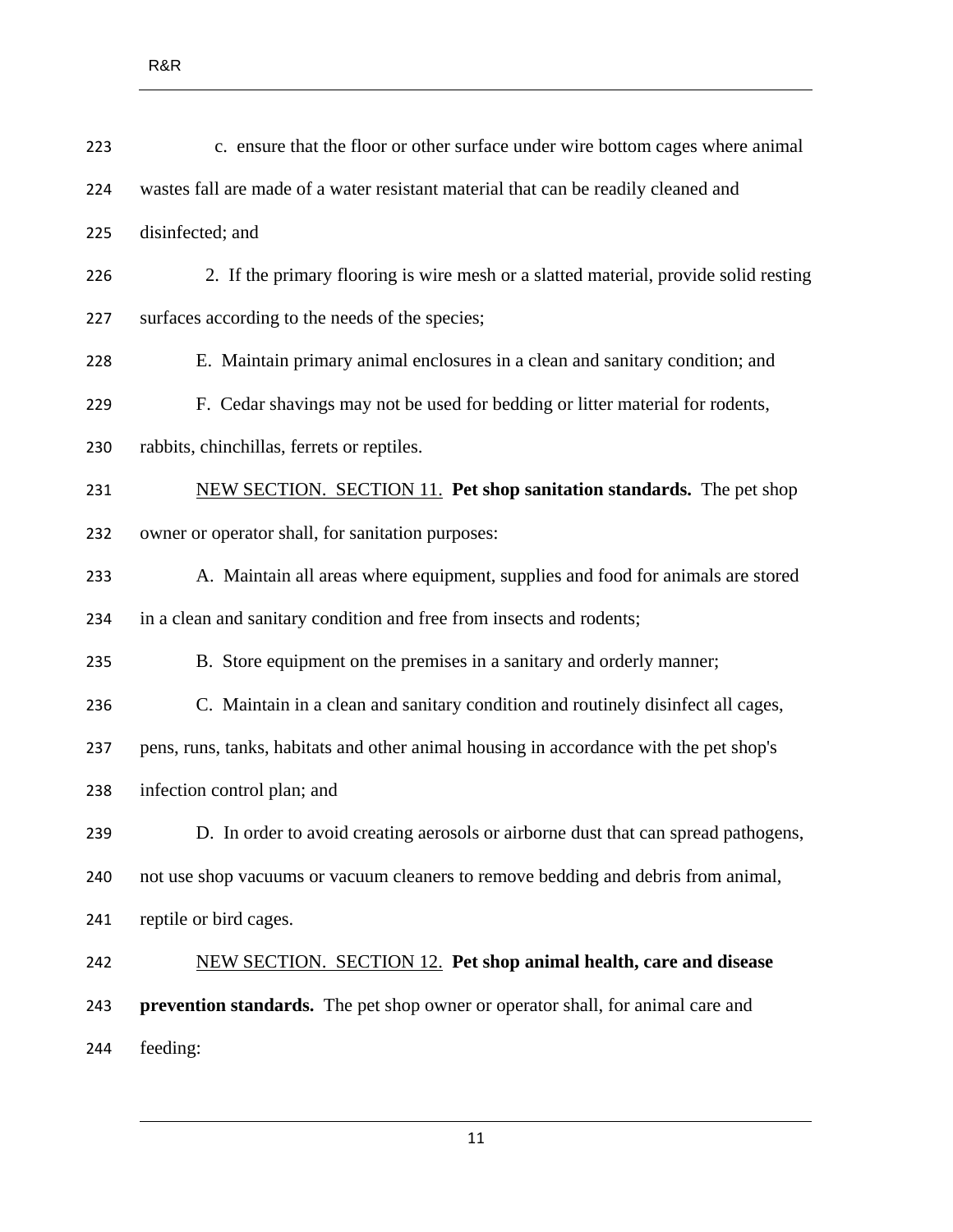c. ensure that the floor or other surface under wire bottom cages where animal wastes fall are made of a water resistant material that can be readily cleaned and disinfected; and

2. If the primary flooring is wire mesh or a slatted material, provide solid resting surfaces according to the needs of the species;

E. Maintain primary animal enclosures in a clean and sanitary condition; and

F. Cedar shavings may not be used for bedding or litter material for rodents, rabbits, chinchillas, ferrets or reptiles.

NEW SECTION. SECTION 11. **Pet shop sanitation standards.** The pet shop owner or operator shall, for sanitation purposes:

A. Maintain all areas where equipment, supplies and food for animals are stored in a clean and sanitary condition and free from insects and rodents;

B. Store equipment on the premises in a sanitary and orderly manner;

C. Maintain in a clean and sanitary condition and routinely disinfect all cages, pens, runs, tanks, habitats and other animal housing in accordance with the pet shop's infection control plan; and

D. In order to avoid creating aerosols or airborne dust that can spread pathogens, not use shop vacuums or vacuum cleaners to remove bedding and debris from animal, reptile or bird cages.

NEW SECTION. SECTION 12. **Pet shop animal health, care and disease prevention standards.** The pet shop owner or operator shall, for animal care and feeding: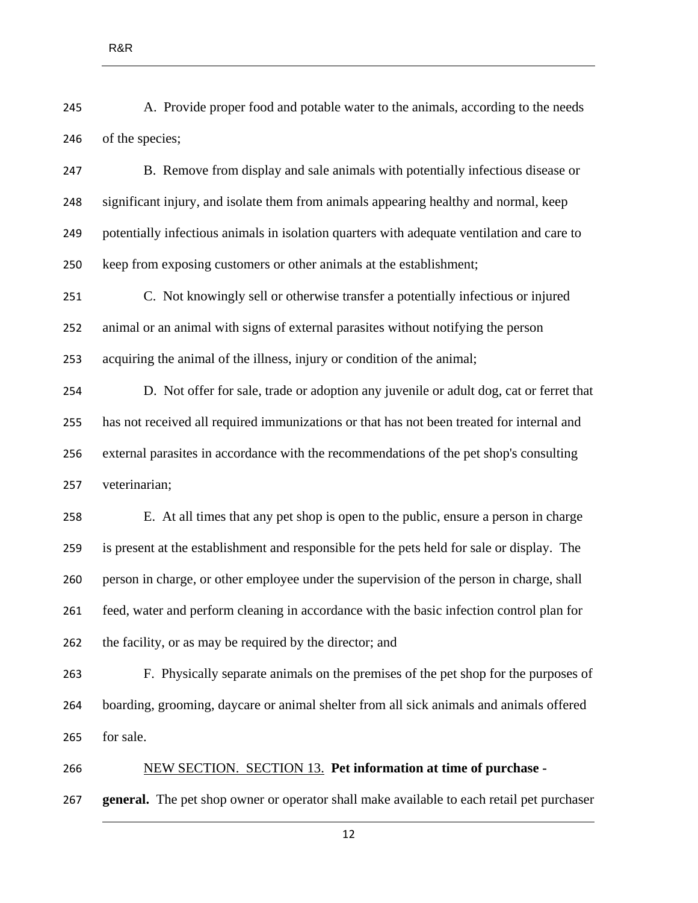A. Provide proper food and potable water to the animals, according to the needs of the species;

B. Remove from display and sale animals with potentially infectious disease or significant injury, and isolate them from animals appearing healthy and normal, keep potentially infectious animals in isolation quarters with adequate ventilation and care to keep from exposing customers or other animals at the establishment;

C. Not knowingly sell or otherwise transfer a potentially infectious or injured animal or an animal with signs of external parasites without notifying the person acquiring the animal of the illness, injury or condition of the animal;

D. Not offer for sale, trade or adoption any juvenile or adult dog, cat or ferret that has not received all required immunizations or that has not been treated for internal and external parasites in accordance with the recommendations of the pet shop's consulting veterinarian;

E. At all times that any pet shop is open to the public, ensure a person in charge is present at the establishment and responsible for the pets held for sale or display. The person in charge, or other employee under the supervision of the person in charge, shall feed, water and perform cleaning in accordance with the basic infection control plan for the facility, or as may be required by the director; and

F. Physically separate animals on the premises of the pet shop for the purposes of boarding, grooming, daycare or animal shelter from all sick animals and animals offered for sale.

<u>NEW SECTION. SECTION 13.</u> **Pet information at time of purchase - general.** The pet shop owner or operator shall make available to each retail pet purchaser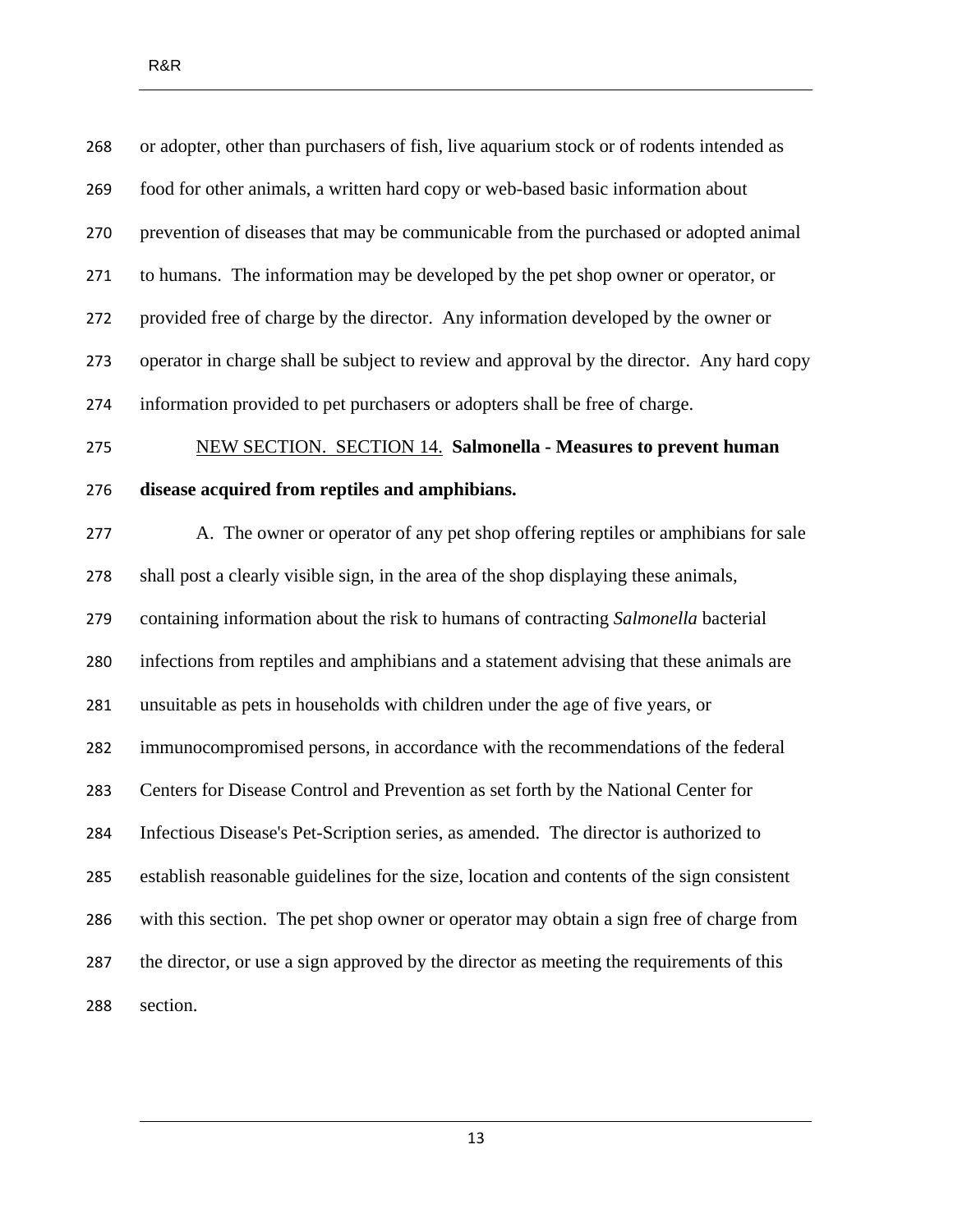or adopter, other than purchasers of fish, live aquarium stock or of rodents intended as food for other animals, a written hard copy or web-based basic information about prevention of diseases that may be communicable from the purchased or adopted animal to humans. The information may be developed by the pet shop owner or operator, or provided free of charge by the director. Any information developed by the owner or operator in charge shall be subject to review and approval by the director. Any hard copy information provided to pet purchasers or adopters shall be free of charge.

NEW SECTION. SECTION 14. **Salmonella - Measures to prevent human disease acquired from reptiles and amphibians.**

A. The owner or operator of any pet shop offering reptiles or amphibians for sale shall post a clearly visible sign, in the area of the shop displaying these animals, containing information about the risk to humans of contracting *Salmonella* bacterial infections from reptiles and amphibians and a statement advising that these animals are unsuitable as pets in households with children under the age of five years, or immunocompromised persons, in accordance with the recommendations of the federal Centers for Disease Control and Prevention as set forth by the National Center for Infectious Disease's Pet-Scription series, as amended. The director is authorized to establish reasonable guidelines for the size, location and contents of the sign consistent with this section. The pet shop owner or operator may obtain a sign free of charge from the director, or use a sign approved by the director as meeting the requirements of this section.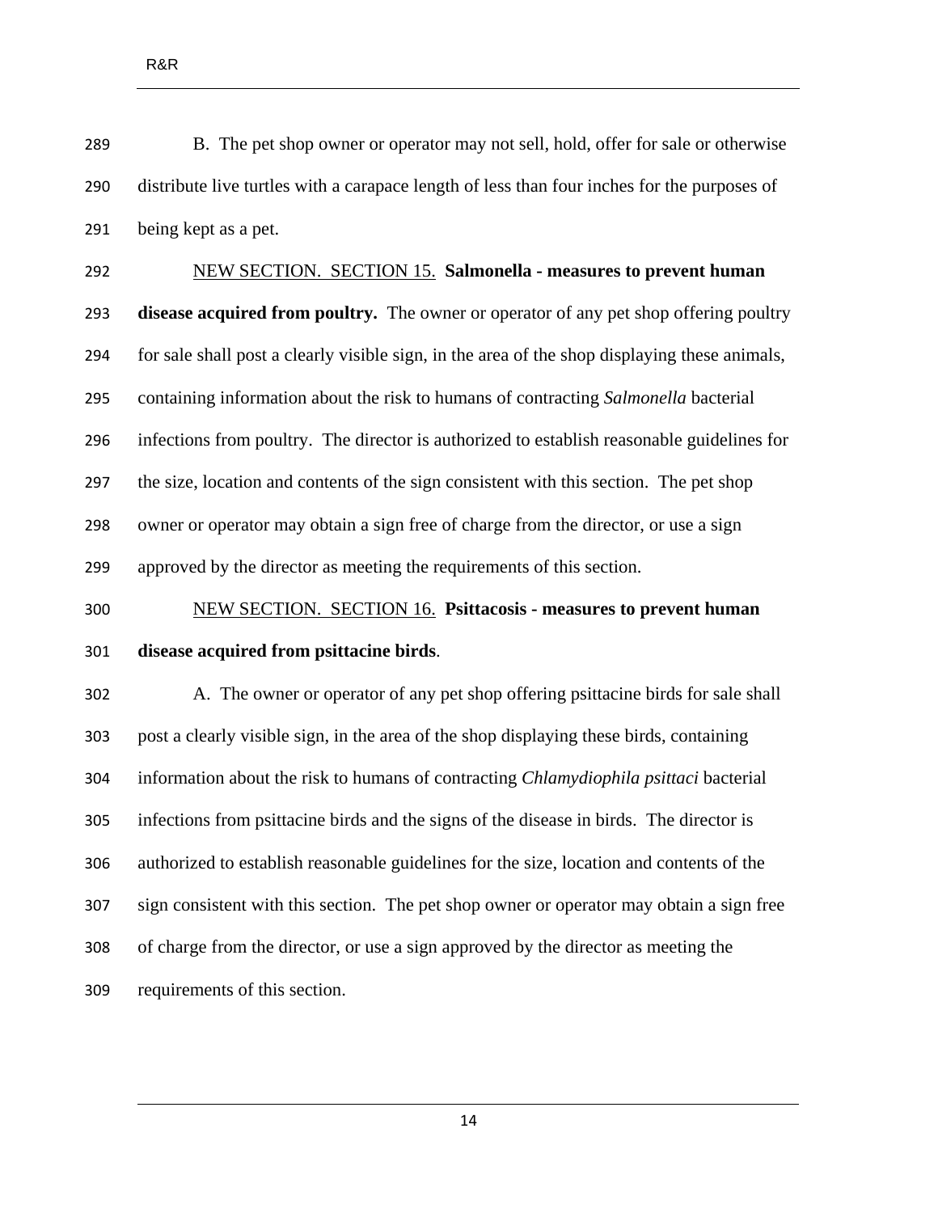B. The pet shop owner or operator may not sell, hold, offer for sale or otherwise distribute live turtles with a carapace length of less than four inches for the purposes of being kept as a pet.

NEW SECTION. SECTION 15. **Salmonella - measures to prevent human disease acquired from poultry.** The owner or operator of any pet shop offering poultry for sale shall post a clearly visible sign, in the area of the shop displaying these animals, containing information about the risk to humans of contracting *Salmonella* bacterial infections from poultry. The director is authorized to establish reasonable guidelines for the size, location and contents of the sign consistent with this section. The pet shop owner or operator may obtain a sign free of charge from the director, or use a sign approved by the director as meeting the requirements of this section.

NEW SECTION. SECTION 16. **Psittacosis - measures to prevent human disease acquired from psittacine birds**.

A. The owner or operator of any pet shop offering psittacine birds for sale shall post a clearly visible sign, in the area of the shop displaying these birds, containing information about the risk to humans of contracting *Chlamydiophila psittaci* bacterial infections from psittacine birds and the signs of the disease in birds. The director is authorized to establish reasonable guidelines for the size, location and contents of the sign consistent with this section. The pet shop owner or operator may obtain a sign free of charge from the director, or use a sign approved by the director as meeting the requirements of this section.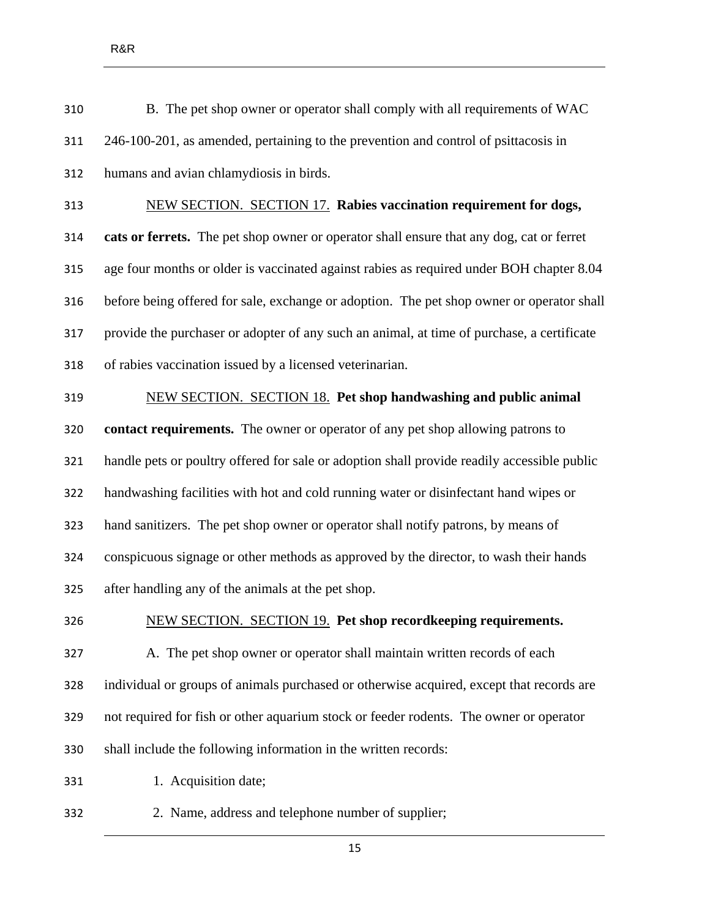B. The pet shop owner or operator shall comply with all requirements of WAC 246-100-201, as amended, pertaining to the prevention and control of psittacosis in humans and avian chlamydiosis in birds.

NEW SECTION. SECTION 17. **Rabies vaccination requirement for dogs, cats or ferrets.** The pet shop owner or operator shall ensure that any dog, cat or ferret age four months or older is vaccinated against rabies as required under BOH chapter 8.04 before being offered for sale, exchange or adoption. The pet shop owner or operator shall provide the purchaser or adopter of any such an animal, at time of purchase, a certificate of rabies vaccination issued by a licensed veterinarian.

NEW SECTION. SECTION 18. **Pet shop handwashing and public animal contact requirements.** The owner or operator of any pet shop allowing patrons to handle pets or poultry offered for sale or adoption shall provide readily accessible public handwashing facilities with hot and cold running water or disinfectant hand wipes or hand sanitizers. The pet shop owner or operator shall notify patrons, by means of conspicuous signage or other methods as approved by the director, to wash their hands after handling any of the animals at the pet shop.

NEW SECTION. SECTION 19. **Pet shop recordkeeping requirements.**

A. The pet shop owner or operator shall maintain written records of each individual or groups of animals purchased or otherwise acquired, except that records are not required for fish or other aquarium stock or feeder rodents. The owner or operator shall include the following information in the written records:

1. Acquisition date;
2. Name, address and telephone number of supplier;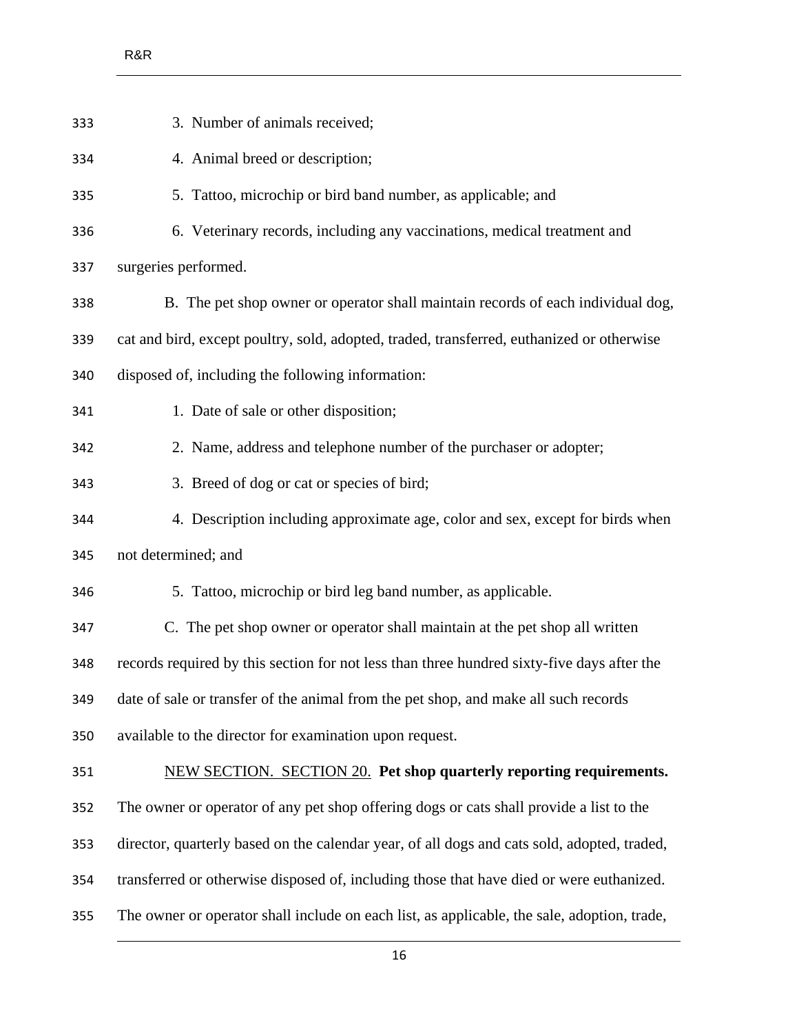3. Number of animals received;

4. Animal breed or description;

5. Tattoo, microchip or bird band number, as applicable; and

6. Veterinary records, including any vaccinations, medical treatment and surgeries performed.

B. The pet shop owner or operator shall maintain records of each individual dog, cat and bird, except poultry, sold, adopted, traded, transferred, euthanized or otherwise disposed of, including the following information:

1. Date of sale or other disposition;

2. Name, address and telephone number of the purchaser or adopter;

3. Breed of dog or cat or species of bird;

4. Description including approximate age, color and sex, except for birds when not determined; and

5. Tattoo, microchip or bird leg band number, as applicable.

C. The pet shop owner or operator shall maintain at the pet shop all written records required by this section for not less than three hundred sixty-five days after the date of sale or transfer of the animal from the pet shop, and make all such records available to the director for examination upon request.

<u>NEW SECTION. SECTION 20.</u> **Pet shop quarterly reporting requirements.** The owner or operator of any pet shop offering dogs or cats shall provide a list to the director, quarterly based on the calendar year, of all dogs and cats sold, adopted, traded, transferred or otherwise disposed of, including those that have died or were euthanized. The owner or operator shall include on each list, as applicable, the sale, adoption, trade,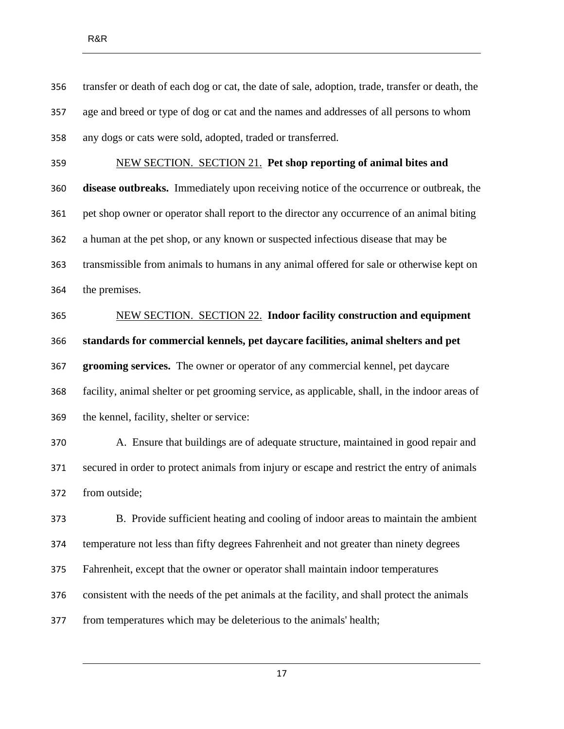transfer or death of each dog or cat, the date of sale, adoption, trade, transfer or death, the age and breed or type of dog or cat and the names and addresses of all persons to whom any dogs or cats were sold, adopted, traded or transferred.

<u>NEW SECTION. SECTION 21.</u> **Pet shop reporting of animal bites and disease outbreaks.** Immediately upon receiving notice of the occurrence or outbreak, the pet shop owner or operator shall report to the director any occurrence of an animal biting a human at the pet shop, or any known or suspected infectious disease that may be transmissible from animals to humans in any animal offered for sale or otherwise kept on the premises.

<u>NEW SECTION. SECTION 22.</u> **Indoor facility construction and equipment standards for commercial kennels, pet daycare facilities, animal shelters and pet grooming services.** The owner or operator of any commercial kennel, pet daycare facility, animal shelter or pet grooming service, as applicable, shall, in the indoor areas of the kennel, facility, shelter or service:

A. Ensure that buildings are of adequate structure, maintained in good repair and secured in order to protect animals from injury or escape and restrict the entry of animals from outside;

B. Provide sufficient heating and cooling of indoor areas to maintain the ambient temperature not less than fifty degrees Fahrenheit and not greater than ninety degrees Fahrenheit, except that the owner or operator shall maintain indoor temperatures consistent with the needs of the pet animals at the facility, and shall protect the animals from temperatures which may be deleterious to the animals' health;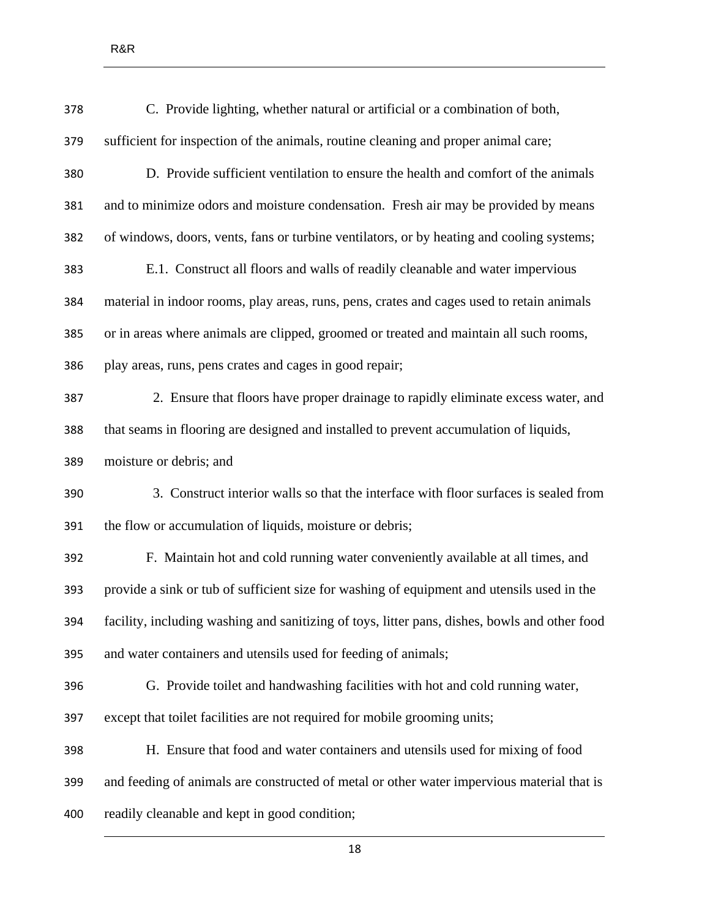C. Provide lighting, whether natural or artificial or a combination of both, sufficient for inspection of the animals, routine cleaning and proper animal care;

D. Provide sufficient ventilation to ensure the health and comfort of the animals and to minimize odors and moisture condensation. Fresh air may be provided by means of windows, doors, vents, fans or turbine ventilators, or by heating and cooling systems;

E.1. Construct all floors and walls of readily cleanable and water impervious material in indoor rooms, play areas, runs, pens, crates and cages used to retain animals or in areas where animals are clipped, groomed or treated and maintain all such rooms, play areas, runs, pens crates and cages in good repair;

2. Ensure that floors have proper drainage to rapidly eliminate excess water, and that seams in flooring are designed and installed to prevent accumulation of liquids, moisture or debris; and

3. Construct interior walls so that the interface with floor surfaces is sealed from the flow or accumulation of liquids, moisture or debris;

F. Maintain hot and cold running water conveniently available at all times, and provide a sink or tub of sufficient size for washing of equipment and utensils used in the facility, including washing and sanitizing of toys, litter pans, dishes, bowls and other food and water containers and utensils used for feeding of animals;

G. Provide toilet and handwashing facilities with hot and cold running water, except that toilet facilities are not required for mobile grooming units;

H. Ensure that food and water containers and utensils used for mixing of food and feeding of animals are constructed of metal or other water impervious material that is readily cleanable and kept in good condition;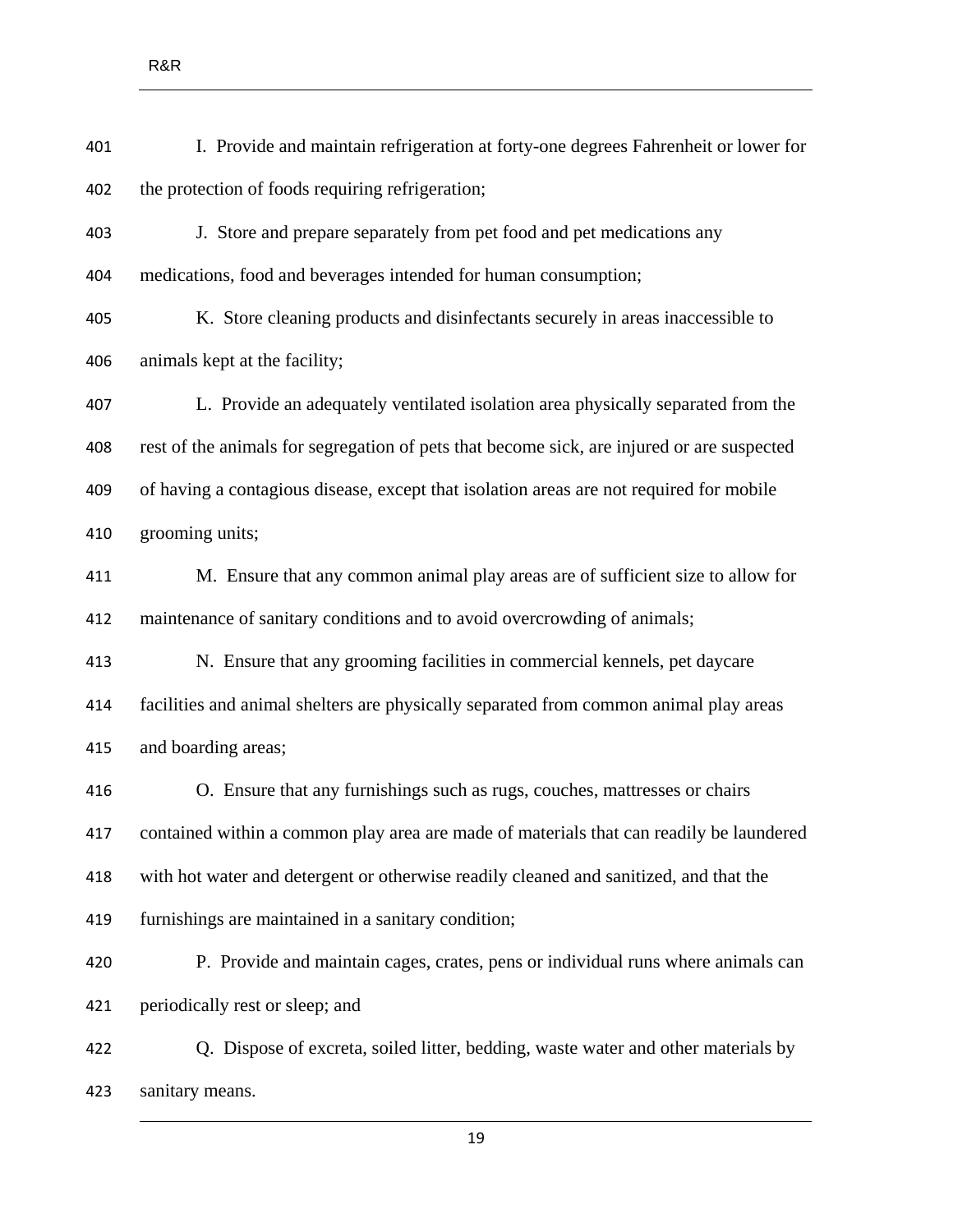I. Provide and maintain refrigeration at forty-one degrees Fahrenheit or lower for the protection of foods requiring refrigeration;

J. Store and prepare separately from pet food and pet medications any medications, food and beverages intended for human consumption;

K. Store cleaning products and disinfectants securely in areas inaccessible to animals kept at the facility;

L. Provide an adequately ventilated isolation area physically separated from the rest of the animals for segregation of pets that become sick, are injured or are suspected of having a contagious disease, except that isolation areas are not required for mobile grooming units;

M. Ensure that any common animal play areas are of sufficient size to allow for maintenance of sanitary conditions and to avoid overcrowding of animals;

N. Ensure that any grooming facilities in commercial kennels, pet daycare facilities and animal shelters are physically separated from common animal play areas and boarding areas;

O. Ensure that any furnishings such as rugs, couches, mattresses or chairs contained within a common play area are made of materials that can readily be laundered with hot water and detergent or otherwise readily cleaned and sanitized, and that the furnishings are maintained in a sanitary condition;

P. Provide and maintain cages, crates, pens or individual runs where animals can periodically rest or sleep; and

Q. Dispose of excreta, soiled litter, bedding, waste water and other materials by sanitary means.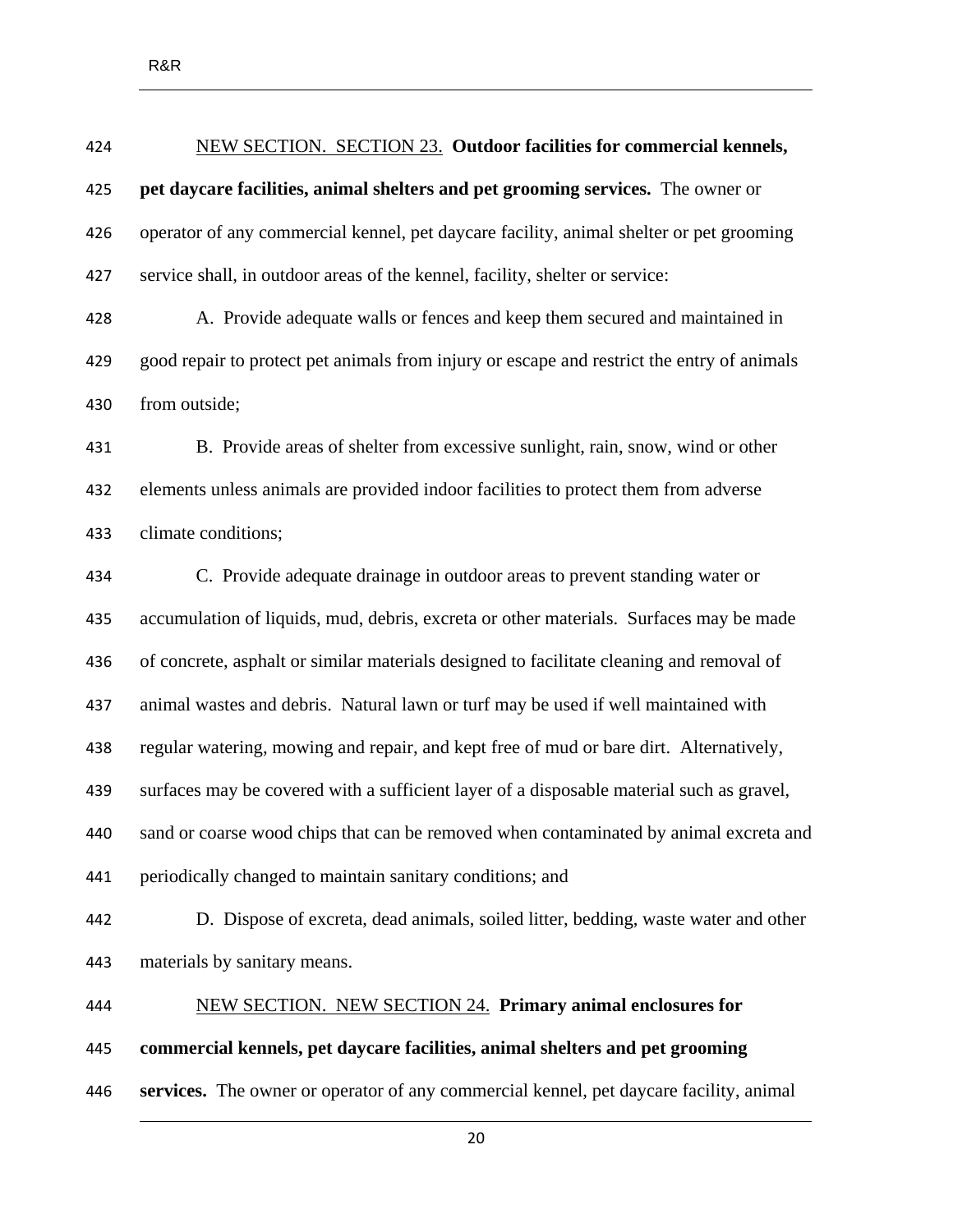NEW SECTION. SECTION 23. **Outdoor facilities for commercial kennels, pet daycare facilities, animal shelters and pet grooming services.** The owner or operator of any commercial kennel, pet daycare facility, animal shelter or pet grooming service shall, in outdoor areas of the kennel, facility, shelter or service:

A. Provide adequate walls or fences and keep them secured and maintained in good repair to protect pet animals from injury or escape and restrict the entry of animals from outside;

B. Provide areas of shelter from excessive sunlight, rain, snow, wind or other elements unless animals are provided indoor facilities to protect them from adverse climate conditions;

C. Provide adequate drainage in outdoor areas to prevent standing water or accumulation of liquids, mud, debris, excreta or other materials. Surfaces may be made of concrete, asphalt or similar materials designed to facilitate cleaning and removal of animal wastes and debris. Natural lawn or turf may be used if well maintained with regular watering, mowing and repair, and kept free of mud or bare dirt. Alternatively, surfaces may be covered with a sufficient layer of a disposable material such as gravel, sand or coarse wood chips that can be removed when contaminated by animal excreta and periodically changed to maintain sanitary conditions; and

D. Dispose of excreta, dead animals, soiled litter, bedding, waste water and other materials by sanitary means.

NEW SECTION. NEW SECTION 24. **Primary animal enclosures for commercial kennels, pet daycare facilities, animal shelters and pet grooming services.** The owner or operator of any commercial kennel, pet daycare facility, animal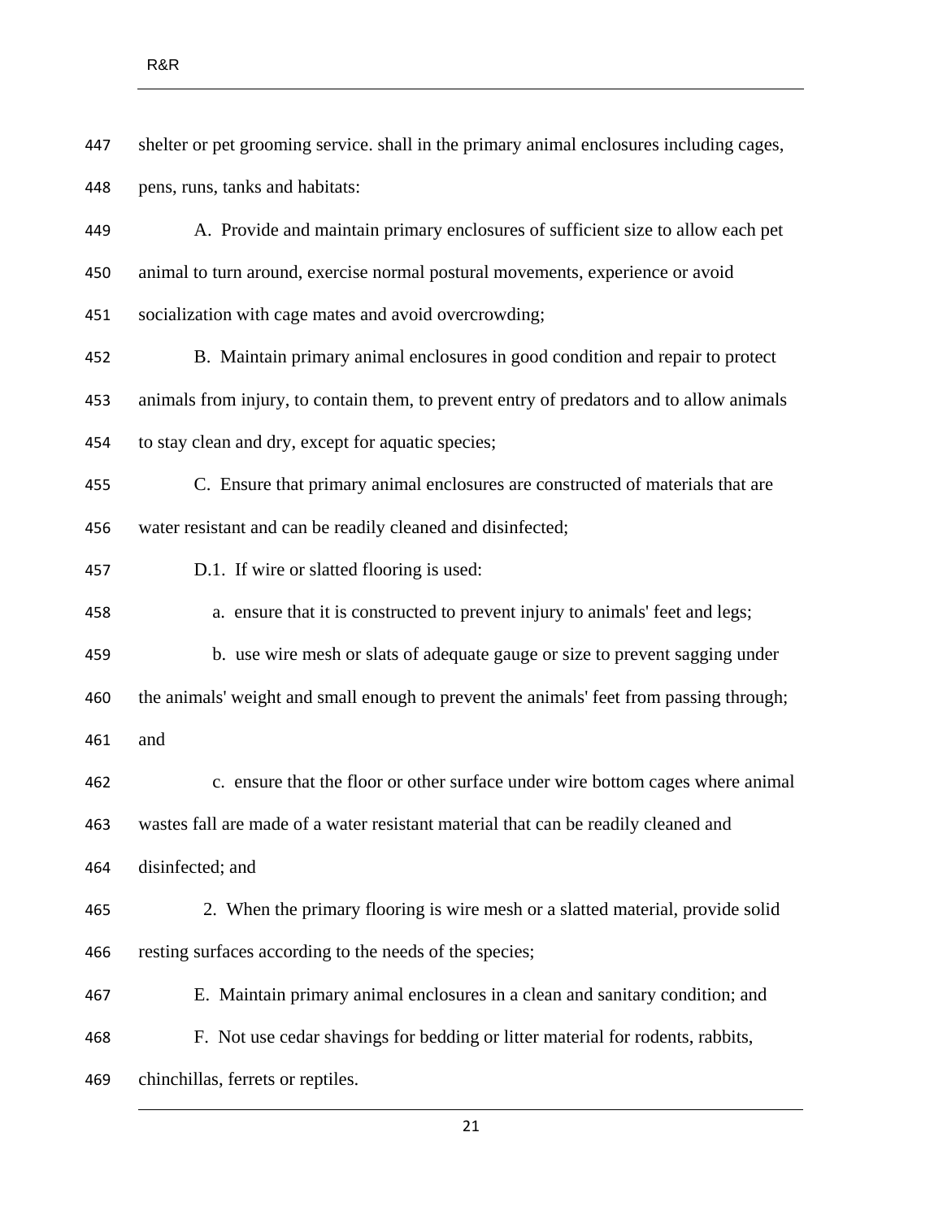shelter or pet grooming service. shall in the primary animal enclosures including cages, pens, runs, tanks and habitats:

A. Provide and maintain primary enclosures of sufficient size to allow each pet animal to turn around, exercise normal postural movements, experience or avoid socialization with cage mates and avoid overcrowding;

B. Maintain primary animal enclosures in good condition and repair to protect animals from injury, to contain them, to prevent entry of predators and to allow animals to stay clean and dry, except for aquatic species;

C. Ensure that primary animal enclosures are constructed of materials that are water resistant and can be readily cleaned and disinfected;

D.1. If wire or slatted flooring is used:

a. ensure that it is constructed to prevent injury to animals' feet and legs;

b. use wire mesh or slats of adequate gauge or size to prevent sagging under the animals' weight and small enough to prevent the animals' feet from passing through; and

c. ensure that the floor or other surface under wire bottom cages where animal wastes fall are made of a water resistant material that can be readily cleaned and disinfected; and

2. When the primary flooring is wire mesh or a slatted material, provide solid resting surfaces according to the needs of the species;

E. Maintain primary animal enclosures in a clean and sanitary condition; and

F. Not use cedar shavings for bedding or litter material for rodents, rabbits, chinchillas, ferrets or reptiles.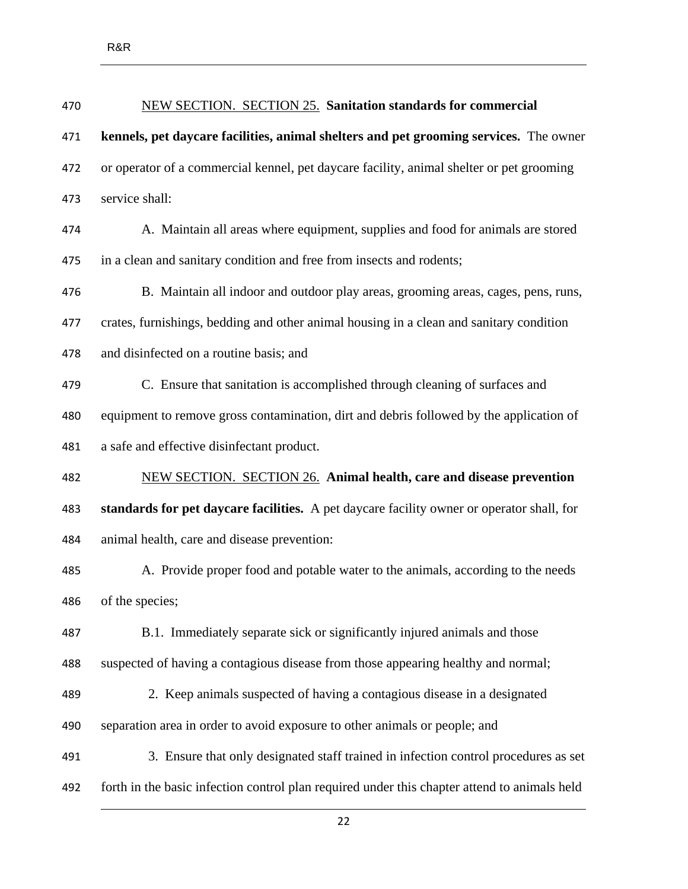NEW SECTION. SECTION 25. **Sanitation standards for commercial kennels, pet daycare facilities, animal shelters and pet grooming services.** The owner or operator of a commercial kennel, pet daycare facility, animal shelter or pet grooming service shall:

A. Maintain all areas where equipment, supplies and food for animals are stored in a clean and sanitary condition and free from insects and rodents;

B. Maintain all indoor and outdoor play areas, grooming areas, cages, pens, runs, crates, furnishings, bedding and other animal housing in a clean and sanitary condition and disinfected on a routine basis; and

C. Ensure that sanitation is accomplished through cleaning of surfaces and equipment to remove gross contamination, dirt and debris followed by the application of a safe and effective disinfectant product.

NEW SECTION. SECTION 26. **Animal health, care and disease prevention standards for pet daycare facilities.** A pet daycare facility owner or operator shall, for animal health, care and disease prevention:

A. Provide proper food and potable water to the animals, according to the needs of the species;

B.1. Immediately separate sick or significantly injured animals and those suspected of having a contagious disease from those appearing healthy and normal;

2. Keep animals suspected of having a contagious disease in a designated separation area in order to avoid exposure to other animals or people; and

3. Ensure that only designated staff trained in infection control procedures as set forth in the basic infection control plan required under this chapter attend to animals held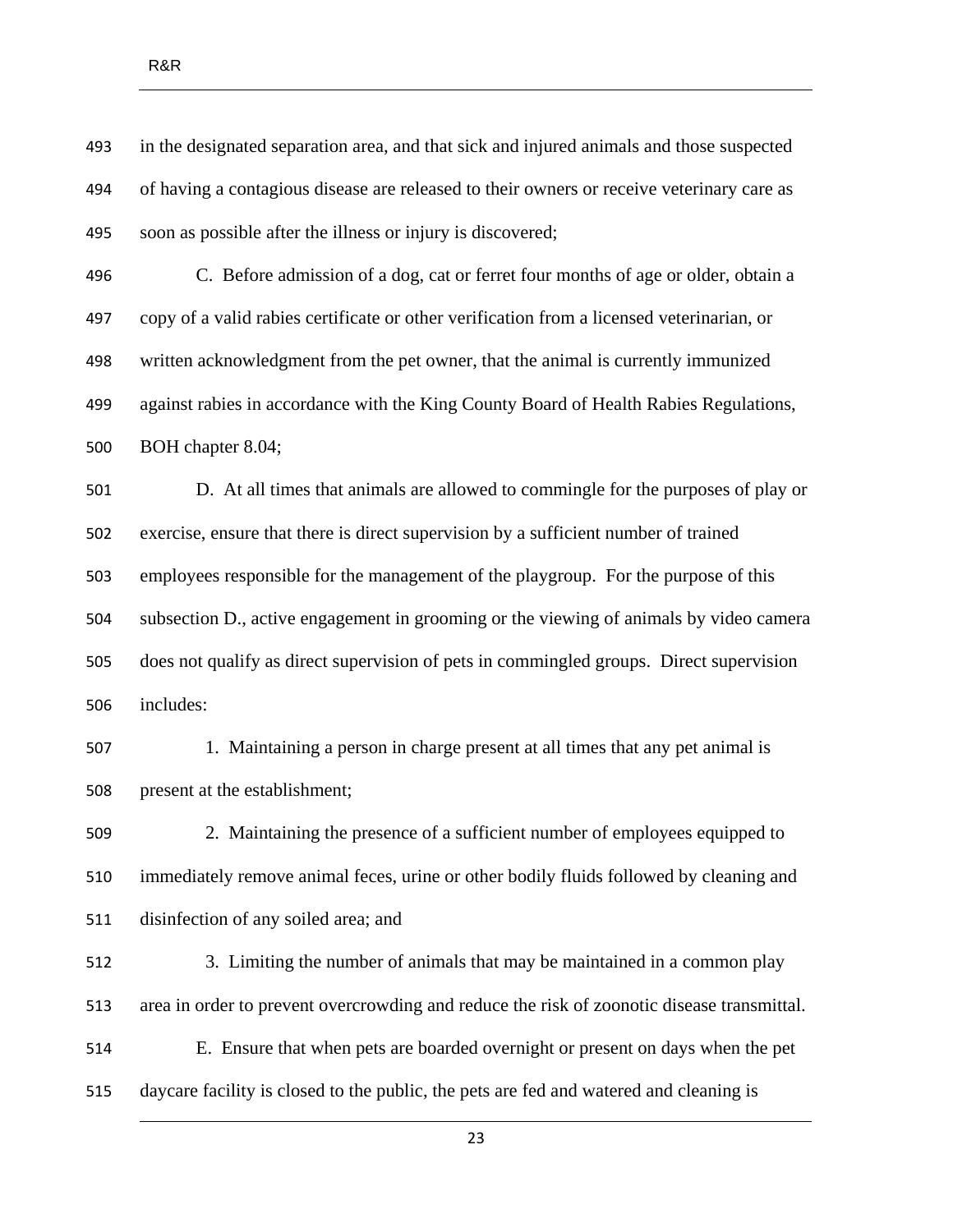in the designated separation area, and that sick and injured animals and those suspected of having a contagious disease are released to their owners or receive veterinary care as soon as possible after the illness or injury is discovered;

C. Before admission of a dog, cat or ferret four months of age or older, obtain a copy of a valid rabies certificate or other verification from a licensed veterinarian, or written acknowledgment from the pet owner, that the animal is currently immunized against rabies in accordance with the King County Board of Health Rabies Regulations, BOH chapter 8.04;

D. At all times that animals are allowed to commingle for the purposes of play or exercise, ensure that there is direct supervision by a sufficient number of trained employees responsible for the management of the playgroup. For the purpose of this subsection D., active engagement in grooming or the viewing of animals by video camera does not qualify as direct supervision of pets in commingled groups. Direct supervision includes:

1. Maintaining a person in charge present at all times that any pet animal is present at the establishment;

2. Maintaining the presence of a sufficient number of employees equipped to immediately remove animal feces, urine or other bodily fluids followed by cleaning and disinfection of any soiled area; and

3. Limiting the number of animals that may be maintained in a common play area in order to prevent overcrowding and reduce the risk of zoonotic disease transmittal.

E. Ensure that when pets are boarded overnight or present on days when the pet daycare facility is closed to the public, the pets are fed and watered and cleaning is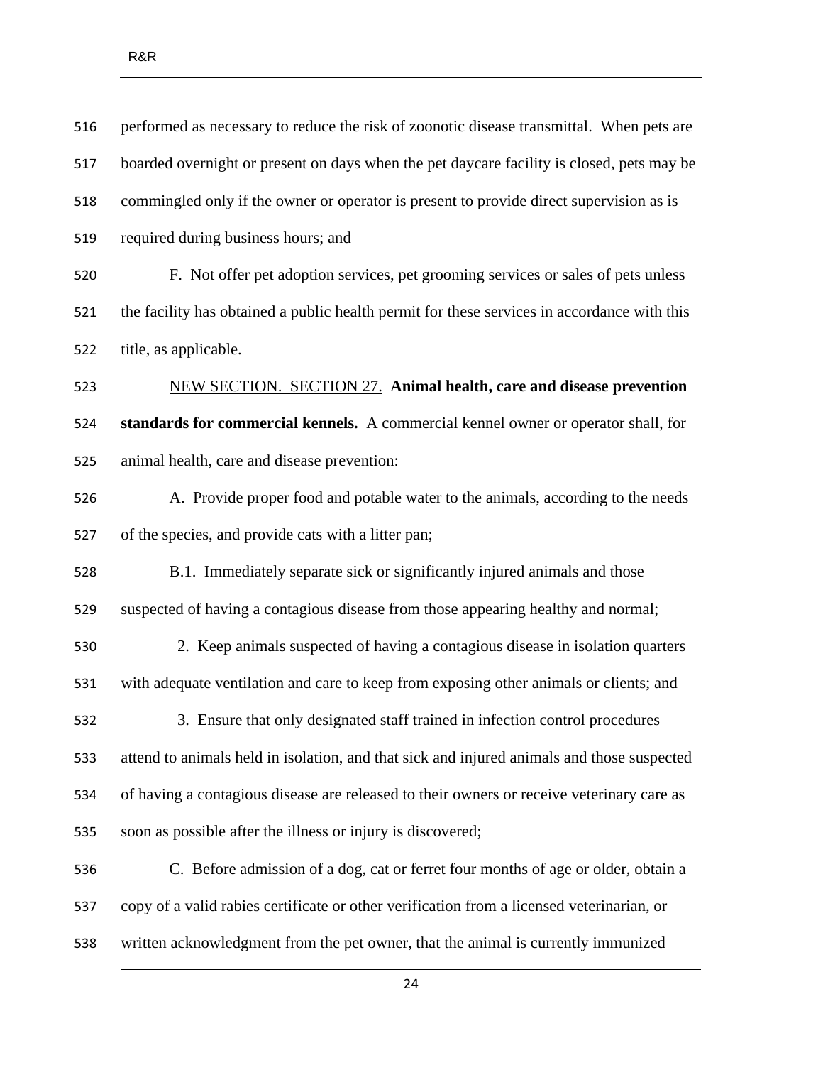performed as necessary to reduce the risk of zoonotic disease transmittal. When pets are boarded overnight or present on days when the pet daycare facility is closed, pets may be commingled only if the owner or operator is present to provide direct supervision as is required during business hours; and

F. Not offer pet adoption services, pet grooming services or sales of pets unless the facility has obtained a public health permit for these services in accordance with this title, as applicable.

NEW SECTION. SECTION 27. **Animal health, care and disease prevention standards for commercial kennels.** A commercial kennel owner or operator shall, for animal health, care and disease prevention:

A. Provide proper food and potable water to the animals, according to the needs of the species, and provide cats with a litter pan;

B.1. Immediately separate sick or significantly injured animals and those suspected of having a contagious disease from those appearing healthy and normal;

2. Keep animals suspected of having a contagious disease in isolation quarters with adequate ventilation and care to keep from exposing other animals or clients; and

3. Ensure that only designated staff trained in infection control procedures attend to animals held in isolation, and that sick and injured animals and those suspected of having a contagious disease are released to their owners or receive veterinary care as soon as possible after the illness or injury is discovered;

C. Before admission of a dog, cat or ferret four months of age or older, obtain a copy of a valid rabies certificate or other verification from a licensed veterinarian, or written acknowledgment from the pet owner, that the animal is currently immunized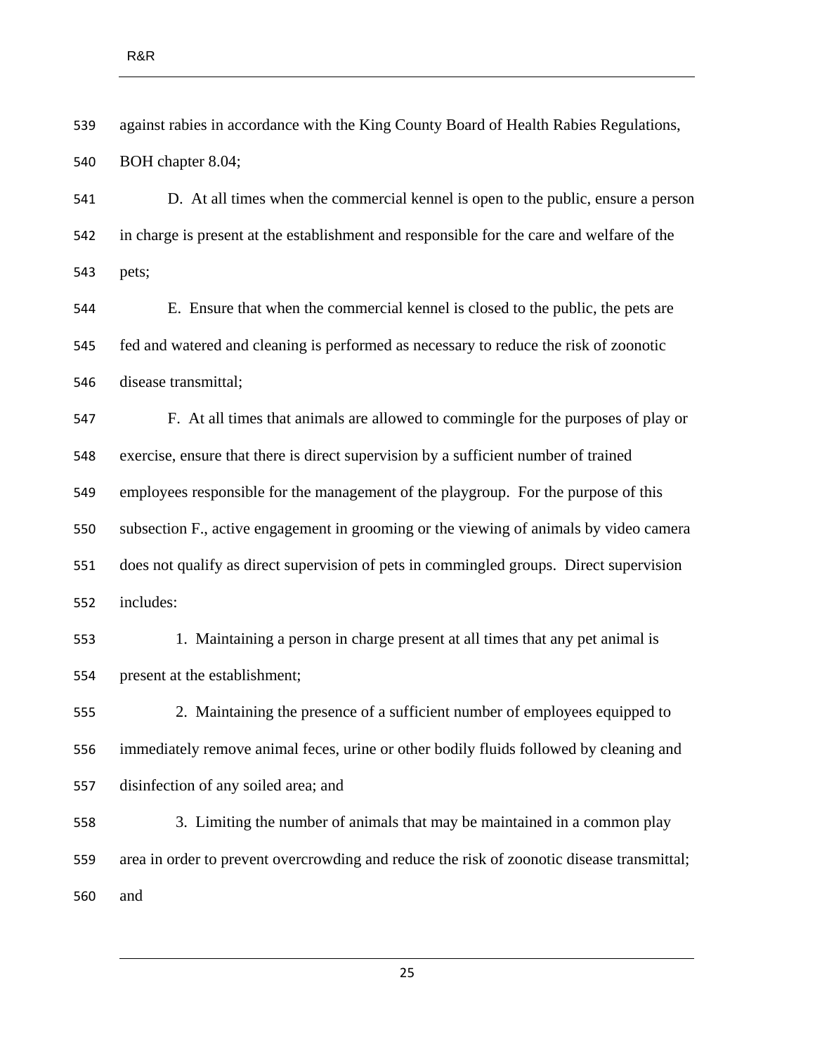against rabies in accordance with the King County Board of Health Rabies Regulations, BOH chapter 8.04;

D. At all times when the commercial kennel is open to the public, ensure a person in charge is present at the establishment and responsible for the care and welfare of the pets;

E. Ensure that when the commercial kennel is closed to the public, the pets are fed and watered and cleaning is performed as necessary to reduce the risk of zoonotic disease transmittal;

F. At all times that animals are allowed to commingle for the purposes of play or exercise, ensure that there is direct supervision by a sufficient number of trained employees responsible for the management of the playgroup. For the purpose of this subsection F., active engagement in grooming or the viewing of animals by video camera does not qualify as direct supervision of pets in commingled groups. Direct supervision includes:

1. Maintaining a person in charge present at all times that any pet animal is present at the establishment;

2. Maintaining the presence of a sufficient number of employees equipped to immediately remove animal feces, urine or other bodily fluids followed by cleaning and disinfection of any soiled area; and

3. Limiting the number of animals that may be maintained in a common play area in order to prevent overcrowding and reduce the risk of zoonotic disease transmittal; and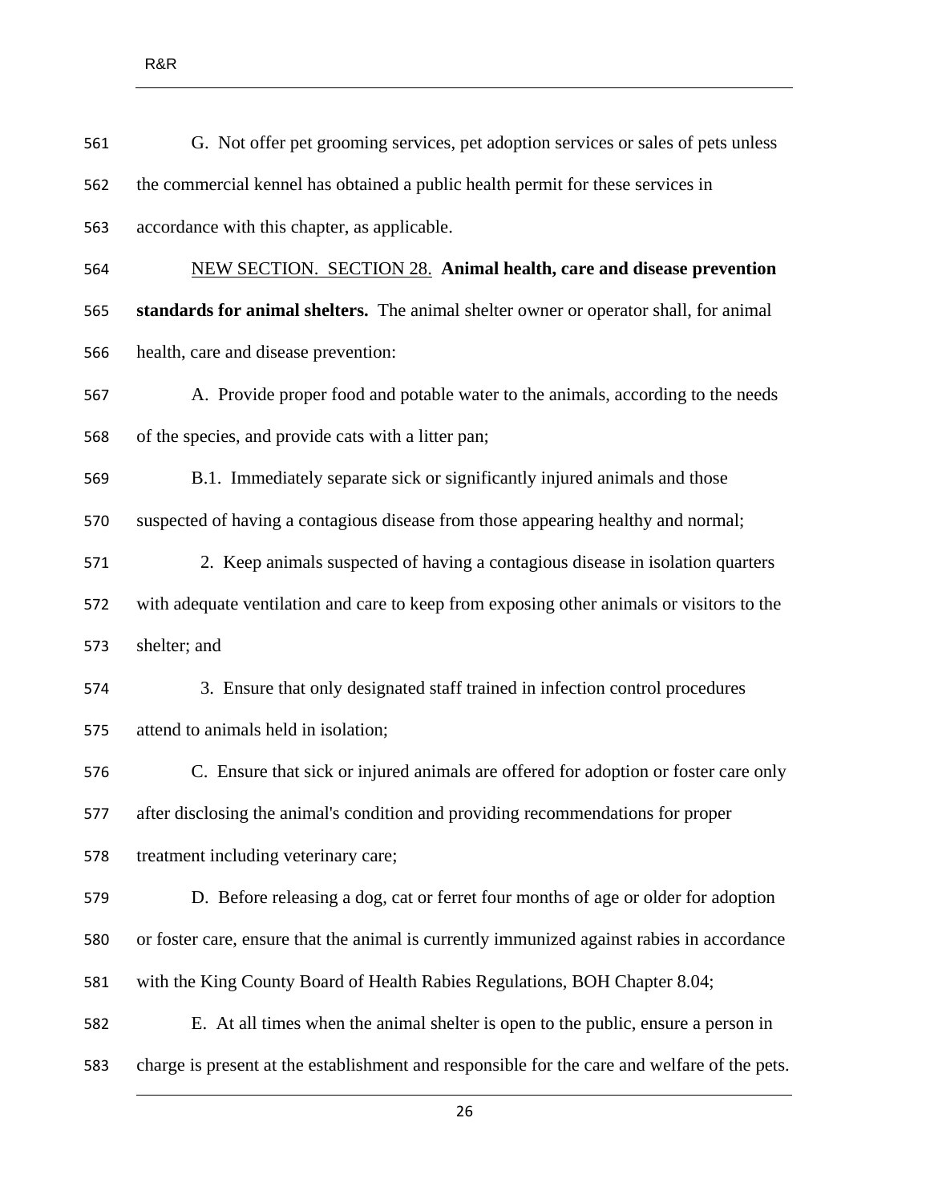G. Not offer pet grooming services, pet adoption services or sales of pets unless the commercial kennel has obtained a public health permit for these services in accordance with this chapter, as applicable.

NEW SECTION. SECTION 28. **Animal health, care and disease prevention standards for animal shelters.** The animal shelter owner or operator shall, for animal health, care and disease prevention:

A. Provide proper food and potable water to the animals, according to the needs of the species, and provide cats with a litter pan;

B.1. Immediately separate sick or significantly injured animals and those suspected of having a contagious disease from those appearing healthy and normal;

2. Keep animals suspected of having a contagious disease in isolation quarters with adequate ventilation and care to keep from exposing other animals or visitors to the shelter; and

3. Ensure that only designated staff trained in infection control procedures attend to animals held in isolation;

C. Ensure that sick or injured animals are offered for adoption or foster care only after disclosing the animal's condition and providing recommendations for proper treatment including veterinary care;

D. Before releasing a dog, cat or ferret four months of age or older for adoption or foster care, ensure that the animal is currently immunized against rabies in accordance with the King County Board of Health Rabies Regulations, BOH Chapter 8.04;

E. At all times when the animal shelter is open to the public, ensure a person in charge is present at the establishment and responsible for the care and welfare of the pets.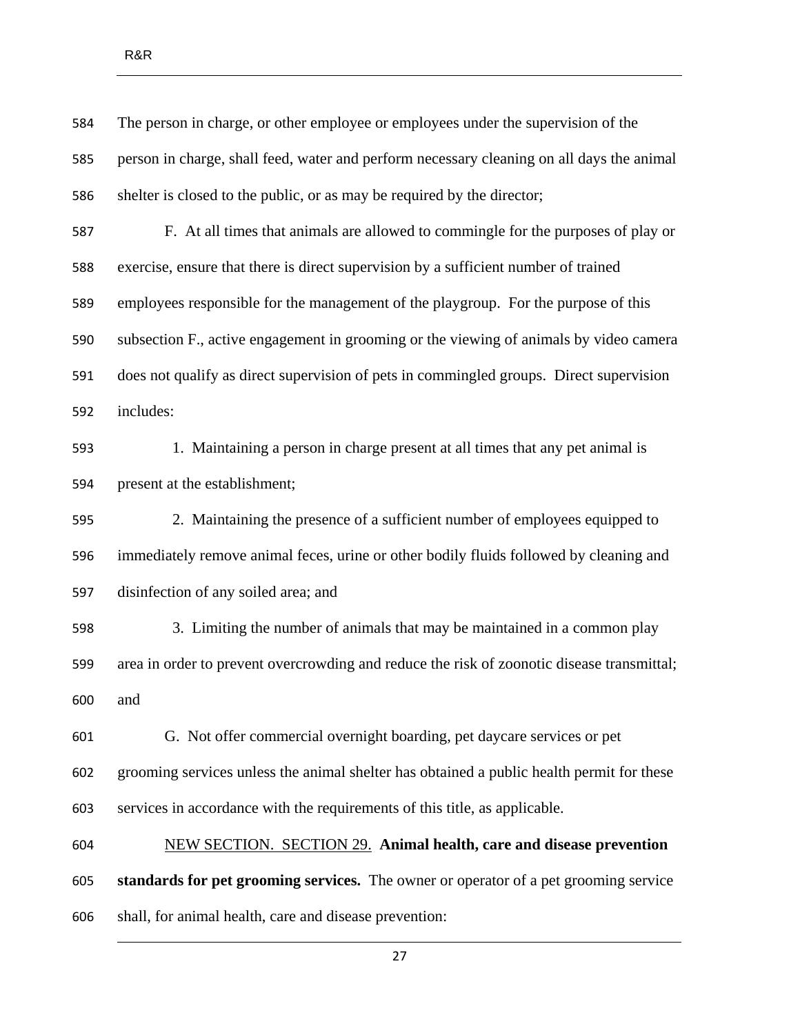The person in charge, or other employee or employees under the supervision of the person in charge, shall feed, water and perform necessary cleaning on all days the animal shelter is closed to the public, or as may be required by the director;

F. At all times that animals are allowed to commingle for the purposes of play or exercise, ensure that there is direct supervision by a sufficient number of trained employees responsible for the management of the playgroup. For the purpose of this subsection F., active engagement in grooming or the viewing of animals by video camera does not qualify as direct supervision of pets in commingled groups. Direct supervision includes:

1. Maintaining a person in charge present at all times that any pet animal is present at the establishment;

2. Maintaining the presence of a sufficient number of employees equipped to immediately remove animal feces, urine or other bodily fluids followed by cleaning and disinfection of any soiled area; and

3. Limiting the number of animals that may be maintained in a common play area in order to prevent overcrowding and reduce the risk of zoonotic disease transmittal; and

G. Not offer commercial overnight boarding, pet daycare services or pet grooming services unless the animal shelter has obtained a public health permit for these services in accordance with the requirements of this title, as applicable.

<u>NEW SECTION. SECTION 29.</u> **Animal health, care and disease prevention standards for pet grooming services.** The owner or operator of a pet grooming service shall, for animal health, care and disease prevention: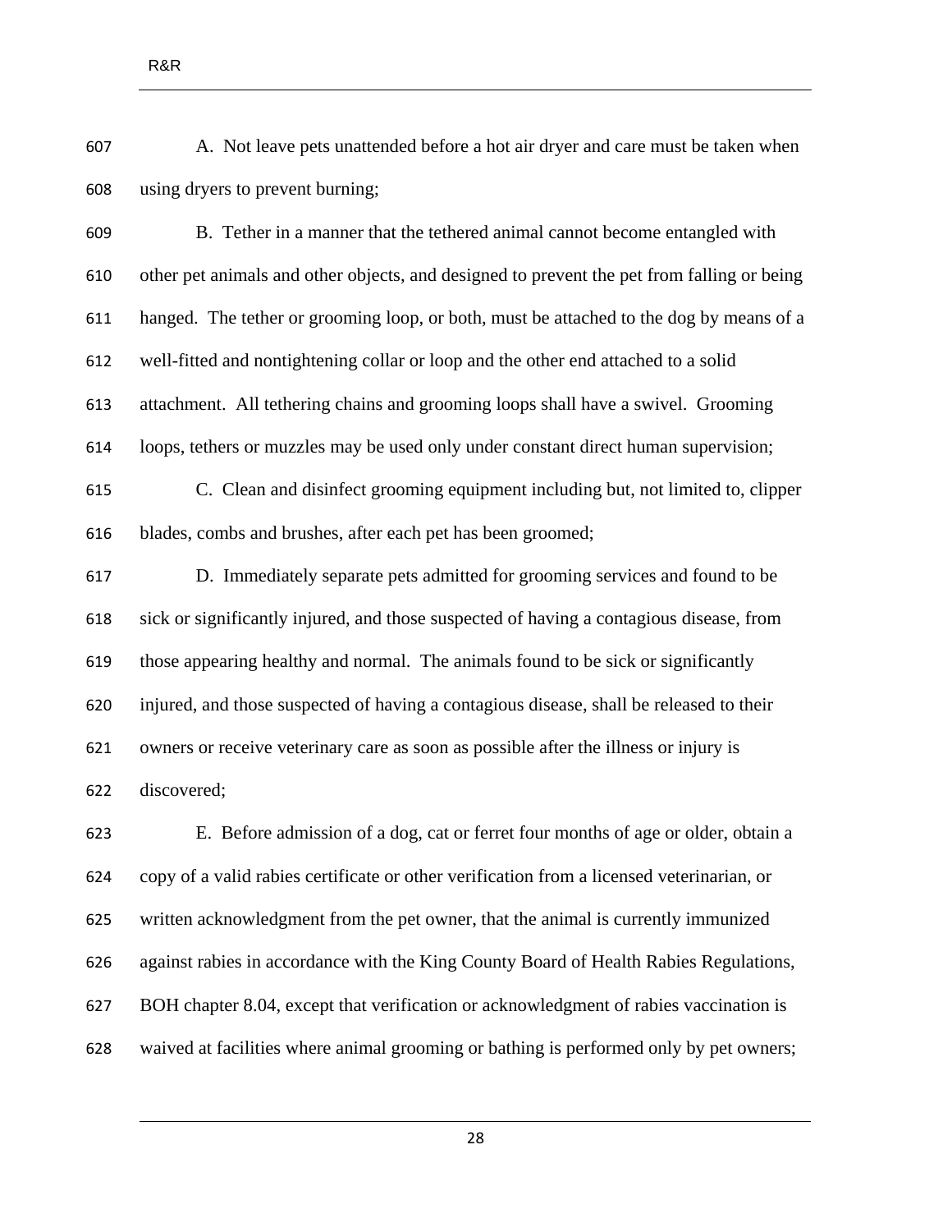A. Not leave pets unattended before a hot air dryer and care must be taken when using dryers to prevent burning;

B. Tether in a manner that the tethered animal cannot become entangled with other pet animals and other objects, and designed to prevent the pet from falling or being hanged. The tether or grooming loop, or both, must be attached to the dog by means of a well-fitted and nontightening collar or loop and the other end attached to a solid attachment. All tethering chains and grooming loops shall have a swivel. Grooming loops, tethers or muzzles may be used only under constant direct human supervision;

C. Clean and disinfect grooming equipment including but, not limited to, clipper blades, combs and brushes, after each pet has been groomed;

D. Immediately separate pets admitted for grooming services and found to be sick or significantly injured, and those suspected of having a contagious disease, from those appearing healthy and normal. The animals found to be sick or significantly injured, and those suspected of having a contagious disease, shall be released to their owners or receive veterinary care as soon as possible after the illness or injury is discovered;

E. Before admission of a dog, cat or ferret four months of age or older, obtain a copy of a valid rabies certificate or other verification from a licensed veterinarian, or written acknowledgment from the pet owner, that the animal is currently immunized against rabies in accordance with the King County Board of Health Rabies Regulations, BOH chapter 8.04, except that verification or acknowledgment of rabies vaccination is waived at facilities where animal grooming or bathing is performed only by pet owners;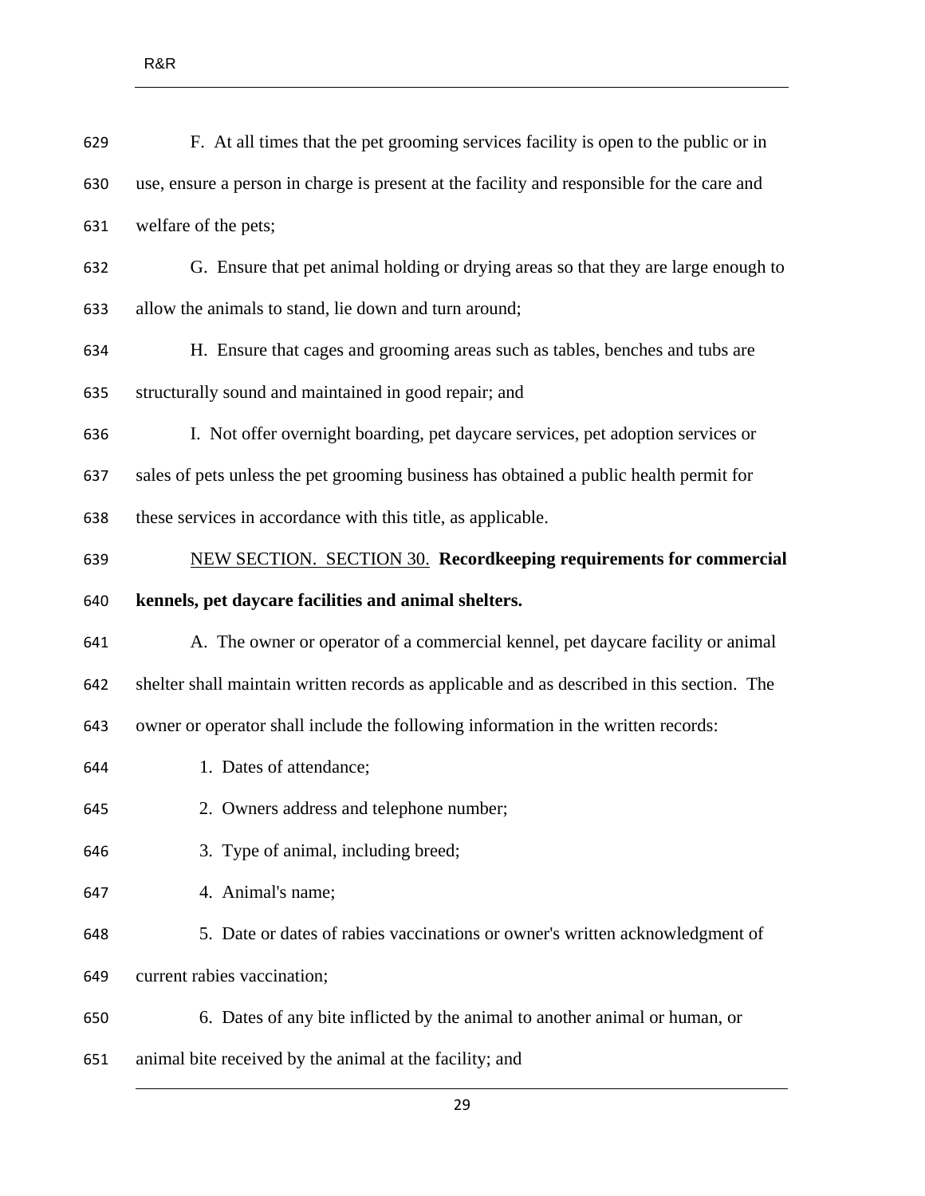F. At all times that the pet grooming services facility is open to the public or in use, ensure a person in charge is present at the facility and responsible for the care and welfare of the pets;

G. Ensure that pet animal holding or drying areas so that they are large enough to allow the animals to stand, lie down and turn around;

H. Ensure that cages and grooming areas such as tables, benches and tubs are structurally sound and maintained in good repair; and

I. Not offer overnight boarding, pet daycare services, pet adoption services or sales of pets unless the pet grooming business has obtained a public health permit for these services in accordance with this title, as applicable.

NEW SECTION. SECTION 30. **Recordkeeping requirements for commercial kennels, pet daycare facilities and animal shelters.**

A. The owner or operator of a commercial kennel, pet daycare facility or animal shelter shall maintain written records as applicable and as described in this section. The owner or operator shall include the following information in the written records:

1. Dates of attendance;
2. Owners address and telephone number;
3. Type of animal, including breed;
4. Animal's name;
5. Date or dates of rabies vaccinations or owner's written acknowledgment of current rabies vaccination;
6. Dates of any bite inflicted by the animal to another animal or human, or animal bite received by the animal at the facility; and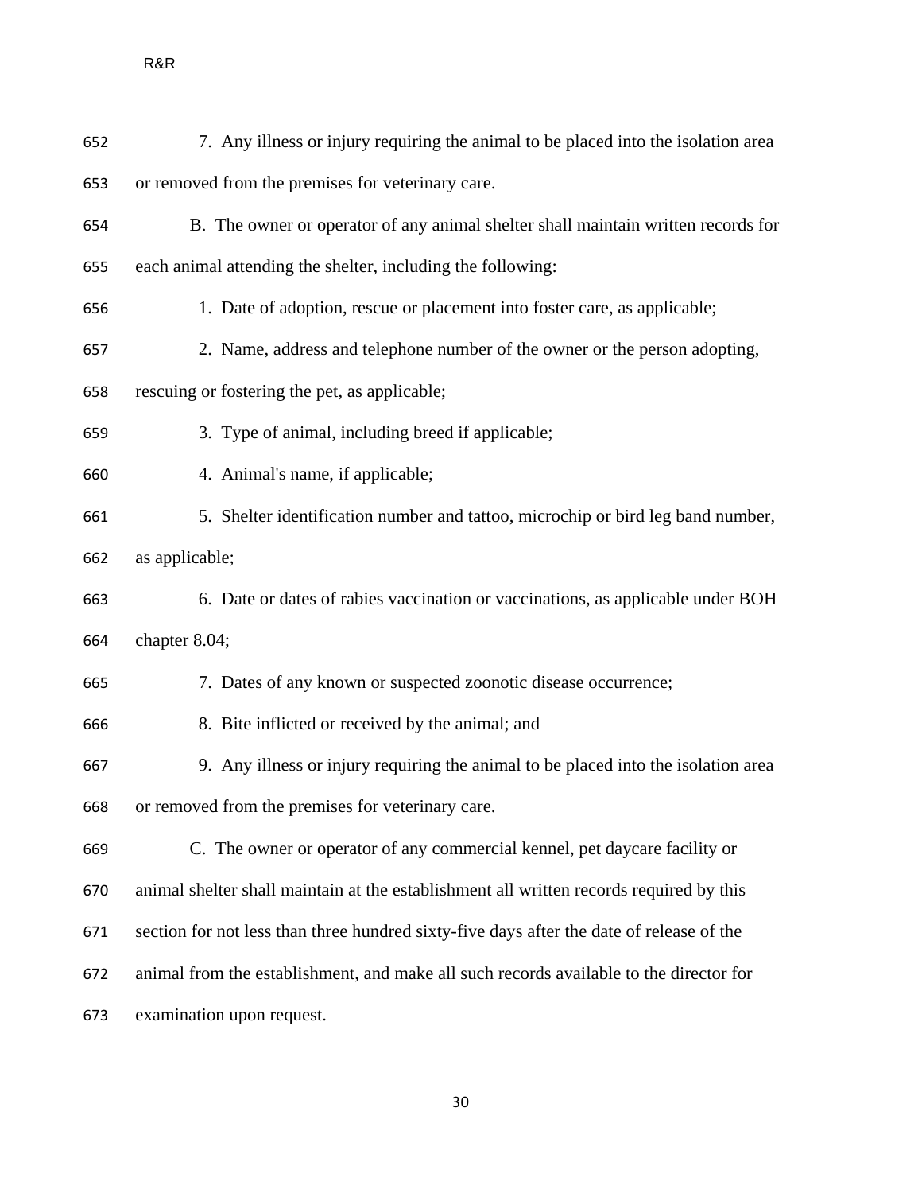7. Any illness or injury requiring the animal to be placed into the isolation area or removed from the premises for veterinary care.

B. The owner or operator of any animal shelter shall maintain written records for each animal attending the shelter, including the following:

1. Date of adoption, rescue or placement into foster care, as applicable;

2. Name, address and telephone number of the owner or the person adopting, rescuing or fostering the pet, as applicable;

3. Type of animal, including breed if applicable;

4. Animal's name, if applicable;

5. Shelter identification number and tattoo, microchip or bird leg band number, as applicable;

6. Date or dates of rabies vaccination or vaccinations, as applicable under BOH chapter 8.04;

7. Dates of any known or suspected zoonotic disease occurrence;

8. Bite inflicted or received by the animal; and

9. Any illness or injury requiring the animal to be placed into the isolation area or removed from the premises for veterinary care.

C. The owner or operator of any commercial kennel, pet daycare facility or animal shelter shall maintain at the establishment all written records required by this section for not less than three hundred sixty-five days after the date of release of the animal from the establishment, and make all such records available to the director for examination upon request.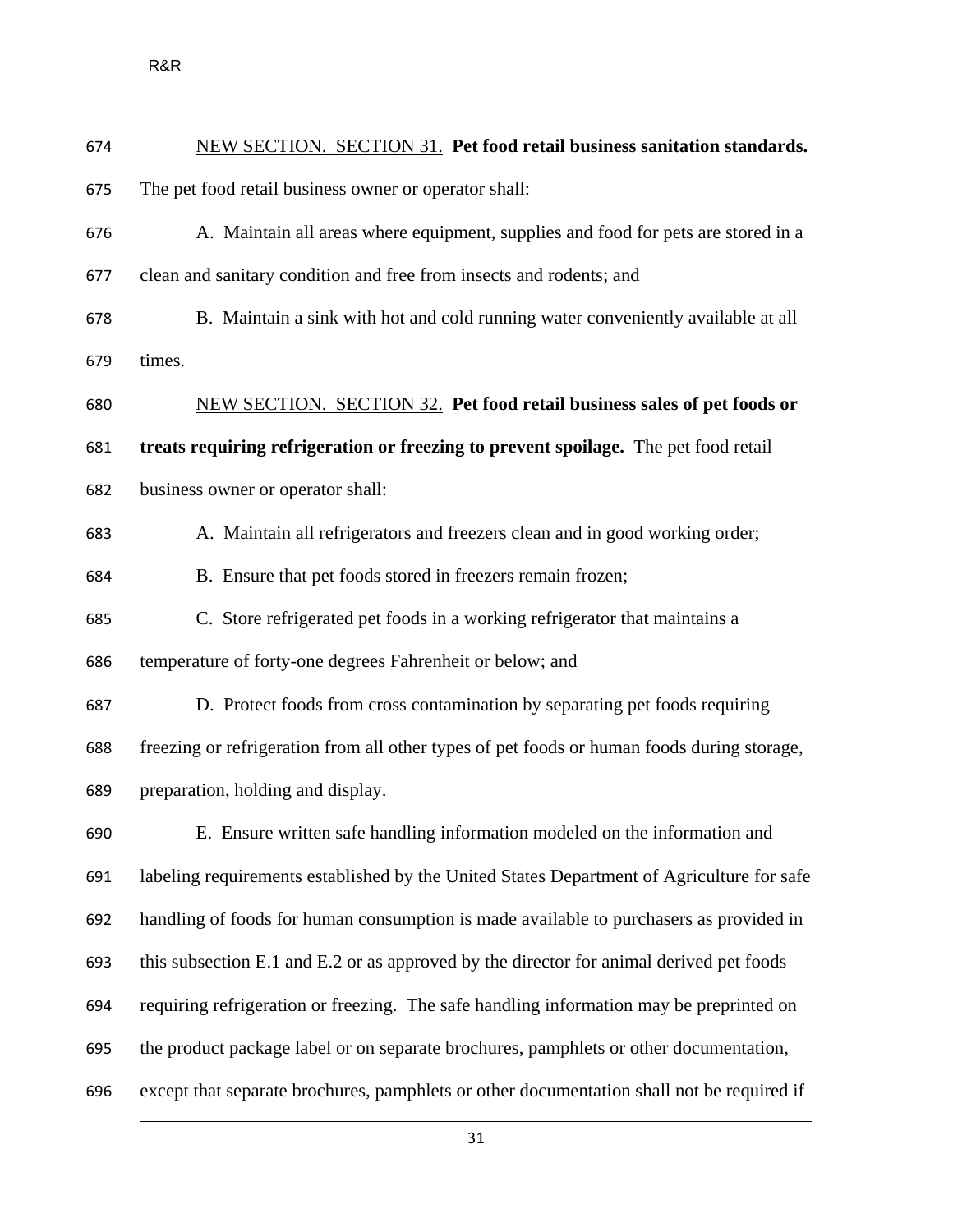<u>NEW SECTION. SECTION 31.</u> **Pet food retail business sanitation standards.** The pet food retail business owner or operator shall:

A. Maintain all areas where equipment, supplies and food for pets are stored in a clean and sanitary condition and free from insects and rodents; and

B. Maintain a sink with hot and cold running water conveniently available at all times.

<u>NEW SECTION. SECTION 32.</u> **Pet food retail business sales of pet foods or treats requiring refrigeration or freezing to prevent spoilage.** The pet food retail business owner or operator shall:

A. Maintain all refrigerators and freezers clean and in good working order;

B. Ensure that pet foods stored in freezers remain frozen;

C. Store refrigerated pet foods in a working refrigerator that maintains a temperature of forty-one degrees Fahrenheit or below; and

D. Protect foods from cross contamination by separating pet foods requiring freezing or refrigeration from all other types of pet foods or human foods during storage, preparation, holding and display.

E. Ensure written safe handling information modeled on the information and labeling requirements established by the United States Department of Agriculture for safe handling of foods for human consumption is made available to purchasers as provided in this subsection E.1 and E.2 or as approved by the director for animal derived pet foods requiring refrigeration or freezing. The safe handling information may be preprinted on the product package label or on separate brochures, pamphlets or other documentation, except that separate brochures, pamphlets or other documentation shall not be required if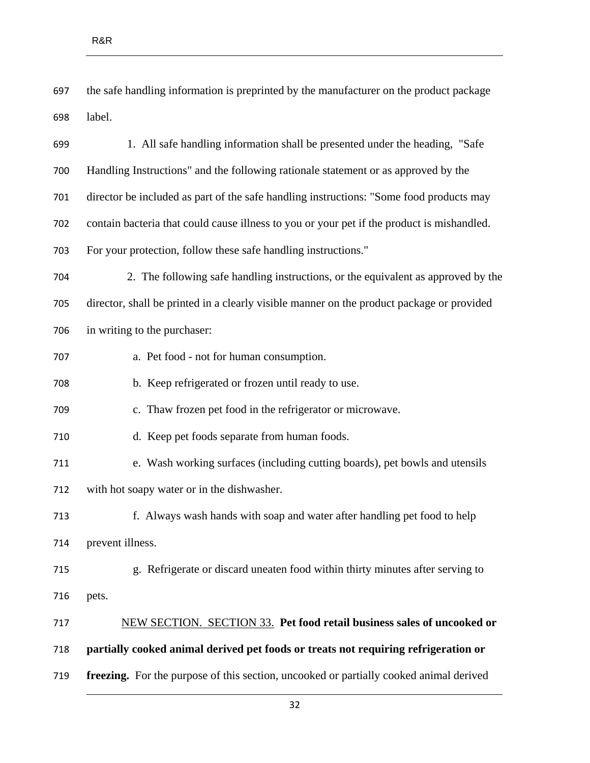the safe handling information is preprinted by the manufacturer on the product package label.

1. All safe handling information shall be presented under the heading, "Safe Handling Instructions" and the following rationale statement or as approved by the director be included as part of the safe handling instructions: "Some food products may contain bacteria that could cause illness to you or your pet if the product is mishandled. For your protection, follow these safe handling instructions."

2. The following safe handling instructions, or the equivalent as approved by the director, shall be printed in a clearly visible manner on the product package or provided in writing to the purchaser:

a. Pet food - not for human consumption.

b. Keep refrigerated or frozen until ready to use.

c. Thaw frozen pet food in the refrigerator or microwave.

d. Keep pet foods separate from human foods.

e. Wash working surfaces (including cutting boards), pet bowls and utensils with hot soapy water or in the dishwasher.

f. Always wash hands with soap and water after handling pet food to help prevent illness.

g. Refrigerate or discard uneaten food within thirty minutes after serving to pets.

NEW SECTION. SECTION 33. **Pet food retail business sales of uncooked or partially cooked animal derived pet foods or treats not requiring refrigeration or freezing.** For the purpose of this section, uncooked or partially cooked animal derived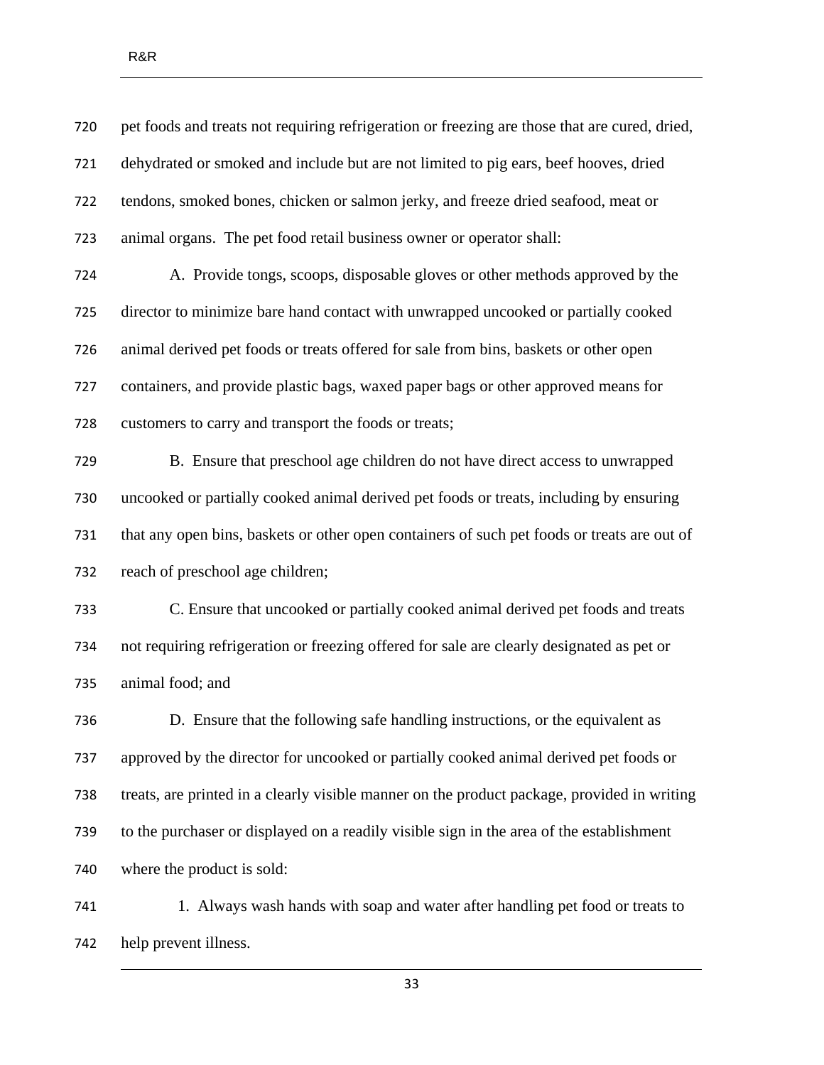pet foods and treats not requiring refrigeration or freezing are those that are cured, dried, dehydrated or smoked and include but are not limited to pig ears, beef hooves, dried tendons, smoked bones, chicken or salmon jerky, and freeze dried seafood, meat or animal organs. The pet food retail business owner or operator shall:

A. Provide tongs, scoops, disposable gloves or other methods approved by the director to minimize bare hand contact with unwrapped uncooked or partially cooked animal derived pet foods or treats offered for sale from bins, baskets or other open containers, and provide plastic bags, waxed paper bags or other approved means for customers to carry and transport the foods or treats;

B. Ensure that preschool age children do not have direct access to unwrapped uncooked or partially cooked animal derived pet foods or treats, including by ensuring that any open bins, baskets or other open containers of such pet foods or treats are out of reach of preschool age children;

C. Ensure that uncooked or partially cooked animal derived pet foods and treats not requiring refrigeration or freezing offered for sale are clearly designated as pet or animal food; and

D. Ensure that the following safe handling instructions, or the equivalent as approved by the director for uncooked or partially cooked animal derived pet foods or treats, are printed in a clearly visible manner on the product package, provided in writing to the purchaser or displayed on a readily visible sign in the area of the establishment where the product is sold:

1. Always wash hands with soap and water after handling pet food or treats to help prevent illness.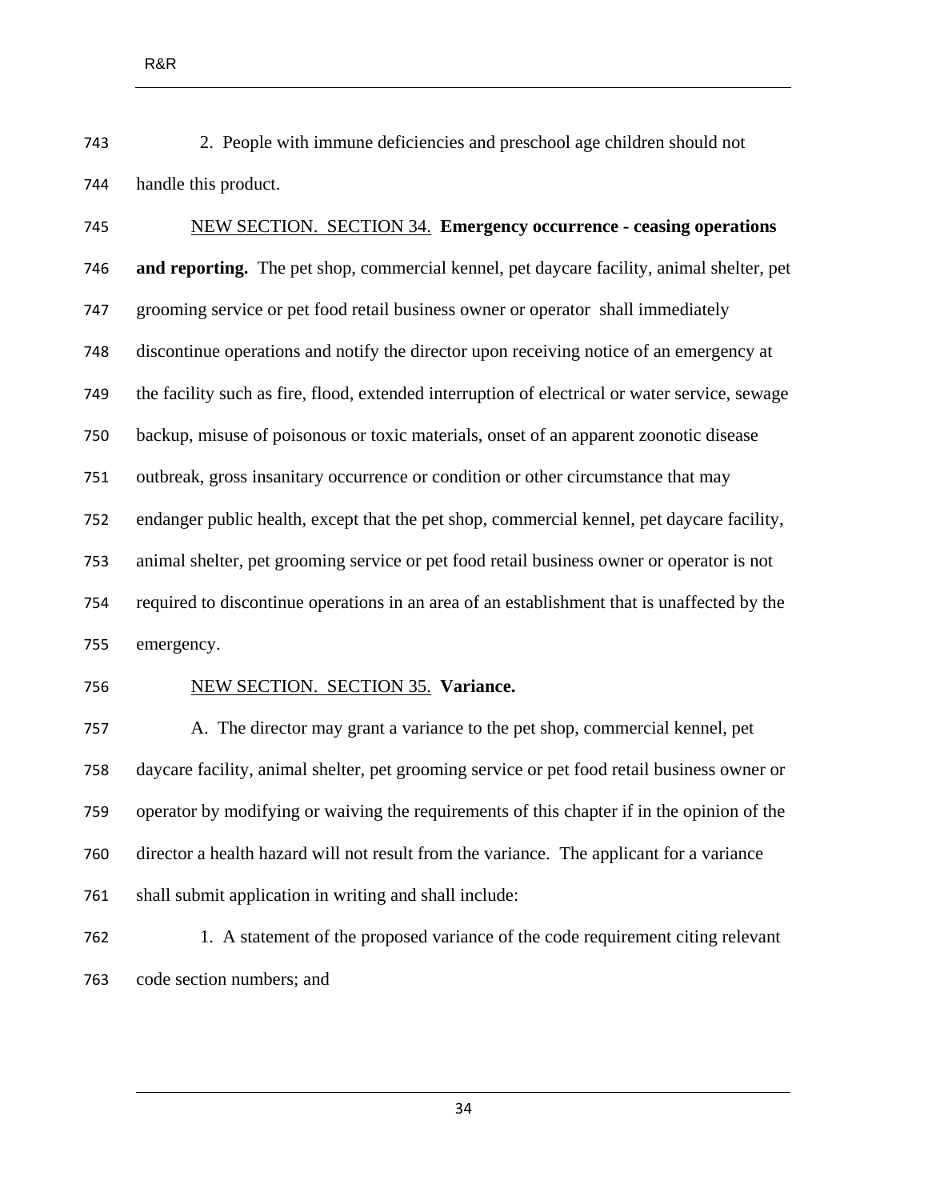2. People with immune deficiencies and preschool age children should not handle this product.

NEW SECTION. SECTION 34. **Emergency occurrence - ceasing operations and reporting.** The pet shop, commercial kennel, pet daycare facility, animal shelter, pet grooming service or pet food retail business owner or operator shall immediately discontinue operations and notify the director upon receiving notice of an emergency at the facility such as fire, flood, extended interruption of electrical or water service, sewage backup, misuse of poisonous or toxic materials, onset of an apparent zoonotic disease outbreak, gross insanitary occurrence or condition or other circumstance that may endanger public health, except that the pet shop, commercial kennel, pet daycare facility, animal shelter, pet grooming service or pet food retail business owner or operator is not required to discontinue operations in an area of an establishment that is unaffected by the emergency.

NEW SECTION. SECTION 35. **Variance.**

A. The director may grant a variance to the pet shop, commercial kennel, pet daycare facility, animal shelter, pet grooming service or pet food retail business owner or operator by modifying or waiving the requirements of this chapter if in the opinion of the director a health hazard will not result from the variance. The applicant for a variance shall submit application in writing and shall include:

1. A statement of the proposed variance of the code requirement citing relevant code section numbers; and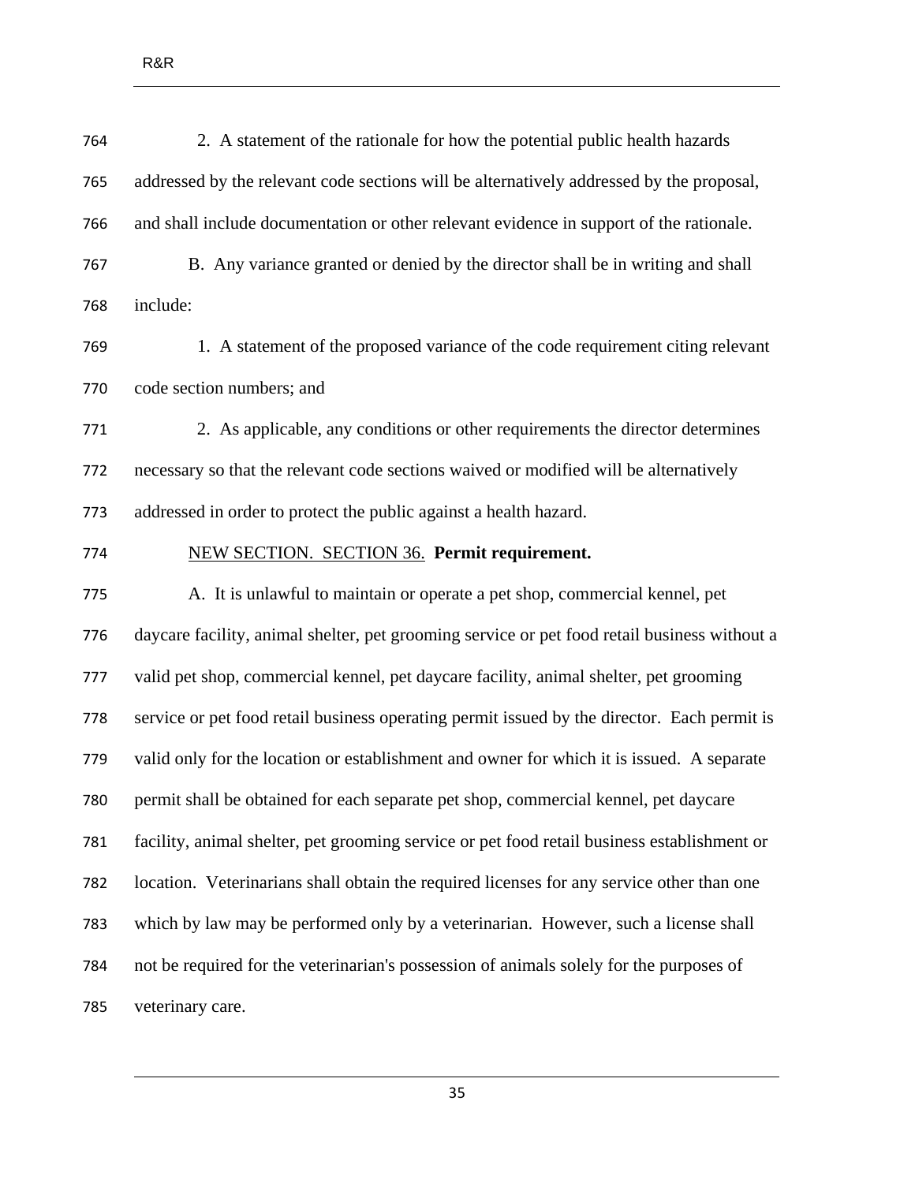2. A statement of the rationale for how the potential public health hazards addressed by the relevant code sections will be alternatively addressed by the proposal, and shall include documentation or other relevant evidence in support of the rationale.

B. Any variance granted or denied by the director shall be in writing and shall include:

1. A statement of the proposed variance of the code requirement citing relevant code section numbers; and

2. As applicable, any conditions or other requirements the director determines necessary so that the relevant code sections waived or modified will be alternatively addressed in order to protect the public against a health hazard.

NEW SECTION. SECTION 36. **Permit requirement.**

A. It is unlawful to maintain or operate a pet shop, commercial kennel, pet daycare facility, animal shelter, pet grooming service or pet food retail business without a valid pet shop, commercial kennel, pet daycare facility, animal shelter, pet grooming service or pet food retail business operating permit issued by the director. Each permit is valid only for the location or establishment and owner for which it is issued. A separate permit shall be obtained for each separate pet shop, commercial kennel, pet daycare facility, animal shelter, pet grooming service or pet food retail business establishment or location. Veterinarians shall obtain the required licenses for any service other than one which by law may be performed only by a veterinarian. However, such a license shall not be required for the veterinarian's possession of animals solely for the purposes of veterinary care.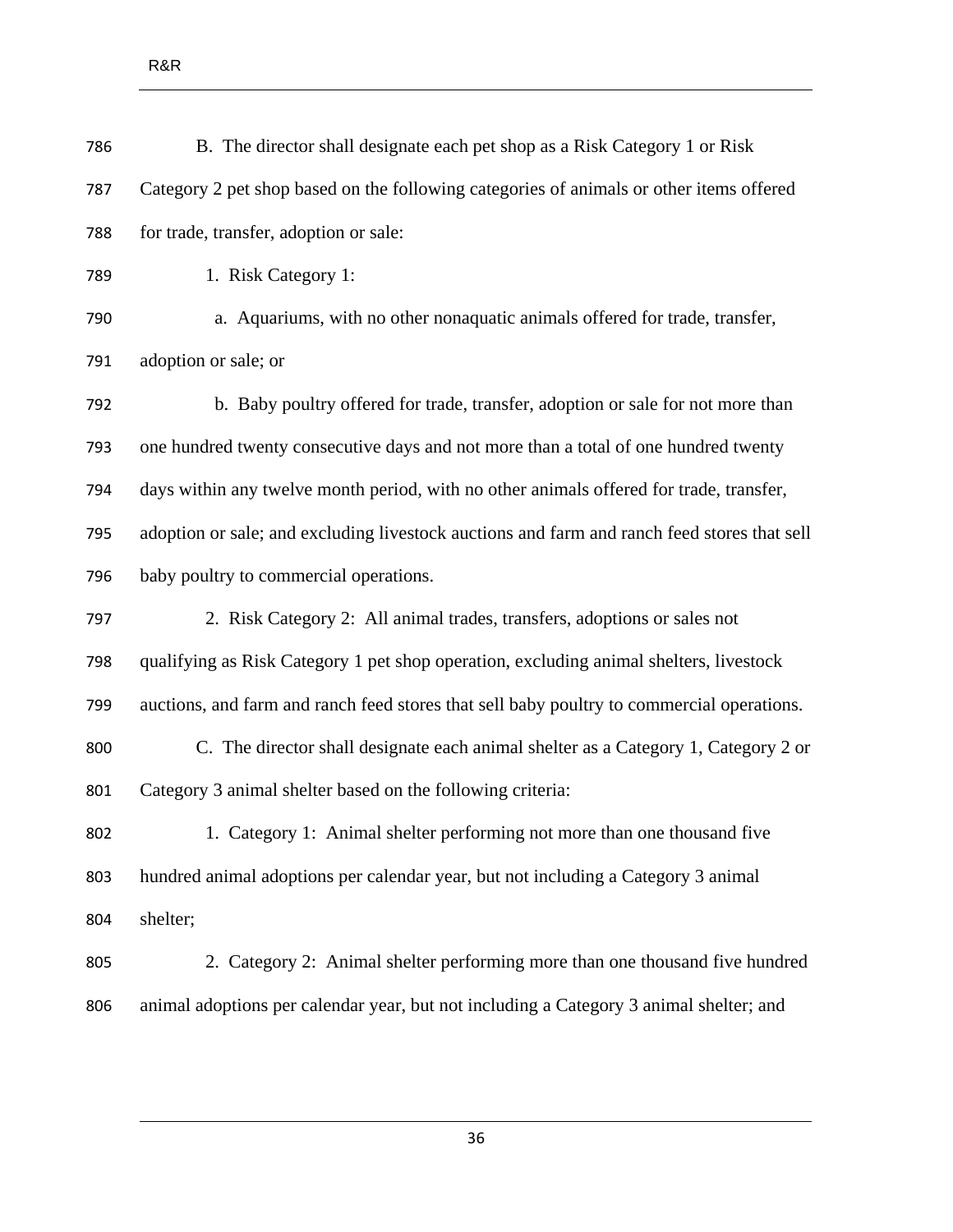B. The director shall designate each pet shop as a Risk Category 1 or Risk Category 2 pet shop based on the following categories of animals or other items offered for trade, transfer, adoption or sale:

1. Risk Category 1:

a. Aquariums, with no other nonaquatic animals offered for trade, transfer, adoption or sale; or

b. Baby poultry offered for trade, transfer, adoption or sale for not more than one hundred twenty consecutive days and not more than a total of one hundred twenty days within any twelve month period, with no other animals offered for trade, transfer, adoption or sale; and excluding livestock auctions and farm and ranch feed stores that sell baby poultry to commercial operations.

2. Risk Category 2: All animal trades, transfers, adoptions or sales not qualifying as Risk Category 1 pet shop operation, excluding animal shelters, livestock auctions, and farm and ranch feed stores that sell baby poultry to commercial operations.

C. The director shall designate each animal shelter as a Category 1, Category 2 or Category 3 animal shelter based on the following criteria:

1. Category 1: Animal shelter performing not more than one thousand five hundred animal adoptions per calendar year, but not including a Category 3 animal shelter;

2. Category 2: Animal shelter performing more than one thousand five hundred animal adoptions per calendar year, but not including a Category 3 animal shelter; and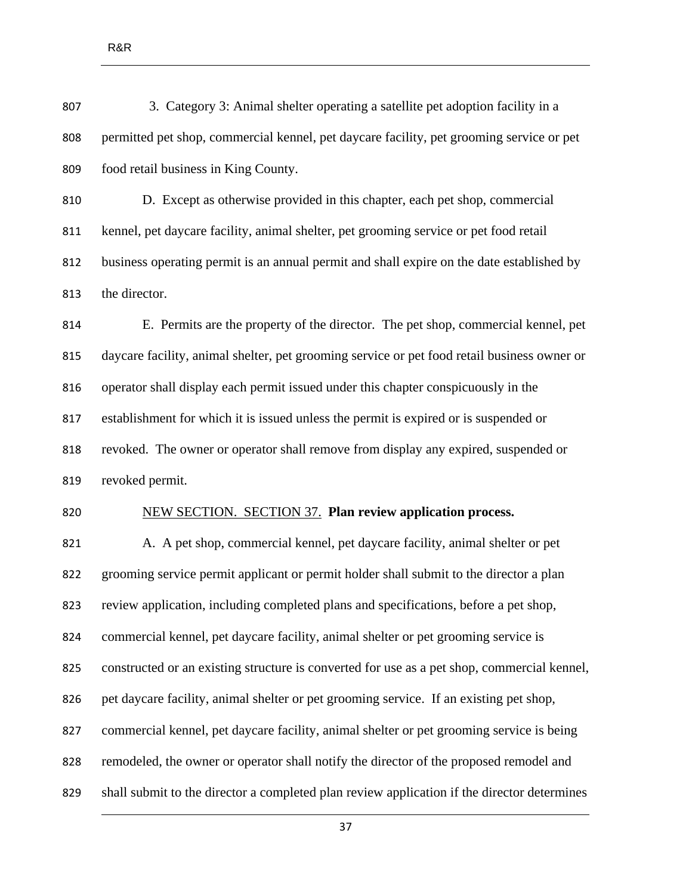3. Category 3: Animal shelter operating a satellite pet adoption facility in a permitted pet shop, commercial kennel, pet daycare facility, pet grooming service or pet food retail business in King County.

D. Except as otherwise provided in this chapter, each pet shop, commercial kennel, pet daycare facility, animal shelter, pet grooming service or pet food retail business operating permit is an annual permit and shall expire on the date established by the director.

E. Permits are the property of the director. The pet shop, commercial kennel, pet daycare facility, animal shelter, pet grooming service or pet food retail business owner or operator shall display each permit issued under this chapter conspicuously in the establishment for which it is issued unless the permit is expired or is suspended or revoked. The owner or operator shall remove from display any expired, suspended or revoked permit.

NEW SECTION. SECTION 37. **Plan review application process.**

A. A pet shop, commercial kennel, pet daycare facility, animal shelter or pet grooming service permit applicant or permit holder shall submit to the director a plan review application, including completed plans and specifications, before a pet shop, commercial kennel, pet daycare facility, animal shelter or pet grooming service is constructed or an existing structure is converted for use as a pet shop, commercial kennel, pet daycare facility, animal shelter or pet grooming service. If an existing pet shop, commercial kennel, pet daycare facility, animal shelter or pet grooming service is being remodeled, the owner or operator shall notify the director of the proposed remodel and shall submit to the director a completed plan review application if the director determines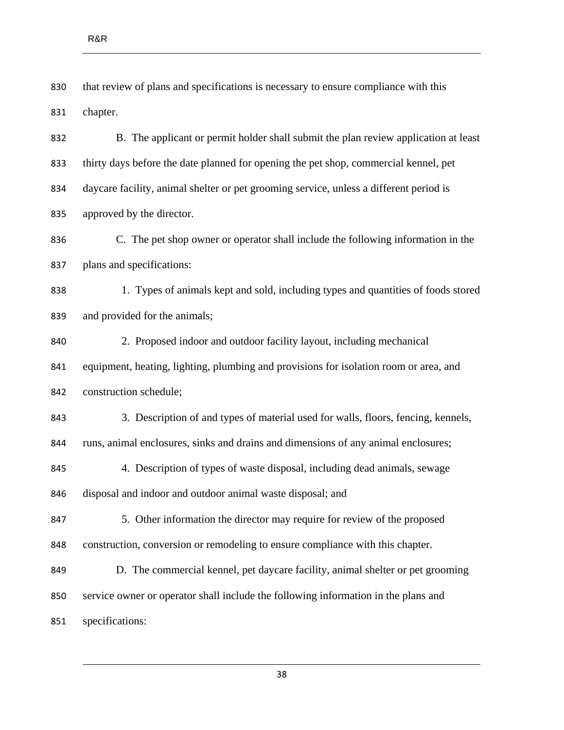that review of plans and specifications is necessary to ensure compliance with this chapter.

B. The applicant or permit holder shall submit the plan review application at least thirty days before the date planned for opening the pet shop, commercial kennel, pet daycare facility, animal shelter or pet grooming service, unless a different period is approved by the director.

C. The pet shop owner or operator shall include the following information in the plans and specifications:

1. Types of animals kept and sold, including types and quantities of foods stored and provided for the animals;

2. Proposed indoor and outdoor facility layout, including mechanical equipment, heating, lighting, plumbing and provisions for isolation room or area, and construction schedule;

3. Description of and types of material used for walls, floors, fencing, kennels, runs, animal enclosures, sinks and drains and dimensions of any animal enclosures;

4. Description of types of waste disposal, including dead animals, sewage disposal and indoor and outdoor animal waste disposal; and

5. Other information the director may require for review of the proposed construction, conversion or remodeling to ensure compliance with this chapter.

D. The commercial kennel, pet daycare facility, animal shelter or pet grooming service owner or operator shall include the following information in the plans and specifications: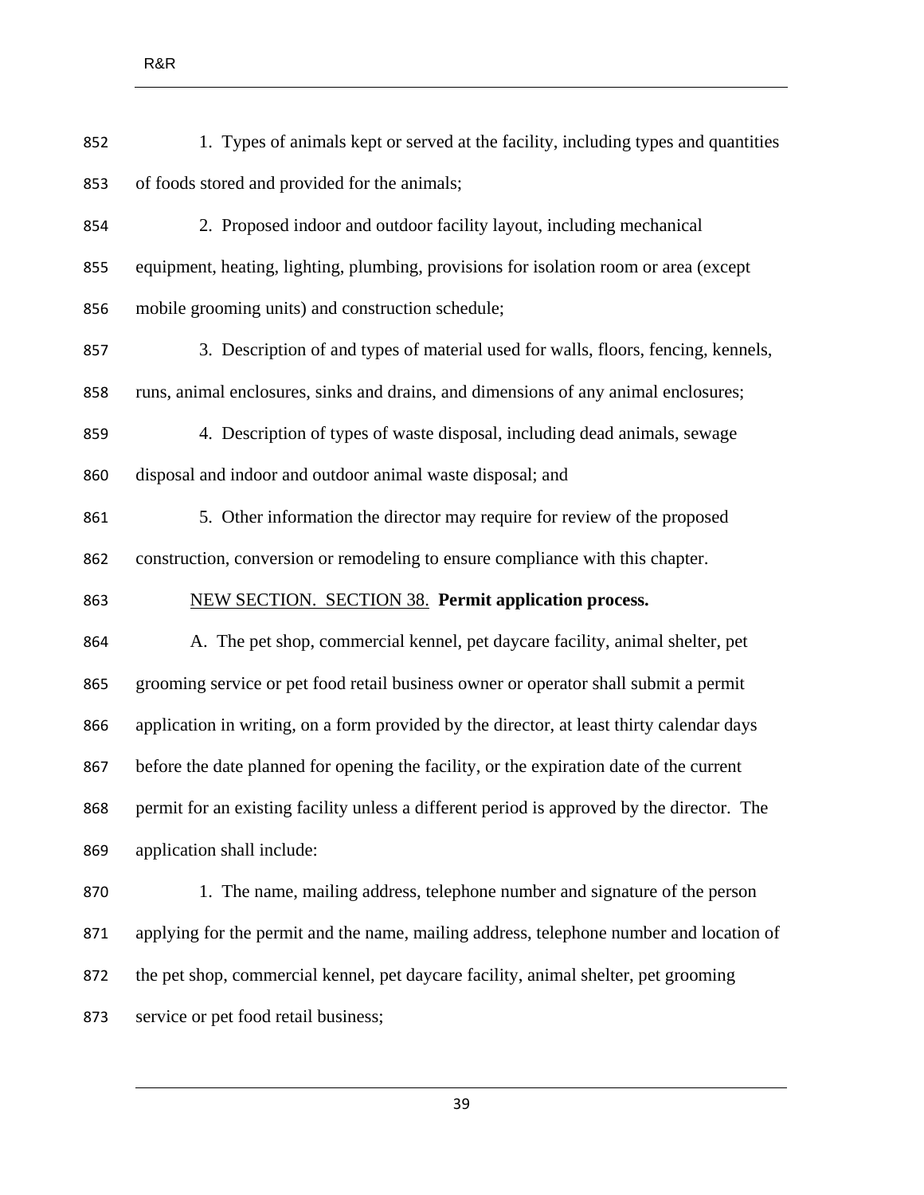1. Types of animals kept or served at the facility, including types and quantities of foods stored and provided for the animals;

2. Proposed indoor and outdoor facility layout, including mechanical equipment, heating, lighting, plumbing, provisions for isolation room or area (except mobile grooming units) and construction schedule;

3. Description of and types of material used for walls, floors, fencing, kennels, runs, animal enclosures, sinks and drains, and dimensions of any animal enclosures;

4. Description of types of waste disposal, including dead animals, sewage disposal and indoor and outdoor animal waste disposal; and

5. Other information the director may require for review of the proposed construction, conversion or remodeling to ensure compliance with this chapter.

NEW SECTION. SECTION 38. **Permit application process.**

A. The pet shop, commercial kennel, pet daycare facility, animal shelter, pet grooming service or pet food retail business owner or operator shall submit a permit application in writing, on a form provided by the director, at least thirty calendar days before the date planned for opening the facility, or the expiration date of the current permit for an existing facility unless a different period is approved by the director. The application shall include:

1. The name, mailing address, telephone number and signature of the person applying for the permit and the name, mailing address, telephone number and location of the pet shop, commercial kennel, pet daycare facility, animal shelter, pet grooming service or pet food retail business;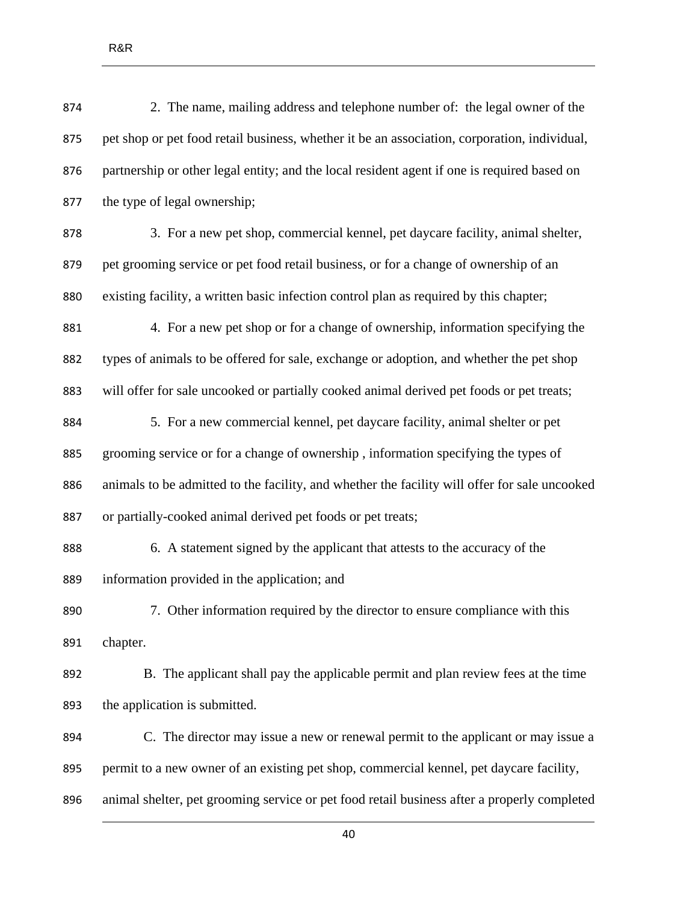2. The name, mailing address and telephone number of: the legal owner of the pet shop or pet food retail business, whether it be an association, corporation, individual, partnership or other legal entity; and the local resident agent if one is required based on the type of legal ownership;

3. For a new pet shop, commercial kennel, pet daycare facility, animal shelter, pet grooming service or pet food retail business, or for a change of ownership of an existing facility, a written basic infection control plan as required by this chapter;

4. For a new pet shop or for a change of ownership, information specifying the types of animals to be offered for sale, exchange or adoption, and whether the pet shop will offer for sale uncooked or partially cooked animal derived pet foods or pet treats;

5. For a new commercial kennel, pet daycare facility, animal shelter or pet grooming service or for a change of ownership , information specifying the types of animals to be admitted to the facility, and whether the facility will offer for sale uncooked or partially-cooked animal derived pet foods or pet treats;

6. A statement signed by the applicant that attests to the accuracy of the information provided in the application; and

7. Other information required by the director to ensure compliance with this chapter.

B. The applicant shall pay the applicable permit and plan review fees at the time the application is submitted.

C. The director may issue a new or renewal permit to the applicant or may issue a permit to a new owner of an existing pet shop, commercial kennel, pet daycare facility, animal shelter, pet grooming service or pet food retail business after a properly completed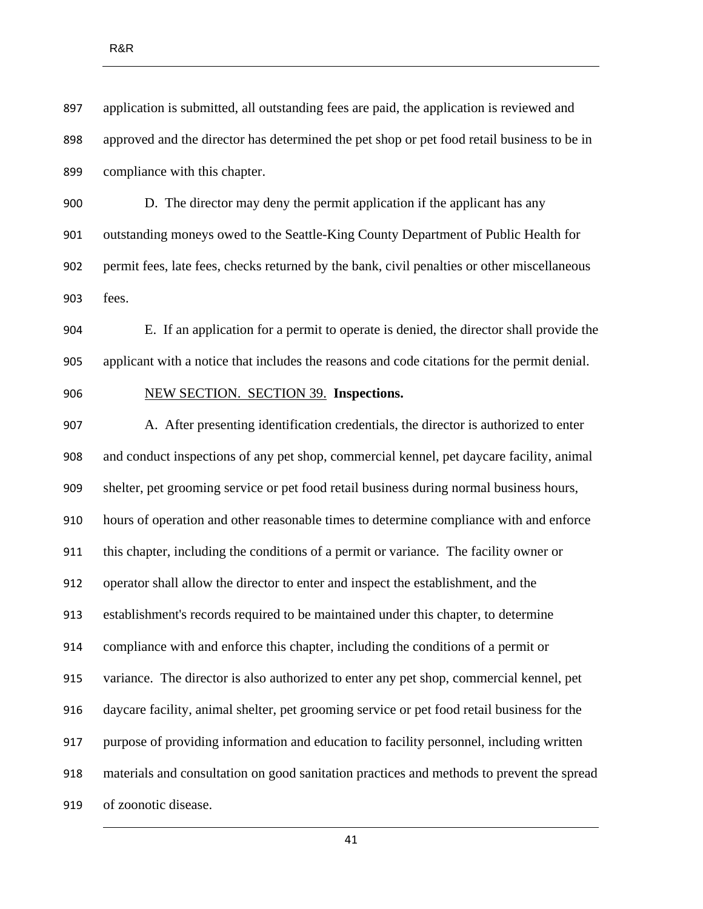application is submitted, all outstanding fees are paid, the application is reviewed and approved and the director has determined the pet shop or pet food retail business to be in compliance with this chapter.

D. The director may deny the permit application if the applicant has any outstanding moneys owed to the Seattle-King County Department of Public Health for permit fees, late fees, checks returned by the bank, civil penalties or other miscellaneous fees.

E. If an application for a permit to operate is denied, the director shall provide the applicant with a notice that includes the reasons and code citations for the permit denial.

<u>NEW SECTION. SECTION 39.</u> **Inspections.**

A. After presenting identification credentials, the director is authorized to enter and conduct inspections of any pet shop, commercial kennel, pet daycare facility, animal shelter, pet grooming service or pet food retail business during normal business hours, hours of operation and other reasonable times to determine compliance with and enforce this chapter, including the conditions of a permit or variance. The facility owner or operator shall allow the director to enter and inspect the establishment, and the establishment's records required to be maintained under this chapter, to determine compliance with and enforce this chapter, including the conditions of a permit or variance. The director is also authorized to enter any pet shop, commercial kennel, pet daycare facility, animal shelter, pet grooming service or pet food retail business for the purpose of providing information and education to facility personnel, including written materials and consultation on good sanitation practices and methods to prevent the spread of zoonotic disease.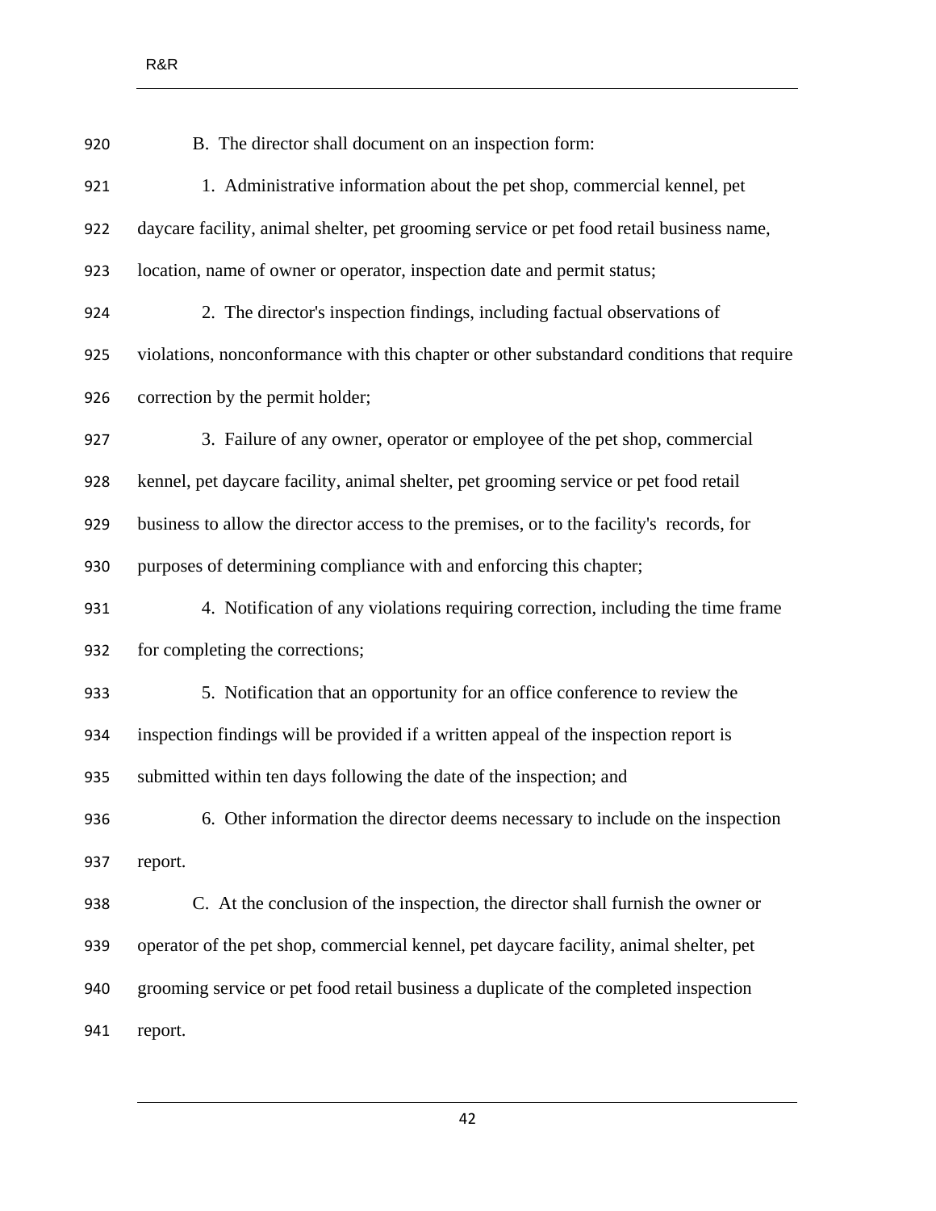B. The director shall document on an inspection form:

1. Administrative information about the pet shop, commercial kennel, pet daycare facility, animal shelter, pet grooming service or pet food retail business name, location, name of owner or operator, inspection date and permit status;

2. The director's inspection findings, including factual observations of violations, nonconformance with this chapter or other substandard conditions that require correction by the permit holder;

3. Failure of any owner, operator or employee of the pet shop, commercial kennel, pet daycare facility, animal shelter, pet grooming service or pet food retail business to allow the director access to the premises, or to the facility's records, for purposes of determining compliance with and enforcing this chapter;

4. Notification of any violations requiring correction, including the time frame for completing the corrections;

5. Notification that an opportunity for an office conference to review the inspection findings will be provided if a written appeal of the inspection report is submitted within ten days following the date of the inspection; and

6. Other information the director deems necessary to include on the inspection report.

C. At the conclusion of the inspection, the director shall furnish the owner or operator of the pet shop, commercial kennel, pet daycare facility, animal shelter, pet grooming service or pet food retail business a duplicate of the completed inspection report.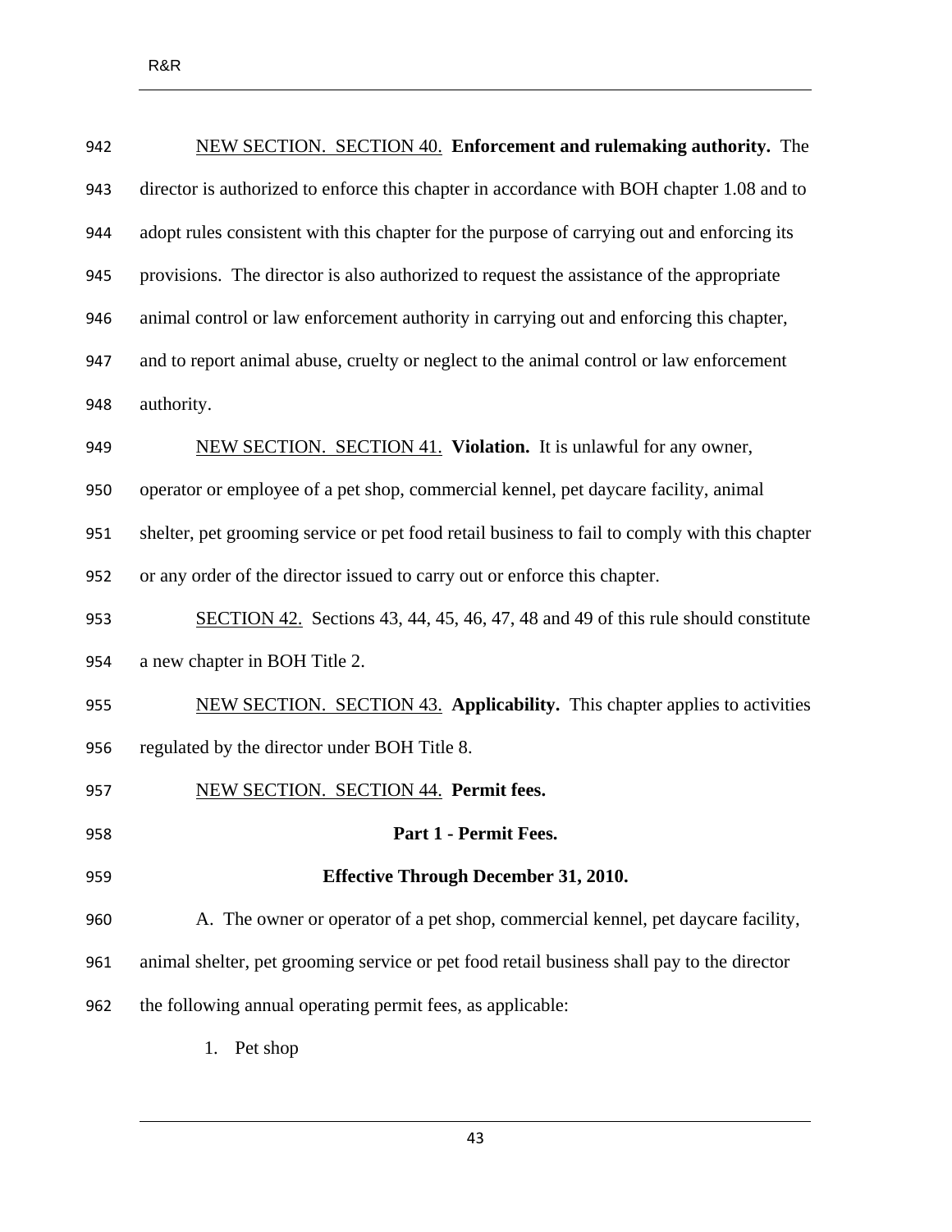NEW SECTION. SECTION 40. **Enforcement and rulemaking authority.** The director is authorized to enforce this chapter in accordance with BOH chapter 1.08 and to adopt rules consistent with this chapter for the purpose of carrying out and enforcing its provisions. The director is also authorized to request the assistance of the appropriate animal control or law enforcement authority in carrying out and enforcing this chapter, and to report animal abuse, cruelty or neglect to the animal control or law enforcement authority.

NEW SECTION. SECTION 41. **Violation.** It is unlawful for any owner, operator or employee of a pet shop, commercial kennel, pet daycare facility, animal shelter, pet grooming service or pet food retail business to fail to comply with this chapter or any order of the director issued to carry out or enforce this chapter.

SECTION 42. Sections 43, 44, 45, 46, 47, 48 and 49 of this rule should constitute a new chapter in BOH Title 2.

NEW SECTION. SECTION 43. **Applicability.** This chapter applies to activities regulated by the director under BOH Title 8.

NEW SECTION. SECTION 44. **Permit fees.**

**Part 1 - Permit Fees.**

**Effective Through December 31, 2010.**

A. The owner or operator of a pet shop, commercial kennel, pet daycare facility, animal shelter, pet grooming service or pet food retail business shall pay to the director the following annual operating permit fees, as applicable:

1. Pet shop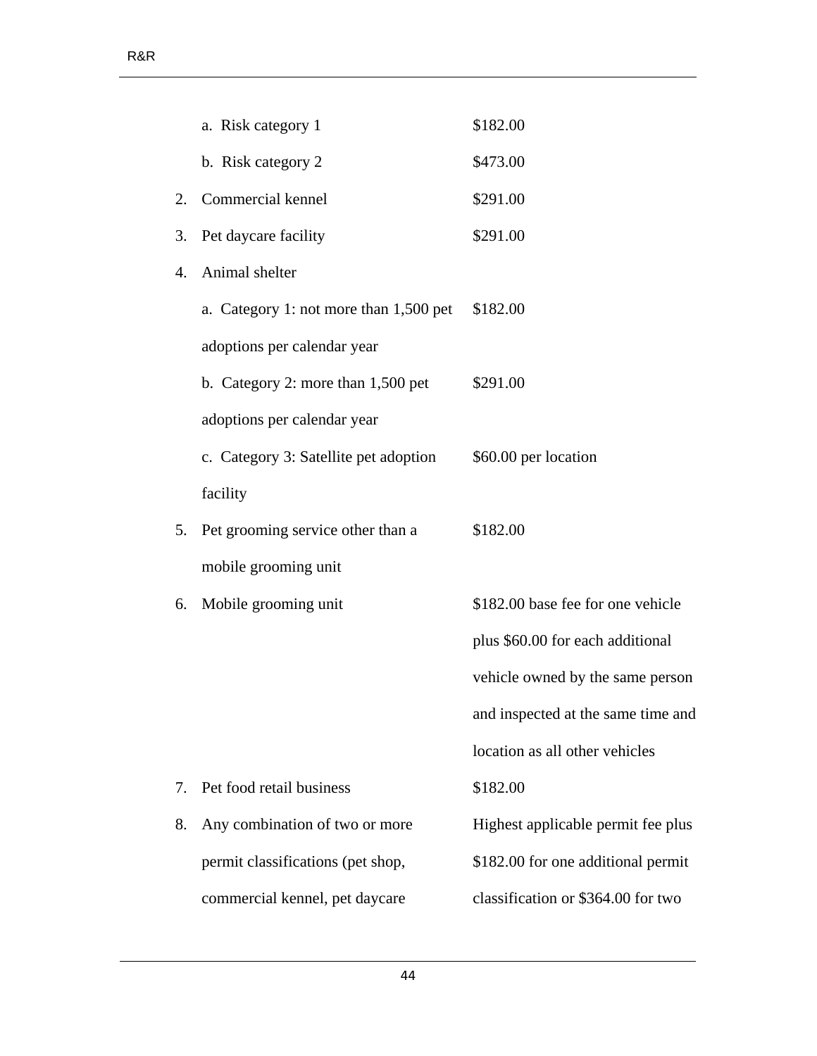| | | |
|---|---|---|
| | a. Risk category 1 | $182.00 |
| | b. Risk category 2 | $473.00 |
| 2. | Commercial kennel | $291.00 |
| 3. | Pet daycare facility | $291.00 |
| 4. | Animal shelter | |
| | a. Category 1: not more than 1,500 pet adoptions per calendar year | $182.00 |
| | b. Category 2: more than 1,500 pet adoptions per calendar year | $291.00 |
| | c. Category 3: Satellite pet adoption facility | $60.00 per location |
| 5. | Pet grooming service other than a mobile grooming unit | $182.00 |
| 6. | Mobile grooming unit | $182.00 base fee for one vehicle plus $60.00 for each additional vehicle owned by the same person and inspected at the same time and location as all other vehicles |
| 7. | Pet food retail business | $182.00 |
| 8. | Any combination of two or more permit classifications (pet shop, commercial kennel, pet daycare | Highest applicable permit fee plus $182.00 for one additional permit classification or $364.00 for two |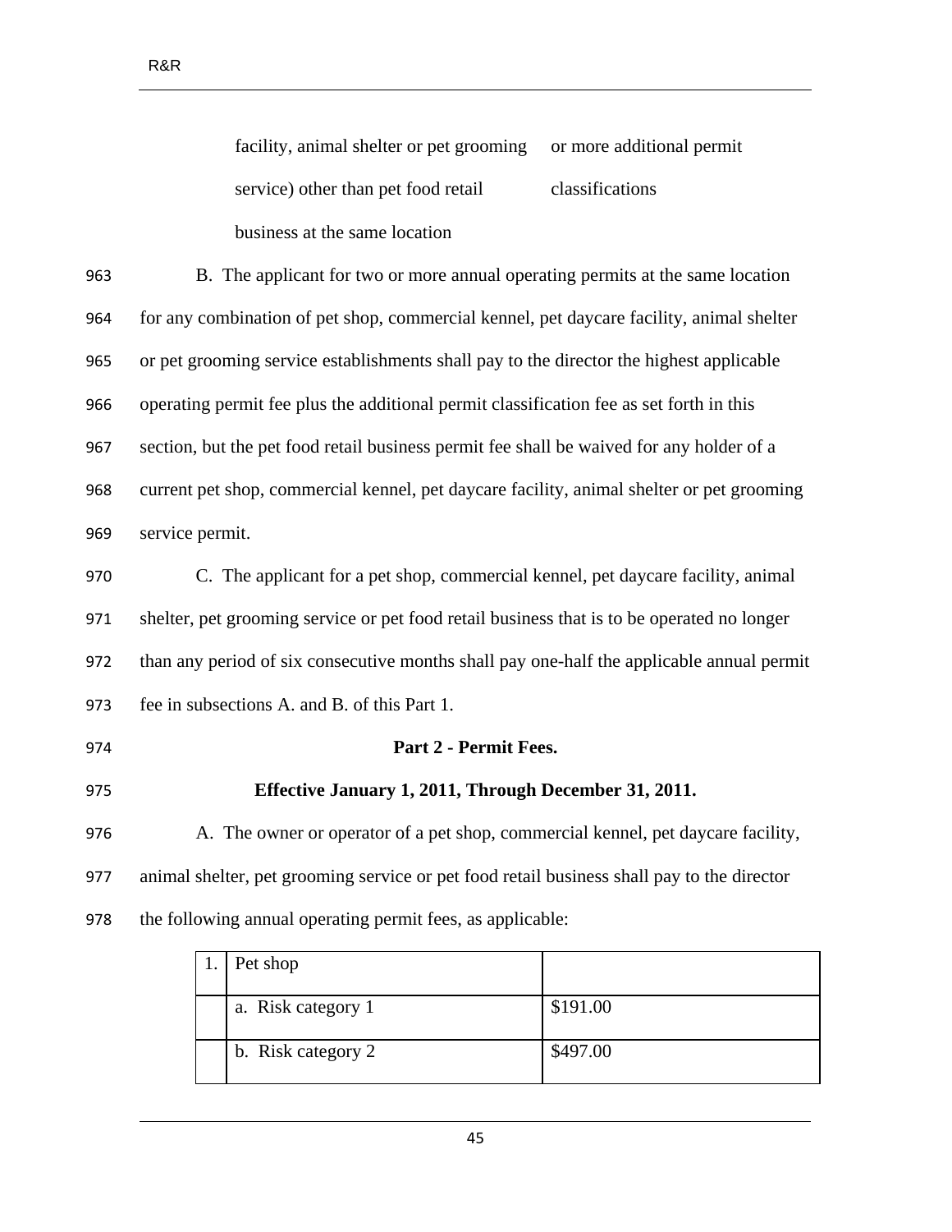| | facility, animal shelter or pet grooming service) other than pet food retail business at the same location | or more additional permit classifications |
|---|---|---|

B. The applicant for two or more annual operating permits at the same location for any combination of pet shop, commercial kennel, pet daycare facility, animal shelter or pet grooming service establishments shall pay to the director the highest applicable operating permit fee plus the additional permit classification fee as set forth in this section, but the pet food retail business permit fee shall be waived for any holder of a current pet shop, commercial kennel, pet daycare facility, animal shelter or pet grooming service permit.

C. The applicant for a pet shop, commercial kennel, pet daycare facility, animal shelter, pet grooming service or pet food retail business that is to be operated no longer than any period of six consecutive months shall pay one-half the applicable annual permit fee in subsections A. and B. of this Part 1.

**Part 2 - Permit Fees.**

**Effective January 1, 2011, Through December 31, 2011.**

A. The owner or operator of a pet shop, commercial kennel, pet daycare facility, animal shelter, pet grooming service or pet food retail business shall pay to the director the following annual operating permit fees, as applicable:

| 1. | Pet shop | |
|---|---|---|
| | a. Risk category 1 | $191.00 |
| | b. Risk category 2 | $497.00 |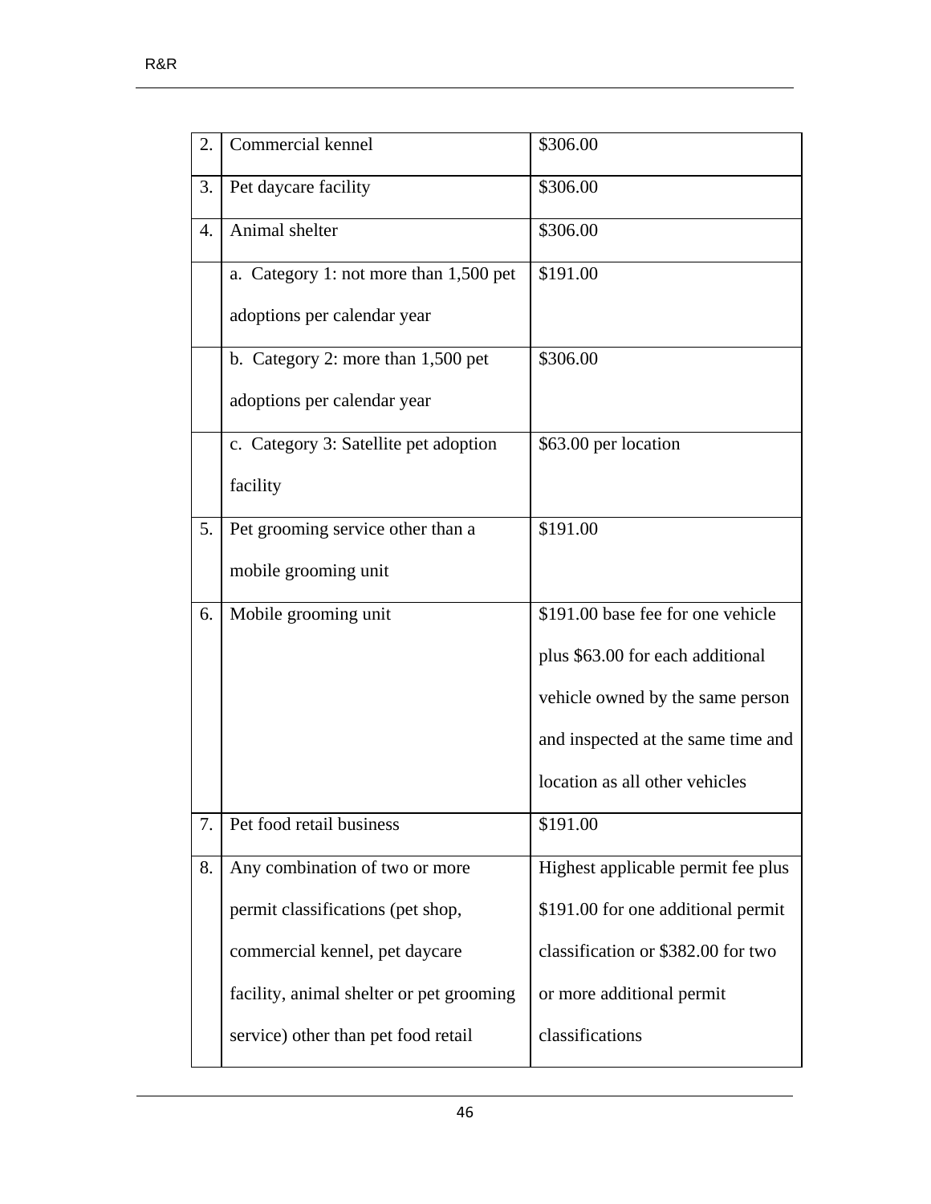| | | |
|---|---|---|
| 2. | Commercial kennel | $306.00 |
| 3. | Pet daycare facility | $306.00 |
| 4. | Animal shelter | $306.00 |
| | a. Category 1: not more than 1,500 pet adoptions per calendar year | $191.00 |
| | b. Category 2: more than 1,500 pet adoptions per calendar year | $306.00 |
| | c. Category 3: Satellite pet adoption facility | $63.00 per location |
| 5. | Pet grooming service other than a mobile grooming unit | $191.00 |
| 6. | Mobile grooming unit | $191.00 base fee for one vehicle plus $63.00 for each additional vehicle owned by the same person and inspected at the same time and location as all other vehicles |
| 7. | Pet food retail business | $191.00 |
| 8. | Any combination of two or more permit classifications (pet shop, commercial kennel, pet daycare facility, animal shelter or pet grooming service) other than pet food retail | Highest applicable permit fee plus $191.00 for one additional permit classification or $382.00 for two or more additional permit classifications |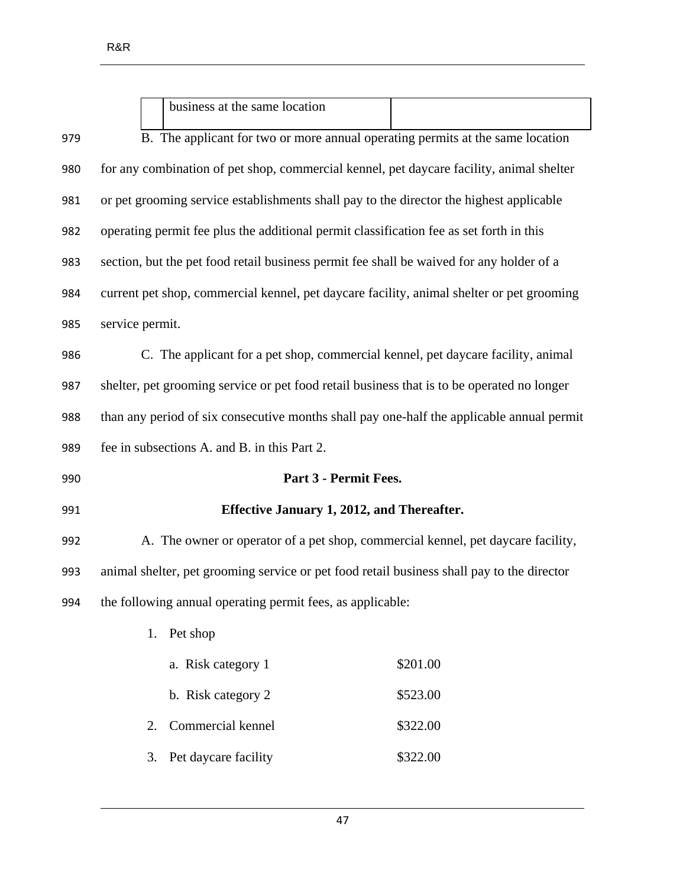| | business at the same location | |
|---|---|---|

B. The applicant for two or more annual operating permits at the same location for any combination of pet shop, commercial kennel, pet daycare facility, animal shelter or pet grooming service establishments shall pay to the director the highest applicable operating permit fee plus the additional permit classification fee as set forth in this section, but the pet food retail business permit fee shall be waived for any holder of a current pet shop, commercial kennel, pet daycare facility, animal shelter or pet grooming service permit.

C. The applicant for a pet shop, commercial kennel, pet daycare facility, animal shelter, pet grooming service or pet food retail business that is to be operated no longer than any period of six consecutive months shall pay one-half the applicable annual permit fee in subsections A. and B. in this Part 2.

**Part 3 - Permit Fees.**

**Effective January 1, 2012, and Thereafter.**

A. The owner or operator of a pet shop, commercial kennel, pet daycare facility, animal shelter, pet grooming service or pet food retail business shall pay to the director the following annual operating permit fees, as applicable:

1. Pet shop
   - a. Risk category 1 — $201.00
   - b. Risk category 2 — $523.00
2. Commercial kennel — $322.00
3. Pet daycare facility — $322.00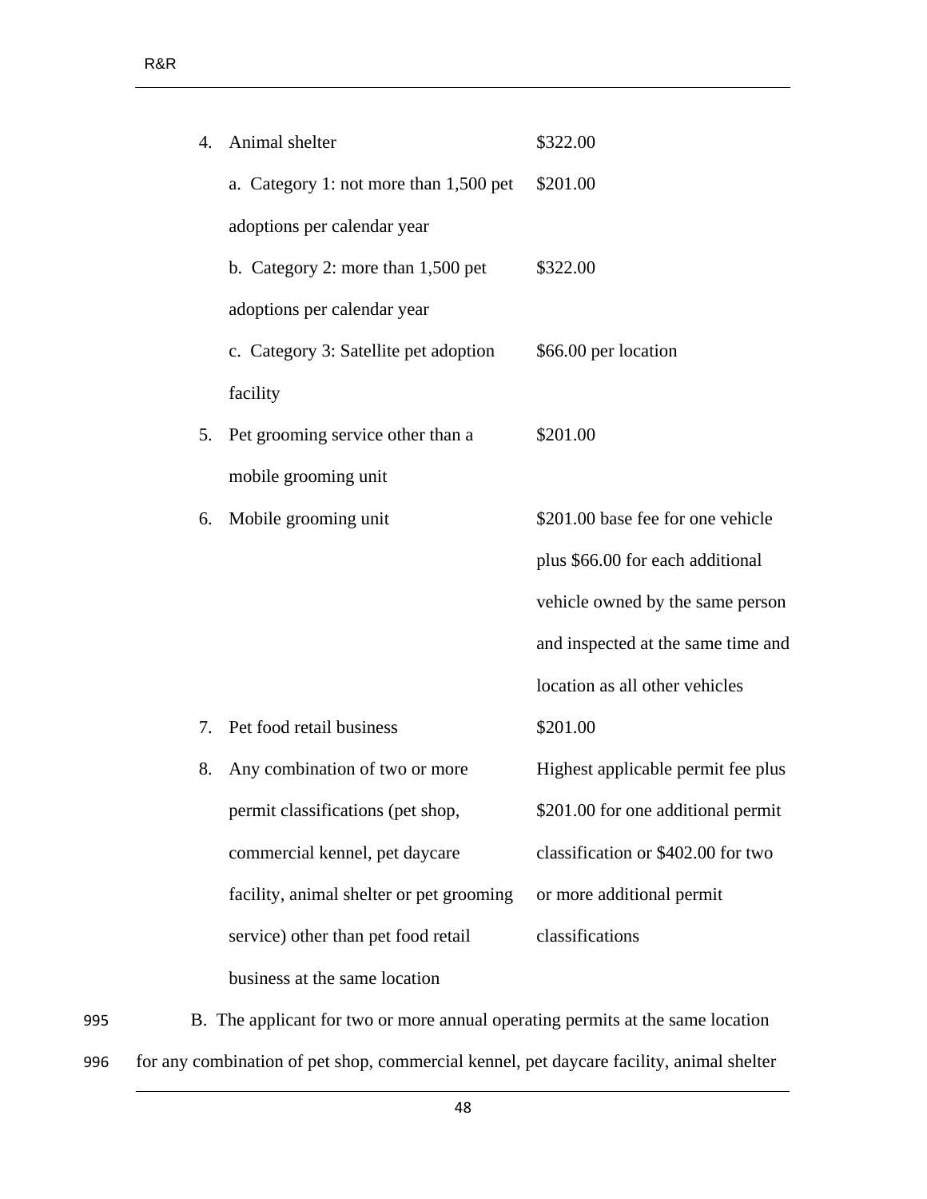| | | |
|---|---|---|
| 4. | Animal shelter | $322.00 |
| | a. Category 1: not more than 1,500 pet adoptions per calendar year | $201.00 |
| | b. Category 2: more than 1,500 pet adoptions per calendar year | $322.00 |
| | c. Category 3: Satellite pet adoption facility | $66.00 per location |
| 5. | Pet grooming service other than a mobile grooming unit | $201.00 |
| 6. | Mobile grooming unit | $201.00 base fee for one vehicle plus $66.00 for each additional vehicle owned by the same person and inspected at the same time and location as all other vehicles |
| 7. | Pet food retail business | $201.00 |
| 8. | Any combination of two or more permit classifications (pet shop, commercial kennel, pet daycare facility, animal shelter or pet grooming service) other than pet food retail business at the same location | Highest applicable permit fee plus $201.00 for one additional permit classification or $402.00 for two or more additional permit classifications |

995 B. The applicant for two or more annual operating permits at the same location

996 for any combination of pet shop, commercial kennel, pet daycare facility, animal shelter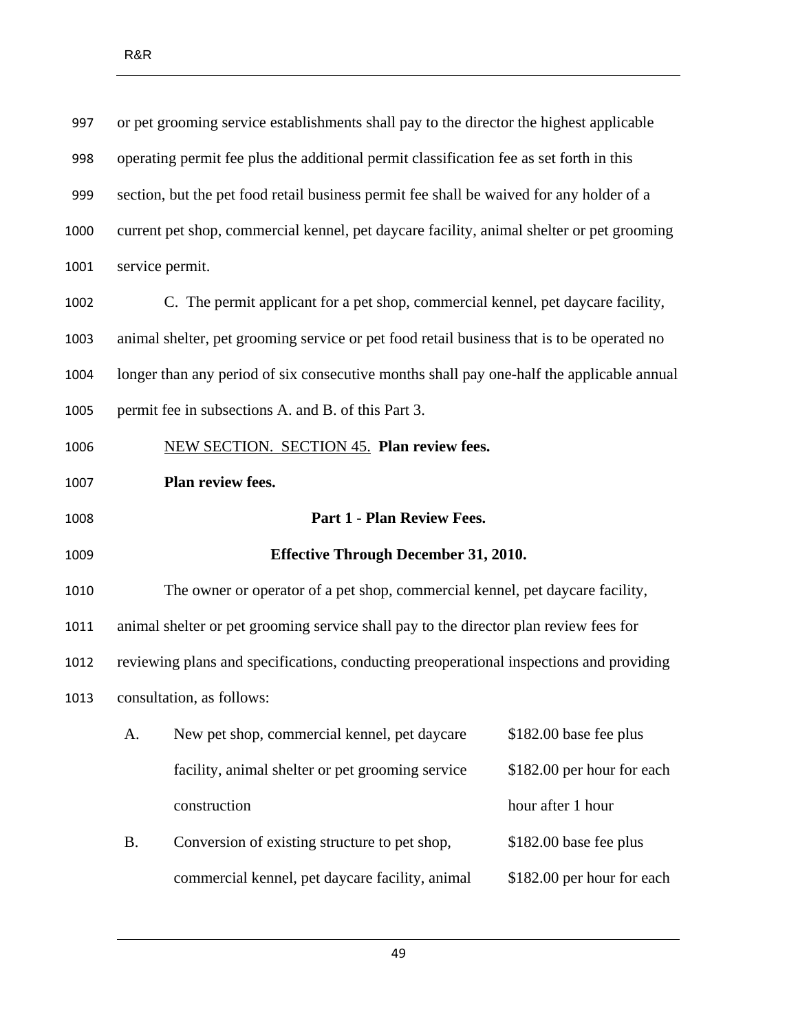or pet grooming service establishments shall pay to the director the highest applicable operating permit fee plus the additional permit classification fee as set forth in this section, but the pet food retail business permit fee shall be waived for any holder of a current pet shop, commercial kennel, pet daycare facility, animal shelter or pet grooming service permit.

C. The permit applicant for a pet shop, commercial kennel, pet daycare facility, animal shelter, pet grooming service or pet food retail business that is to be operated no longer than any period of six consecutive months shall pay one-half the applicable annual permit fee in subsections A. and B. of this Part 3.

NEW SECTION. SECTION 45. **Plan review fees.**

**Plan review fees.**

**Part 1 - Plan Review Fees.**

**Effective Through December 31, 2010.**

The owner or operator of a pet shop, commercial kennel, pet daycare facility, animal shelter or pet grooming service shall pay to the director plan review fees for reviewing plans and specifications, conducting preoperational inspections and providing consultation, as follows:

| | | |
|---|---|---|
| A. | New pet shop, commercial kennel, pet daycare facility, animal shelter or pet grooming service construction | $182.00 base fee plus $182.00 per hour for each hour after 1 hour |
| B. | Conversion of existing structure to pet shop, commercial kennel, pet daycare facility, animal | $182.00 base fee plus $182.00 per hour for each |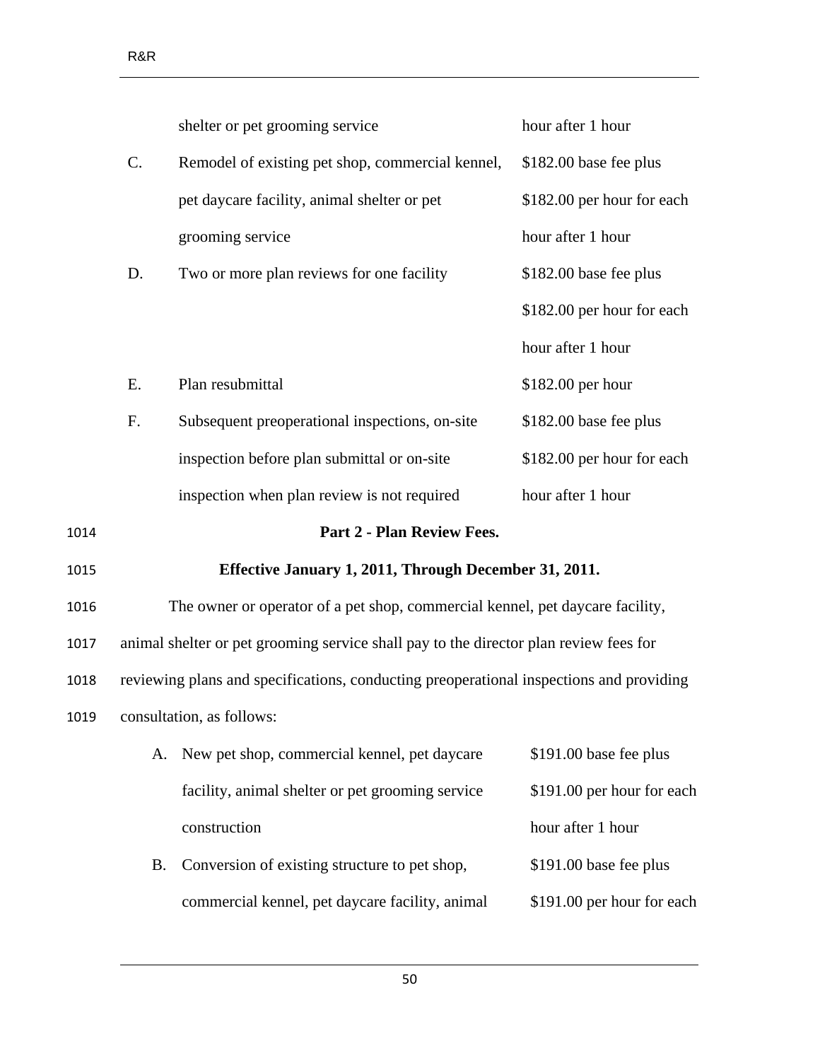| | | |
|---|---|---|
| | shelter or pet grooming service | hour after 1 hour |
| C. | Remodel of existing pet shop, commercial kennel, pet daycare facility, animal shelter or pet grooming service | $182.00 base fee plus $182.00 per hour for each hour after 1 hour |
| D. | Two or more plan reviews for one facility | $182.00 base fee plus $182.00 per hour for each hour after 1 hour |
| E. | Plan resubmittal | $182.00 per hour |
| F. | Subsequent preoperational inspections, on-site inspection before plan submittal or on-site inspection when plan review is not required | $182.00 base fee plus $182.00 per hour for each hour after 1 hour |

1014 **Part 2 - Plan Review Fees.**

1015 **Effective January 1, 2011, Through December 31, 2011.**

1016 The owner or operator of a pet shop, commercial kennel, pet daycare facility,
1017 animal shelter or pet grooming service shall pay to the director plan review fees for
1018 reviewing plans and specifications, conducting preoperational inspections and providing
1019 consultation, as follows:

| | | |
|---|---|---|
| A. | New pet shop, commercial kennel, pet daycare facility, animal shelter or pet grooming service construction | $191.00 base fee plus $191.00 per hour for each hour after 1 hour |
| B. | Conversion of existing structure to pet shop, commercial kennel, pet daycare facility, animal | $191.00 base fee plus $191.00 per hour for each |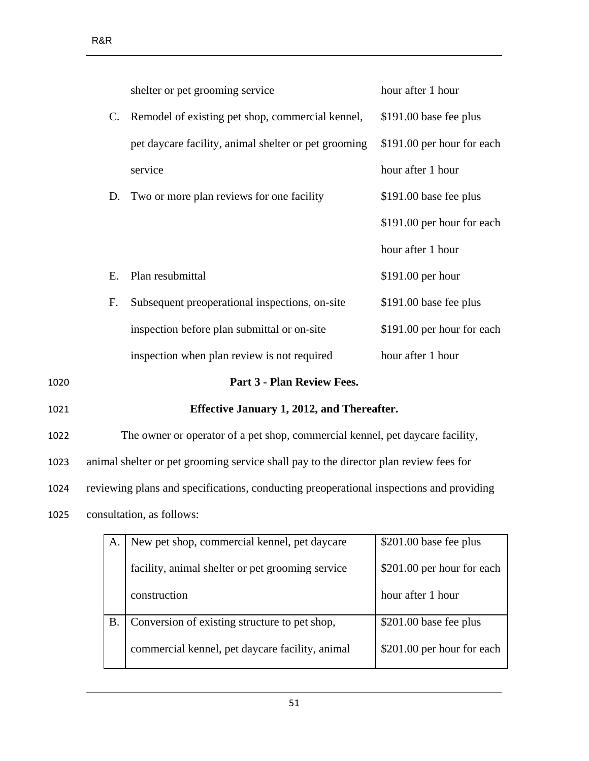| | | |
|---|---|---|
| | shelter or pet grooming service | hour after 1 hour |
| C. | Remodel of existing pet shop, commercial kennel, pet daycare facility, animal shelter or pet grooming service | $191.00 base fee plus $191.00 per hour for each hour after 1 hour |
| D. | Two or more plan reviews for one facility | $191.00 base fee plus $191.00 per hour for each hour after 1 hour |
| E. | Plan resubmittal | $191.00 per hour |
| F. | Subsequent preoperational inspections, on-site inspection before plan submittal or on-site inspection when plan review is not required | $191.00 base fee plus $191.00 per hour for each hour after 1 hour |

**Part 3 - Plan Review Fees.**

**Effective January 1, 2012, and Thereafter.**

The owner or operator of a pet shop, commercial kennel, pet daycare facility, animal shelter or pet grooming service shall pay to the director plan review fees for reviewing plans and specifications, conducting preoperational inspections and providing consultation, as follows:

| | | |
|---|---|---|
| A. | New pet shop, commercial kennel, pet daycare facility, animal shelter or pet grooming service construction | $201.00 base fee plus $201.00 per hour for each hour after 1 hour |
| B. | Conversion of existing structure to pet shop, commercial kennel, pet daycare facility, animal | $201.00 base fee plus $201.00 per hour for each |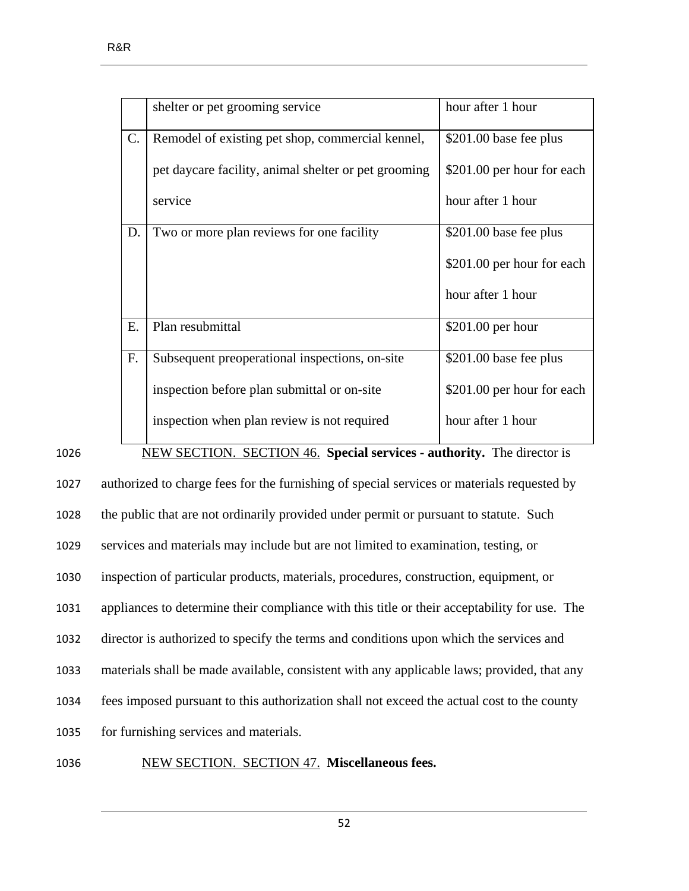| | | |
|---|---|---|
| | shelter or pet grooming service | hour after 1 hour |
| C. | Remodel of existing pet shop, commercial kennel, pet daycare facility, animal shelter or pet grooming service | \$201.00 base fee plus \$201.00 per hour for each hour after 1 hour |
| D. | Two or more plan reviews for one facility | \$201.00 base fee plus \$201.00 per hour for each hour after 1 hour |
| E. | Plan resubmittal | \$201.00 per hour |
| F. | Subsequent preoperational inspections, on-site inspection before plan submittal or on-site inspection when plan review is not required | \$201.00 base fee plus \$201.00 per hour for each hour after 1 hour |

NEW SECTION. SECTION 46. **Special services - authority.** The director is authorized to charge fees for the furnishing of special services or materials requested by the public that are not ordinarily provided under permit or pursuant to statute. Such services and materials may include but are not limited to examination, testing, or inspection of particular products, materials, procedures, construction, equipment, or appliances to determine their compliance with this title or their acceptability for use. The director is authorized to specify the terms and conditions upon which the services and materials shall be made available, consistent with any applicable laws; provided, that any fees imposed pursuant to this authorization shall not exceed the actual cost to the county for furnishing services and materials.

NEW SECTION. SECTION 47. **Miscellaneous fees.**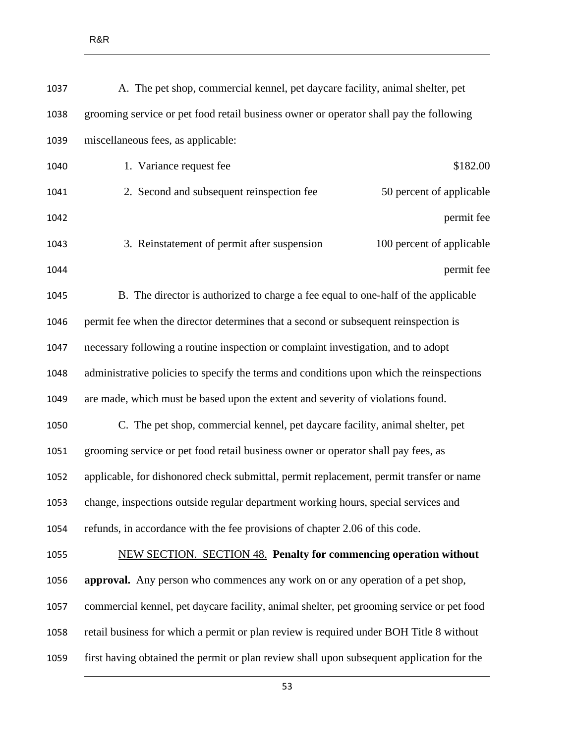A. The pet shop, commercial kennel, pet daycare facility, animal shelter, pet grooming service or pet food retail business owner or operator shall pay the following miscellaneous fees, as applicable:

| | |
|---|---|
| 1. Variance request fee | $182.00 |
| 2. Second and subsequent reinspection fee | 50 percent of applicable permit fee |
| 3. Reinstatement of permit after suspension | 100 percent of applicable permit fee |

B. The director is authorized to charge a fee equal to one-half of the applicable permit fee when the director determines that a second or subsequent reinspection is necessary following a routine inspection or complaint investigation, and to adopt administrative policies to specify the terms and conditions upon which the reinspections are made, which must be based upon the extent and severity of violations found.

C. The pet shop, commercial kennel, pet daycare facility, animal shelter, pet grooming service or pet food retail business owner or operator shall pay fees, as applicable, for dishonored check submittal, permit replacement, permit transfer or name change, inspections outside regular department working hours, special services and refunds, in accordance with the fee provisions of chapter 2.06 of this code.

<u>NEW SECTION. SECTION 48.</u> **Penalty for commencing operation without approval.** Any person who commences any work on or any operation of a pet shop, commercial kennel, pet daycare facility, animal shelter, pet grooming service or pet food retail business for which a permit or plan review is required under BOH Title 8 without first having obtained the permit or plan review shall upon subsequent application for the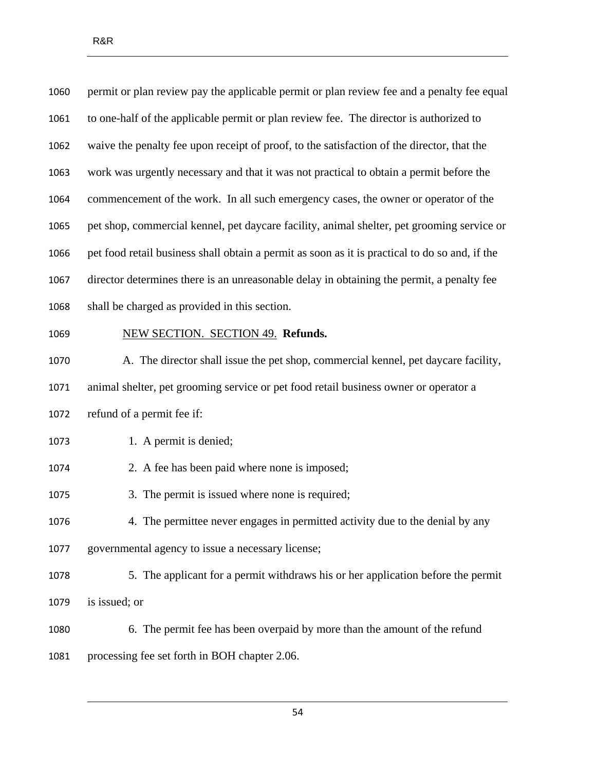permit or plan review pay the applicable permit or plan review fee and a penalty fee equal to one-half of the applicable permit or plan review fee. The director is authorized to waive the penalty fee upon receipt of proof, to the satisfaction of the director, that the work was urgently necessary and that it was not practical to obtain a permit before the commencement of the work. In all such emergency cases, the owner or operator of the pet shop, commercial kennel, pet daycare facility, animal shelter, pet grooming service or pet food retail business shall obtain a permit as soon as it is practical to do so and, if the director determines there is an unreasonable delay in obtaining the permit, a penalty fee shall be charged as provided in this section.

NEW SECTION. SECTION 49. **Refunds.**

A. The director shall issue the pet shop, commercial kennel, pet daycare facility, animal shelter, pet grooming service or pet food retail business owner or operator a refund of a permit fee if:

1. A permit is denied;

2. A fee has been paid where none is imposed;

3. The permit is issued where none is required;

4. The permittee never engages in permitted activity due to the denial by any governmental agency to issue a necessary license;

5. The applicant for a permit withdraws his or her application before the permit is issued; or

6. The permit fee has been overpaid by more than the amount of the refund processing fee set forth in BOH chapter 2.06.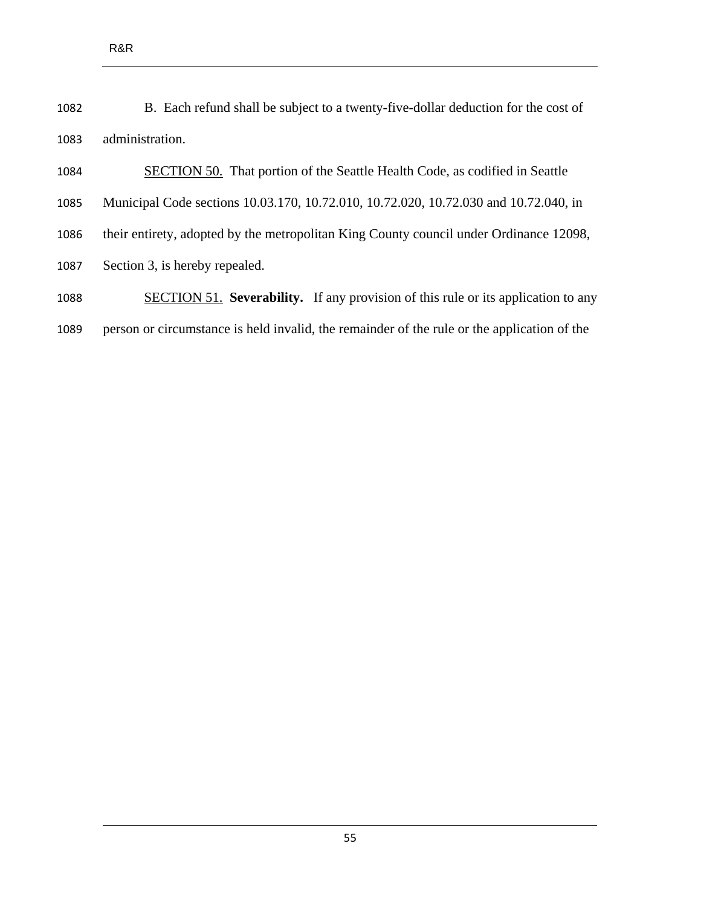B. Each refund shall be subject to a twenty-five-dollar deduction for the cost of administration.

SECTION 50. That portion of the Seattle Health Code, as codified in Seattle Municipal Code sections 10.03.170, 10.72.010, 10.72.020, 10.72.030 and 10.72.040, in their entirety, adopted by the metropolitan King County council under Ordinance 12098, Section 3, is hereby repealed.

SECTION 51. **Severability.** If any provision of this rule or its application to any person or circumstance is held invalid, the remainder of the rule or the application of the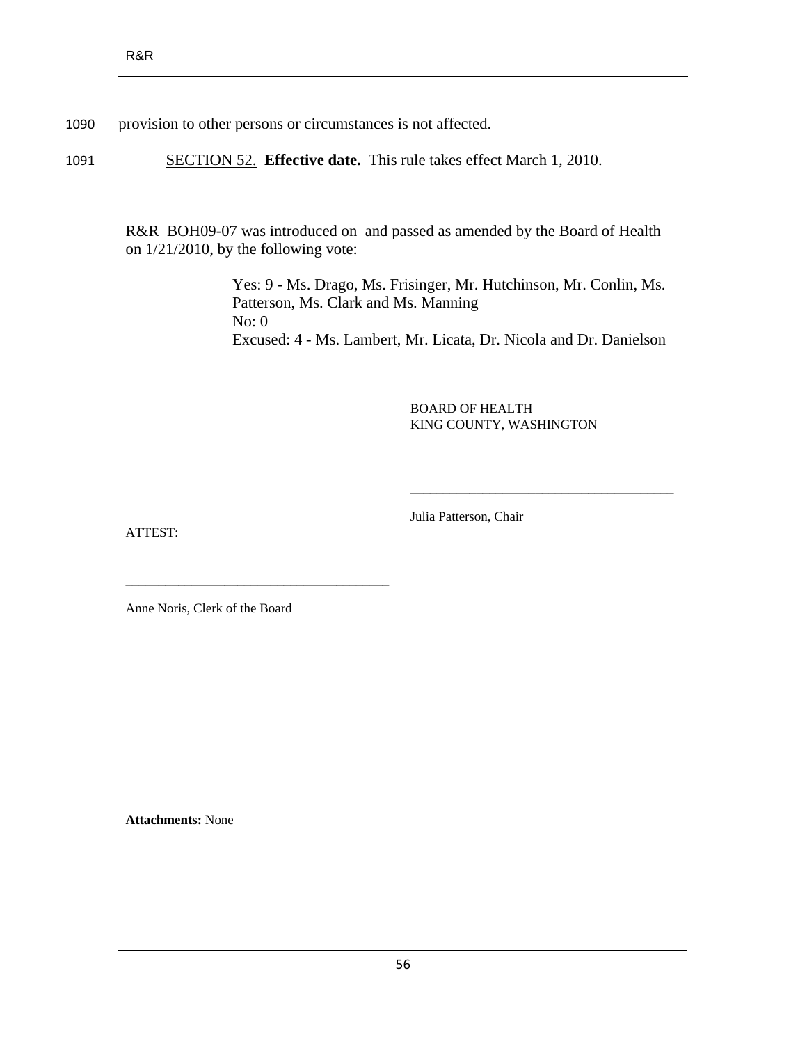1090 provision to other persons or circumstances is not affected.

1091 SECTION 52. **Effective date.** This rule takes effect March 1, 2010.

R&R BOH09-07 was introduced on and passed as amended by the Board of Health on 1/21/2010, by the following vote:

Yes: 9 - Ms. Drago, Ms. Frisinger, Mr. Hutchinson, Mr. Conlin, Ms. Patterson, Ms. Clark and Ms. Manning
No: 0
Excused: 4 - Ms. Lambert, Mr. Licata, Dr. Nicola and Dr. Danielson

BOARD OF HEALTH
KING COUNTY, WASHINGTON

\_\_\_\_\_\_\_\_\_\_\_\_\_\_\_\_\_\_\_\_\_\_\_\_\_\_\_\_\_\_\_\_\_\_\_\_\_\_\_\_

Julia Patterson, Chair

ATTEST:

\_\_\_\_\_\_\_\_\_\_\_\_\_\_\_\_\_\_\_\_\_\_\_\_\_\_\_\_\_\_\_\_\_\_\_\_\_\_\_\_

Anne Noris, Clerk of the Board

**Attachments:** None